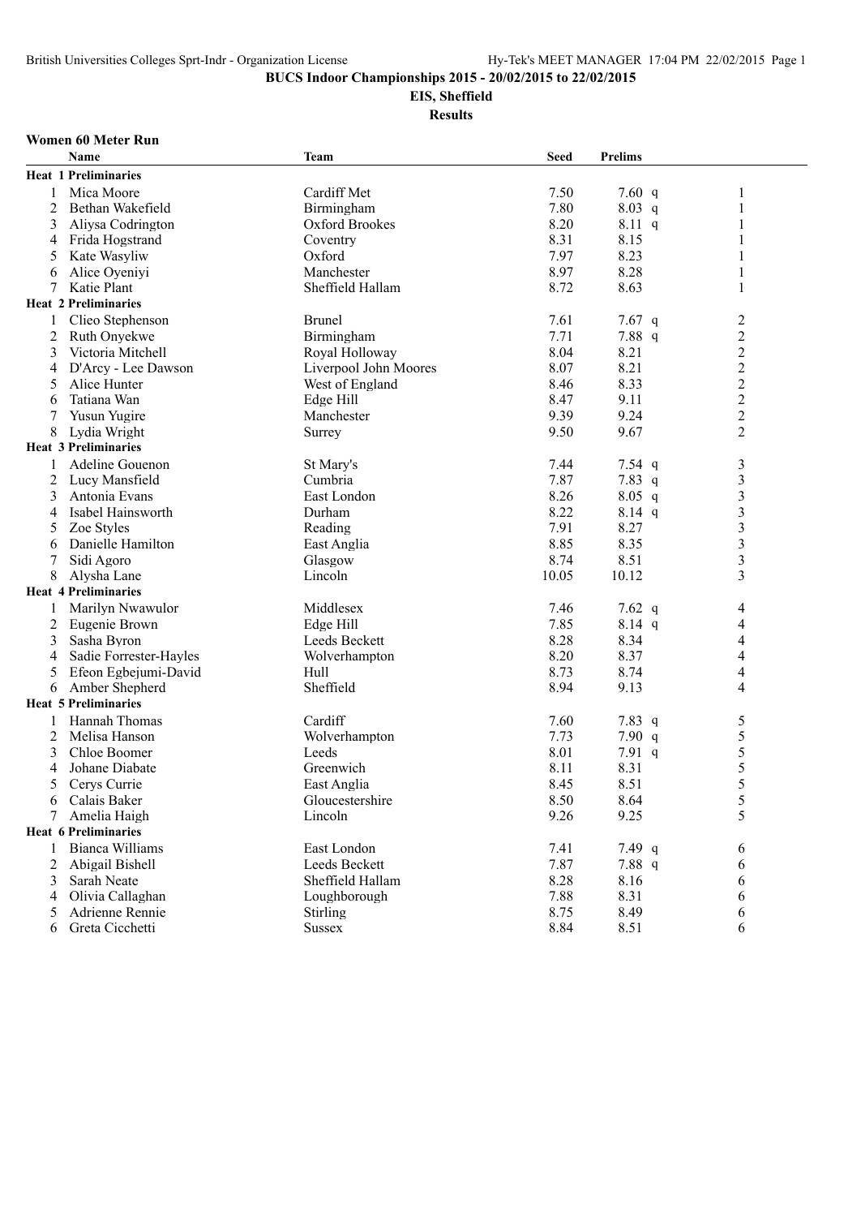**BUCS Indoor Championships 2015 - 20/02/2015 to 22/02/2015**

**EIS, Sheffield**

**Results**

### Women 60 Meter Run

| | Name | Team | Seed | Prelims | | |
|---|---|---|---|---|---|---|
| **Heat 1 Preliminaries** | | | | | | |
| 1 | Mica Moore | Cardiff Met | 7.50 | 7.60 | q | 1 |
| 2 | Bethan Wakefield | Birmingham | 7.80 | 8.03 | q | 1 |
| 3 | Aliysa Codrington | Oxford Brookes | 8.20 | 8.11 | q | 1 |
| 4 | Frida Hogstrand | Coventry | 8.31 | 8.15 | | 1 |
| 5 | Kate Wasyliw | Oxford | 7.97 | 8.23 | | 1 |
| 6 | Alice Oyeniyi | Manchester | 8.97 | 8.28 | | 1 |
| 7 | Katie Plant | Sheffield Hallam | 8.72 | 8.63 | | 1 |
| **Heat 2 Preliminaries** | | | | | | |
| 1 | Clieo Stephenson | Brunel | 7.61 | 7.67 | q | 2 |
| 2 | Ruth Onyekwe | Birmingham | 7.71 | 7.88 | q | 2 |
| 3 | Victoria Mitchell | Royal Holloway | 8.04 | 8.21 | | 2 |
| 4 | D'Arcy - Lee Dawson | Liverpool John Moores | 8.07 | 8.21 | | 2 |
| 5 | Alice Hunter | West of England | 8.46 | 8.33 | | 2 |
| 6 | Tatiana Wan | Edge Hill | 8.47 | 9.11 | | 2 |
| 7 | Yusun Yugire | Manchester | 9.39 | 9.24 | | 2 |
| 8 | Lydia Wright | Surrey | 9.50 | 9.67 | | 2 |
| **Heat 3 Preliminaries** | | | | | | |
| 1 | Adeline Gouenon | St Mary's | 7.44 | 7.54 | q | 3 |
| 2 | Lucy Mansfield | Cumbria | 7.87 | 7.83 | q | 3 |
| 3 | Antonia Evans | East London | 8.26 | 8.05 | q | 3 |
| 4 | Isabel Hainsworth | Durham | 8.22 | 8.14 | q | 3 |
| 5 | Zoe Styles | Reading | 7.91 | 8.27 | | 3 |
| 6 | Danielle Hamilton | East Anglia | 8.85 | 8.35 | | 3 |
| 7 | Sidi Agoro | Glasgow | 8.74 | 8.51 | | 3 |
| 8 | Alysha Lane | Lincoln | 10.05 | 10.12 | | 3 |
| **Heat 4 Preliminaries** | | | | | | |
| 1 | Marilyn Nwawulor | Middlesex | 7.46 | 7.62 | q | 4 |
| 2 | Eugenie Brown | Edge Hill | 7.85 | 8.14 | q | 4 |
| 3 | Sasha Byron | Leeds Beckett | 8.28 | 8.34 | | 4 |
| 4 | Sadie Forrester-Hayles | Wolverhampton | 8.20 | 8.37 | | 4 |
| 5 | Efeon Egbejumi-David | Hull | 8.73 | 8.74 | | 4 |
| 6 | Amber Shepherd | Sheffield | 8.94 | 9.13 | | 4 |
| **Heat 5 Preliminaries** | | | | | | |
| 1 | Hannah Thomas | Cardiff | 7.60 | 7.83 | q | 5 |
| 2 | Melisa Hanson | Wolverhampton | 7.73 | 7.90 | q | 5 |
| 3 | Chloe Boomer | Leeds | 8.01 | 7.91 | q | 5 |
| 4 | Johane Diabate | Greenwich | 8.11 | 8.31 | | 5 |
| 5 | Cerys Currie | East Anglia | 8.45 | 8.51 | | 5 |
| 6 | Calais Baker | Gloucestershire | 8.50 | 8.64 | | 5 |
| 7 | Amelia Haigh | Lincoln | 9.26 | 9.25 | | 5 |
| **Heat 6 Preliminaries** | | | | | | |
| 1 | Bianca Williams | East London | 7.41 | 7.49 | q | 6 |
| 2 | Abigail Bishell | Leeds Beckett | 7.87 | 7.88 | q | 6 |
| 3 | Sarah Neate | Sheffield Hallam | 8.28 | 8.16 | | 6 |
| 4 | Olivia Callaghan | Loughborough | 7.88 | 8.31 | | 6 |
| 5 | Adrienne Rennie | Stirling | 8.75 | 8.49 | | 6 |
| 6 | Greta Cicchetti | Sussex | 8.84 | 8.51 | | 6 |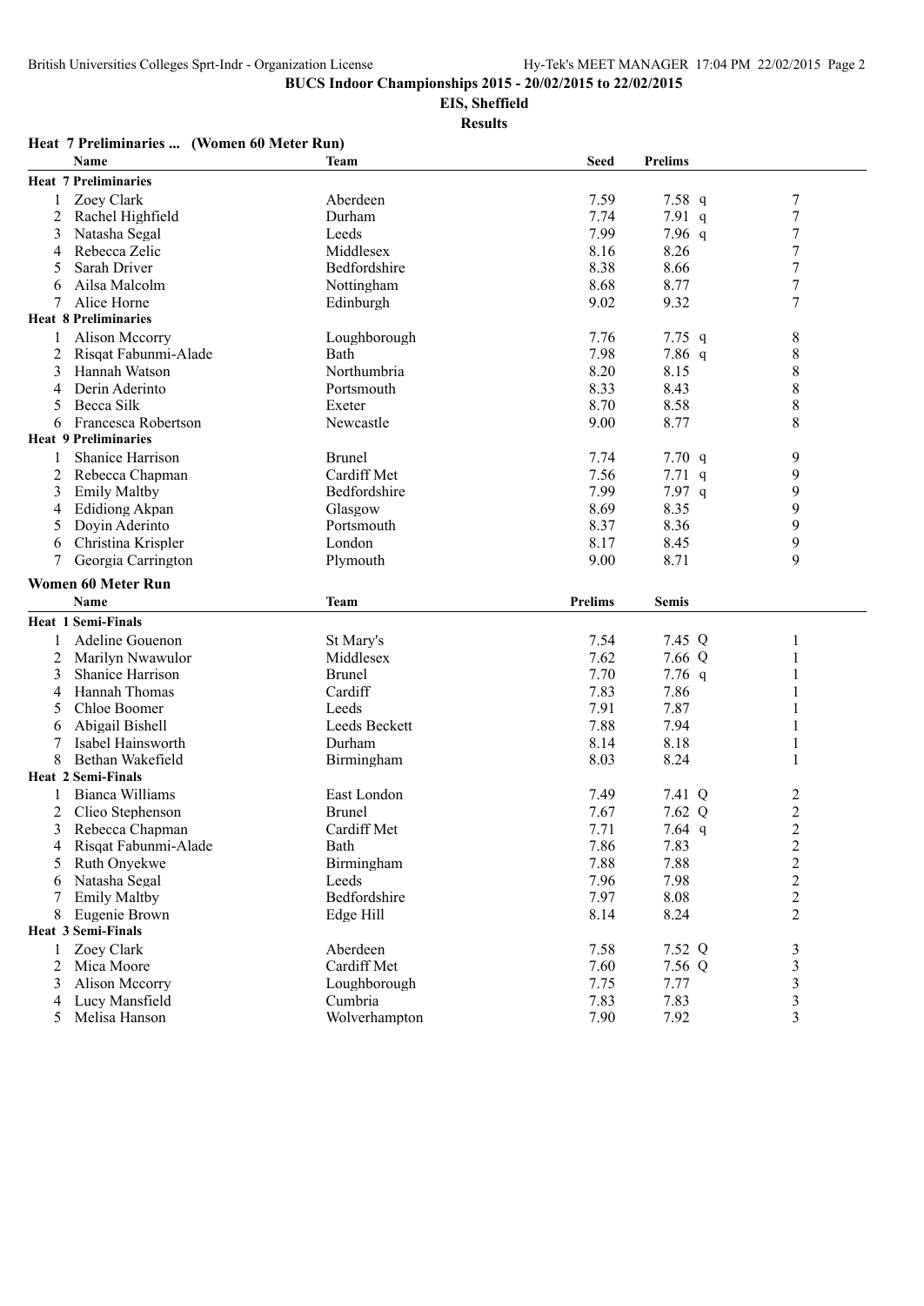## BUCS Indoor Championships 2015 - 20/02/2015 to 22/02/2015

**EIS, Sheffield**

**Results**

### Heat 7 Preliminaries ... (Women 60 Meter Run)

| | Name | Team | Seed | Prelims | | |
|---|---|---|---|---|---|---|
| **Heat 7 Preliminaries** | | | | | | |
| 1 | Zoey Clark | Aberdeen | 7.59 | 7.58 | q | 7 |
| 2 | Rachel Highfield | Durham | 7.74 | 7.91 | q | 7 |
| 3 | Natasha Segal | Leeds | 7.99 | 7.96 | q | 7 |
| 4 | Rebecca Zelic | Middlesex | 8.16 | 8.26 | | 7 |
| 5 | Sarah Driver | Bedfordshire | 8.38 | 8.66 | | 7 |
| 6 | Ailsa Malcolm | Nottingham | 8.68 | 8.77 | | 7 |
| 7 | Alice Horne | Edinburgh | 9.02 | 9.32 | | 7 |
| **Heat 8 Preliminaries** | | | | | | |
| 1 | Alison Mccorry | Loughborough | 7.76 | 7.75 | q | 8 |
| 2 | Risqat Fabunmi-Alade | Bath | 7.98 | 7.86 | q | 8 |
| 3 | Hannah Watson | Northumbria | 8.20 | 8.15 | | 8 |
| 4 | Derin Aderinto | Portsmouth | 8.33 | 8.43 | | 8 |
| 5 | Becca Silk | Exeter | 8.70 | 8.58 | | 8 |
| 6 | Francesca Robertson | Newcastle | 9.00 | 8.77 | | 8 |
| **Heat 9 Preliminaries** | | | | | | |
| 1 | Shanice Harrison | Brunel | 7.74 | 7.70 | q | 9 |
| 2 | Rebecca Chapman | Cardiff Met | 7.56 | 7.71 | q | 9 |
| 3 | Emily Maltby | Bedfordshire | 7.99 | 7.97 | q | 9 |
| 4 | Edidiong Akpan | Glasgow | 8.69 | 8.35 | | 9 |
| 5 | Doyin Aderinto | Portsmouth | 8.37 | 8.36 | | 9 |
| 6 | Christina Krispler | London | 8.17 | 8.45 | | 9 |
| 7 | Georgia Carrington | Plymouth | 9.00 | 8.71 | | 9 |

### Women 60 Meter Run

| | Name | Team | Prelims | Semis | | |
|---|---|---|---|---|---|---|
| **Heat 1 Semi-Finals** | | | | | | |
| 1 | Adeline Gouenon | St Mary's | 7.54 | 7.45 | Q | 1 |
| 2 | Marilyn Nwawulor | Middlesex | 7.62 | 7.66 | Q | 1 |
| 3 | Shanice Harrison | Brunel | 7.70 | 7.76 | q | 1 |
| 4 | Hannah Thomas | Cardiff | 7.83 | 7.86 | | 1 |
| 5 | Chloe Boomer | Leeds | 7.91 | 7.87 | | 1 |
| 6 | Abigail Bishell | Leeds Beckett | 7.88 | 7.94 | | 1 |
| 7 | Isabel Hainsworth | Durham | 8.14 | 8.18 | | 1 |
| 8 | Bethan Wakefield | Birmingham | 8.03 | 8.24 | | 1 |
| **Heat 2 Semi-Finals** | | | | | | |
| 1 | Bianca Williams | East London | 7.49 | 7.41 | Q | 2 |
| 2 | Clieo Stephenson | Brunel | 7.67 | 7.62 | Q | 2 |
| 3 | Rebecca Chapman | Cardiff Met | 7.71 | 7.64 | q | 2 |
| 4 | Risqat Fabunmi-Alade | Bath | 7.86 | 7.83 | | 2 |
| 5 | Ruth Onyekwe | Birmingham | 7.88 | 7.88 | | 2 |
| 6 | Natasha Segal | Leeds | 7.96 | 7.98 | | 2 |
| 7 | Emily Maltby | Bedfordshire | 7.97 | 8.08 | | 2 |
| 8 | Eugenie Brown | Edge Hill | 8.14 | 8.24 | | 2 |
| **Heat 3 Semi-Finals** | | | | | | |
| 1 | Zoey Clark | Aberdeen | 7.58 | 7.52 | Q | 3 |
| 2 | Mica Moore | Cardiff Met | 7.60 | 7.56 | Q | 3 |
| 3 | Alison Mccorry | Loughborough | 7.75 | 7.77 | | 3 |
| 4 | Lucy Mansfield | Cumbria | 7.83 | 7.83 | | 3 |
| 5 | Melisa Hanson | Wolverhampton | 7.90 | 7.92 | | 3 |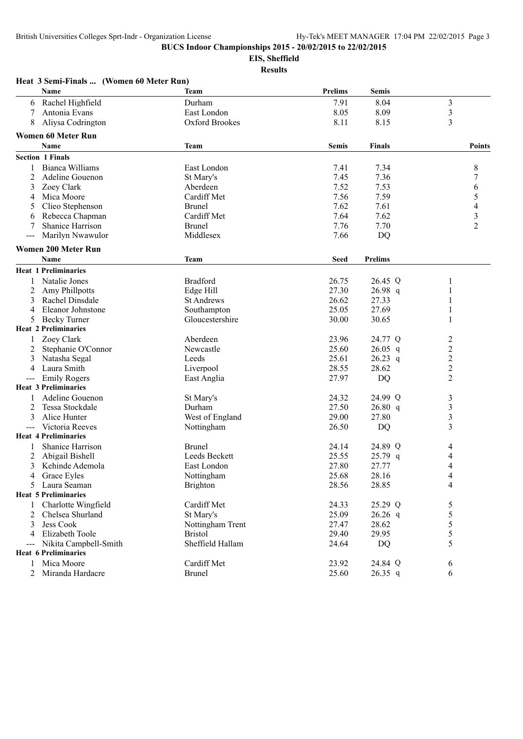**BUCS Indoor Championships 2015 - 20/02/2015 to 22/02/2015**

**EIS, Sheffield**

**Results**

### Heat 3 Semi-Finals ... (Women 60 Meter Run)

| | Name | Team | Prelims | Semis | |
|---|---|---|---|---|---|
| 6 | Rachel Highfield | Durham | 7.91 | 8.04 | 3 |
| 7 | Antonia Evans | East London | 8.05 | 8.09 | 3 |
| 8 | Aliysa Codrington | Oxford Brookes | 8.11 | 8.15 | 3 |

### Women 60 Meter Run

| | Name | Team | Semis | Finals | Points |
|---|---|---|---|---|---|
| **Section 1 Finals** | | | | | |
| 1 | Bianca Williams | East London | 7.41 | 7.34 | 8 |
| 2 | Adeline Gouenon | St Mary's | 7.45 | 7.36 | 7 |
| 3 | Zoey Clark | Aberdeen | 7.52 | 7.53 | 6 |
| 4 | Mica Moore | Cardiff Met | 7.56 | 7.59 | 5 |
| 5 | Clieo Stephenson | Brunel | 7.62 | 7.61 | 4 |
| 6 | Rebecca Chapman | Cardiff Met | 7.64 | 7.62 | 3 |
| 7 | Shanice Harrison | Brunel | 7.76 | 7.70 | 2 |
| --- | Marilyn Nwawulor | Middlesex | 7.66 | DQ | |

### Women 200 Meter Run

| | Name | Team | Seed | Prelims | |
|---|---|---|---|---|---|
| **Heat 1 Preliminaries** | | | | | |
| 1 | Natalie Jones | Bradford | 26.75 | 26.45 Q | 1 |
| 2 | Amy Phillpotts | Edge Hill | 27.30 | 26.98 q | 1 |
| 3 | Rachel Dinsdale | St Andrews | 26.62 | 27.33 | 1 |
| 4 | Eleanor Johnstone | Southampton | 25.05 | 27.69 | 1 |
| 5 | Becky Turner | Gloucestershire | 30.00 | 30.65 | 1 |
| **Heat 2 Preliminaries** | | | | | |
| 1 | Zoey Clark | Aberdeen | 23.96 | 24.77 Q | 2 |
| 2 | Stephanie O'Connor | Newcastle | 25.60 | 26.05 q | 2 |
| 3 | Natasha Segal | Leeds | 25.61 | 26.23 q | 2 |
| 4 | Laura Smith | Liverpool | 28.55 | 28.62 | 2 |
| --- | Emily Rogers | East Anglia | 27.97 | DQ | 2 |
| **Heat 3 Preliminaries** | | | | | |
| 1 | Adeline Gouenon | St Mary's | 24.32 | 24.99 Q | 3 |
| 2 | Tessa Stockdale | Durham | 27.50 | 26.80 q | 3 |
| 3 | Alice Hunter | West of England | 29.00 | 27.80 | 3 |
| --- | Victoria Reeves | Nottingham | 26.50 | DQ | 3 |
| **Heat 4 Preliminaries** | | | | | |
| 1 | Shanice Harrison | Brunel | 24.14 | 24.89 Q | 4 |
| 2 | Abigail Bishell | Leeds Beckett | 25.55 | 25.79 q | 4 |
| 3 | Kehinde Ademola | East London | 27.80 | 27.77 | 4 |
| 4 | Grace Eyles | Nottingham | 25.68 | 28.16 | 4 |
| 5 | Laura Seaman | Brighton | 28.56 | 28.85 | 4 |
| **Heat 5 Preliminaries** | | | | | |
| 1 | Charlotte Wingfield | Cardiff Met | 24.33 | 25.29 Q | 5 |
| 2 | Chelsea Shurland | St Mary's | 25.09 | 26.26 q | 5 |
| 3 | Jess Cook | Nottingham Trent | 27.47 | 28.62 | 5 |
| 4 | Elizabeth Toole | Bristol | 29.40 | 29.95 | 5 |
| --- | Nikita Campbell-Smith | Sheffield Hallam | 24.64 | DQ | 5 |
| **Heat 6 Preliminaries** | | | | | |
| 1 | Mica Moore | Cardiff Met | 23.92 | 24.84 Q | 6 |
| 2 | Miranda Hardacre | Brunel | 25.60 | 26.35 q | 6 |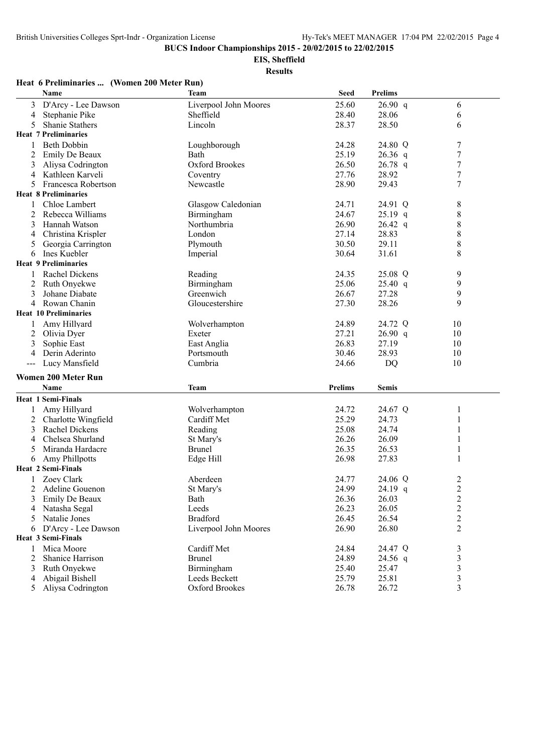**BUCS Indoor Championships 2015 - 20/02/2015 to 22/02/2015**

**EIS, Sheffield**

**Results**

### Heat 6 Preliminaries ... (Women 200 Meter Run)

| | Name | Team | Seed | Prelims | | |
|---|---|---|---|---|---|---|
| 3 | D'Arcy - Lee Dawson | Liverpool John Moores | 25.60 | 26.90 | q | 6 |
| 4 | Stephanie Pike | Sheffield | 28.40 | 28.06 | | 6 |
| 5 | Shanie Stathers | Lincoln | 28.37 | 28.50 | | 6 |
| **Heat 7 Preliminaries** | | | | | | |
| 1 | Beth Dobbin | Loughborough | 24.28 | 24.80 | Q | 7 |
| 2 | Emily De Beaux | Bath | 25.19 | 26.36 | q | 7 |
| 3 | Aliysa Codrington | Oxford Brookes | 26.50 | 26.78 | q | 7 |
| 4 | Kathleen Karveli | Coventry | 27.76 | 28.92 | | 7 |
| 5 | Francesca Robertson | Newcastle | 28.90 | 29.43 | | 7 |
| **Heat 8 Preliminaries** | | | | | | |
| 1 | Chloe Lambert | Glasgow Caledonian | 24.71 | 24.91 | Q | 8 |
| 2 | Rebecca Williams | Birmingham | 24.67 | 25.19 | q | 8 |
| 3 | Hannah Watson | Northumbria | 26.90 | 26.42 | q | 8 |
| 4 | Christina Krispler | London | 27.14 | 28.83 | | 8 |
| 5 | Georgia Carrington | Plymouth | 30.50 | 29.11 | | 8 |
| 6 | Ines Kuebler | Imperial | 30.64 | 31.61 | | 8 |
| **Heat 9 Preliminaries** | | | | | | |
| 1 | Rachel Dickens | Reading | 24.35 | 25.08 | Q | 9 |
| 2 | Ruth Onyekwe | Birmingham | 25.06 | 25.40 | q | 9 |
| 3 | Johane Diabate | Greenwich | 26.67 | 27.28 | | 9 |
| 4 | Rowan Chanin | Gloucestershire | 27.30 | 28.26 | | 9 |
| **Heat 10 Preliminaries** | | | | | | |
| 1 | Amy Hillyard | Wolverhampton | 24.89 | 24.72 | Q | 10 |
| 2 | Olivia Dyer | Exeter | 27.21 | 26.90 | q | 10 |
| 3 | Sophie East | East Anglia | 26.83 | 27.19 | | 10 |
| 4 | Derin Aderinto | Portsmouth | 30.46 | 28.93 | | 10 |
| --- | Lucy Mansfield | Cumbria | 24.66 | DQ | | 10 |

### Women 200 Meter Run

| | Name | Team | Prelims | Semis | | |
|---|---|---|---|---|---|---|
| **Heat 1 Semi-Finals** | | | | | | |
| 1 | Amy Hillyard | Wolverhampton | 24.72 | 24.67 | Q | 1 |
| 2 | Charlotte Wingfield | Cardiff Met | 25.29 | 24.73 | | 1 |
| 3 | Rachel Dickens | Reading | 25.08 | 24.74 | | 1 |
| 4 | Chelsea Shurland | St Mary's | 26.26 | 26.09 | | 1 |
| 5 | Miranda Hardacre | Brunel | 26.35 | 26.53 | | 1 |
| 6 | Amy Phillpotts | Edge Hill | 26.98 | 27.83 | | 1 |
| **Heat 2 Semi-Finals** | | | | | | |
| 1 | Zoey Clark | Aberdeen | 24.77 | 24.06 | Q | 2 |
| 2 | Adeline Gouenon | St Mary's | 24.99 | 24.19 | q | 2 |
| 3 | Emily De Beaux | Bath | 26.36 | 26.03 | | 2 |
| 4 | Natasha Segal | Leeds | 26.23 | 26.05 | | 2 |
| 5 | Natalie Jones | Bradford | 26.45 | 26.54 | | 2 |
| 6 | D'Arcy - Lee Dawson | Liverpool John Moores | 26.90 | 26.80 | | 2 |
| **Heat 3 Semi-Finals** | | | | | | |
| 1 | Mica Moore | Cardiff Met | 24.84 | 24.47 | Q | 3 |
| 2 | Shanice Harrison | Brunel | 24.89 | 24.56 | q | 3 |
| 3 | Ruth Onyekwe | Birmingham | 25.40 | 25.47 | | 3 |
| 4 | Abigail Bishell | Leeds Beckett | 25.79 | 25.81 | | 3 |
| 5 | Aliysa Codrington | Oxford Brookes | 26.78 | 26.72 | | 3 |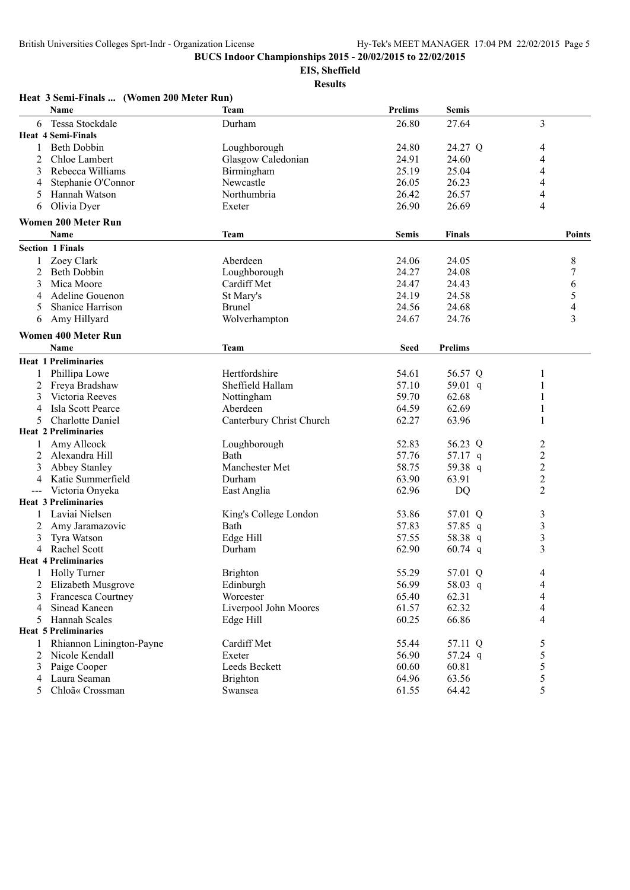**BUCS Indoor Championships 2015 - 20/02/2015 to 22/02/2015**

**EIS, Sheffield**

**Results**

### Heat 3 Semi-Finals ... (Women 200 Meter Run)

| | Name | Team | Prelims | Semis | |
|---|---|---|---|---|---|
| 6 | Tessa Stockdale | Durham | 26.80 | 27.64 | 3 |
| **Heat 4 Semi-Finals** | | | | | |
| 1 | Beth Dobbin | Loughborough | 24.80 | 24.27 Q | 4 |
| 2 | Chloe Lambert | Glasgow Caledonian | 24.91 | 24.60 | 4 |
| 3 | Rebecca Williams | Birmingham | 25.19 | 25.04 | 4 |
| 4 | Stephanie O'Connor | Newcastle | 26.05 | 26.23 | 4 |
| 5 | Hannah Watson | Northumbria | 26.42 | 26.57 | 4 |
| 6 | Olivia Dyer | Exeter | 26.90 | 26.69 | 4 |

### Women 200 Meter Run

| | Name | Team | Semis | Finals | Points |
|---|---|---|---|---|---|
| **Section 1 Finals** | | | | | |
| 1 | Zoey Clark | Aberdeen | 24.06 | 24.05 | 8 |
| 2 | Beth Dobbin | Loughborough | 24.27 | 24.08 | 7 |
| 3 | Mica Moore | Cardiff Met | 24.47 | 24.43 | 6 |
| 4 | Adeline Gouenon | St Mary's | 24.19 | 24.58 | 5 |
| 5 | Shanice Harrison | Brunel | 24.56 | 24.68 | 4 |
| 6 | Amy Hillyard | Wolverhampton | 24.67 | 24.76 | 3 |

### Women 400 Meter Run

| | Name | Team | Seed | Prelims | |
|---|---|---|---|---|---|
| **Heat 1 Preliminaries** | | | | | |
| 1 | Phillipa Lowe | Hertfordshire | 54.61 | 56.57 Q | 1 |
| 2 | Freya Bradshaw | Sheffield Hallam | 57.10 | 59.01 q | 1 |
| 3 | Victoria Reeves | Nottingham | 59.70 | 62.68 | 1 |
| 4 | Isla Scott Pearce | Aberdeen | 64.59 | 62.69 | 1 |
| 5 | Charlotte Daniel | Canterbury Christ Church | 62.27 | 63.96 | 1 |
| **Heat 2 Preliminaries** | | | | | |
| 1 | Amy Allcock | Loughborough | 52.83 | 56.23 Q | 2 |
| 2 | Alexandra Hill | Bath | 57.76 | 57.17 q | 2 |
| 3 | Abbey Stanley | Manchester Met | 58.75 | 59.38 q | 2 |
| 4 | Katie Summerfield | Durham | 63.90 | 63.91 | 2 |
| --- | Victoria Onyeka | East Anglia | 62.96 | DQ | 2 |
| **Heat 3 Preliminaries** | | | | | |
| 1 | Laviai Nielsen | King's College London | 53.86 | 57.01 Q | 3 |
| 2 | Amy Jaramazovic | Bath | 57.83 | 57.85 q | 3 |
| 3 | Tyra Watson | Edge Hill | 57.55 | 58.38 q | 3 |
| 4 | Rachel Scott | Durham | 62.90 | 60.74 q | 3 |
| **Heat 4 Preliminaries** | | | | | |
| 1 | Holly Turner | Brighton | 55.29 | 57.01 Q | 4 |
| 2 | Elizabeth Musgrove | Edinburgh | 56.99 | 58.03 q | 4 |
| 3 | Francesca Courtney | Worcester | 65.40 | 62.31 | 4 |
| 4 | Sinead Kaneen | Liverpool John Moores | 61.57 | 62.32 | 4 |
| 5 | Hannah Scales | Edge Hill | 60.25 | 66.86 | 4 |
| **Heat 5 Preliminaries** | | | | | |
| 1 | Rhiannon Linington-Payne | Cardiff Met | 55.44 | 57.11 Q | 5 |
| 2 | Nicole Kendall | Exeter | 56.90 | 57.24 q | 5 |
| 3 | Paige Cooper | Leeds Beckett | 60.60 | 60.81 | 5 |
| 4 | Laura Seaman | Brighton | 64.96 | 63.56 | 5 |
| 5 | Chloã« Crossman | Swansea | 61.55 | 64.42 | 5 |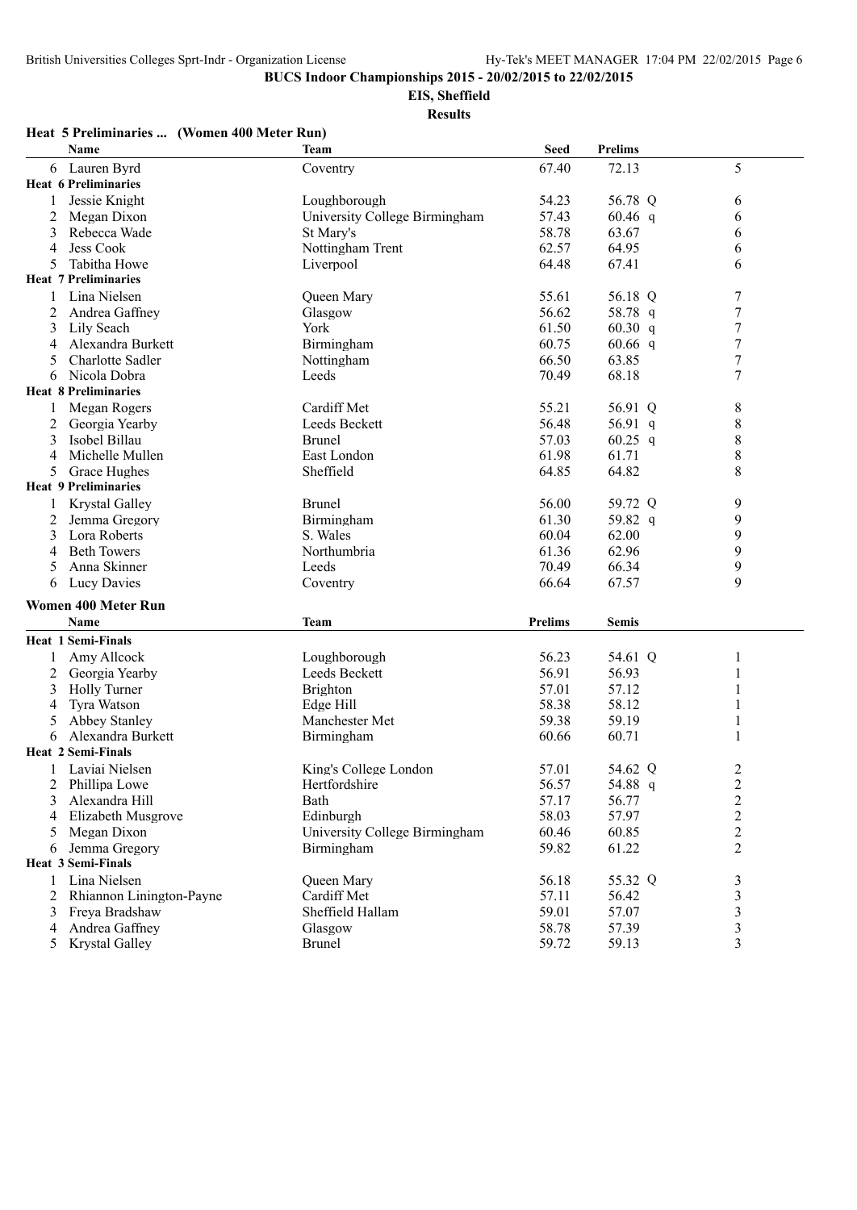BUCS Indoor Championships 2015 - 20/02/2015 to 22/02/2015

EIS, Sheffield

Results

**Heat 5 Preliminaries ... (Women 400 Meter Run)**

| | Name | Team | Seed | Prelims | | |
|---|---|---|---|---|---|---|
| 6 | Lauren Byrd | Coventry | 67.40 | 72.13 | | 5 |
| **Heat 6 Preliminaries** | | | | | | |
| 1 | Jessie Knight | Loughborough | 54.23 | 56.78 | Q | 6 |
| 2 | Megan Dixon | University College Birmingham | 57.43 | 60.46 | q | 6 |
| 3 | Rebecca Wade | St Mary's | 58.78 | 63.67 | | 6 |
| 4 | Jess Cook | Nottingham Trent | 62.57 | 64.95 | | 6 |
| 5 | Tabitha Howe | Liverpool | 64.48 | 67.41 | | 6 |
| **Heat 7 Preliminaries** | | | | | | |
| 1 | Lina Nielsen | Queen Mary | 55.61 | 56.18 | Q | 7 |
| 2 | Andrea Gaffney | Glasgow | 56.62 | 58.78 | q | 7 |
| 3 | Lily Seach | York | 61.50 | 60.30 | q | 7 |
| 4 | Alexandra Burkett | Birmingham | 60.75 | 60.66 | q | 7 |
| 5 | Charlotte Sadler | Nottingham | 66.50 | 63.85 | | 7 |
| 6 | Nicola Dobra | Leeds | 70.49 | 68.18 | | 7 |
| **Heat 8 Preliminaries** | | | | | | |
| 1 | Megan Rogers | Cardiff Met | 55.21 | 56.91 | Q | 8 |
| 2 | Georgia Yearby | Leeds Beckett | 56.48 | 56.91 | q | 8 |
| 3 | Isobel Billau | Brunel | 57.03 | 60.25 | q | 8 |
| 4 | Michelle Mullen | East London | 61.98 | 61.71 | | 8 |
| 5 | Grace Hughes | Sheffield | 64.85 | 64.82 | | 8 |
| **Heat 9 Preliminaries** | | | | | | |
| 1 | Krystal Galley | Brunel | 56.00 | 59.72 | Q | 9 |
| 2 | Jemma Gregory | Birmingham | 61.30 | 59.82 | q | 9 |
| 3 | Lora Roberts | S. Wales | 60.04 | 62.00 | | 9 |
| 4 | Beth Towers | Northumbria | 61.36 | 62.96 | | 9 |
| 5 | Anna Skinner | Leeds | 70.49 | 66.34 | | 9 |
| 6 | Lucy Davies | Coventry | 66.64 | 67.57 | | 9 |

**Women 400 Meter Run**

| | Name | Team | Prelims | Semis | | |
|---|---|---|---|---|---|---|
| **Heat 1 Semi-Finals** | | | | | | |
| 1 | Amy Allcock | Loughborough | 56.23 | 54.61 | Q | 1 |
| 2 | Georgia Yearby | Leeds Beckett | 56.91 | 56.93 | | 1 |
| 3 | Holly Turner | Brighton | 57.01 | 57.12 | | 1 |
| 4 | Tyra Watson | Edge Hill | 58.38 | 58.12 | | 1 |
| 5 | Abbey Stanley | Manchester Met | 59.38 | 59.19 | | 1 |
| 6 | Alexandra Burkett | Birmingham | 60.66 | 60.71 | | 1 |
| **Heat 2 Semi-Finals** | | | | | | |
| 1 | Laviai Nielsen | King's College London | 57.01 | 54.62 | Q | 2 |
| 2 | Phillipa Lowe | Hertfordshire | 56.57 | 54.88 | q | 2 |
| 3 | Alexandra Hill | Bath | 57.17 | 56.77 | | 2 |
| 4 | Elizabeth Musgrove | Edinburgh | 58.03 | 57.97 | | 2 |
| 5 | Megan Dixon | University College Birmingham | 60.46 | 60.85 | | 2 |
| 6 | Jemma Gregory | Birmingham | 59.82 | 61.22 | | 2 |
| **Heat 3 Semi-Finals** | | | | | | |
| 1 | Lina Nielsen | Queen Mary | 56.18 | 55.32 | Q | 3 |
| 2 | Rhiannon Linington-Payne | Cardiff Met | 57.11 | 56.42 | | 3 |
| 3 | Freya Bradshaw | Sheffield Hallam | 59.01 | 57.07 | | 3 |
| 4 | Andrea Gaffney | Glasgow | 58.78 | 57.39 | | 3 |
| 5 | Krystal Galley | Brunel | 59.72 | 59.13 | | 3 |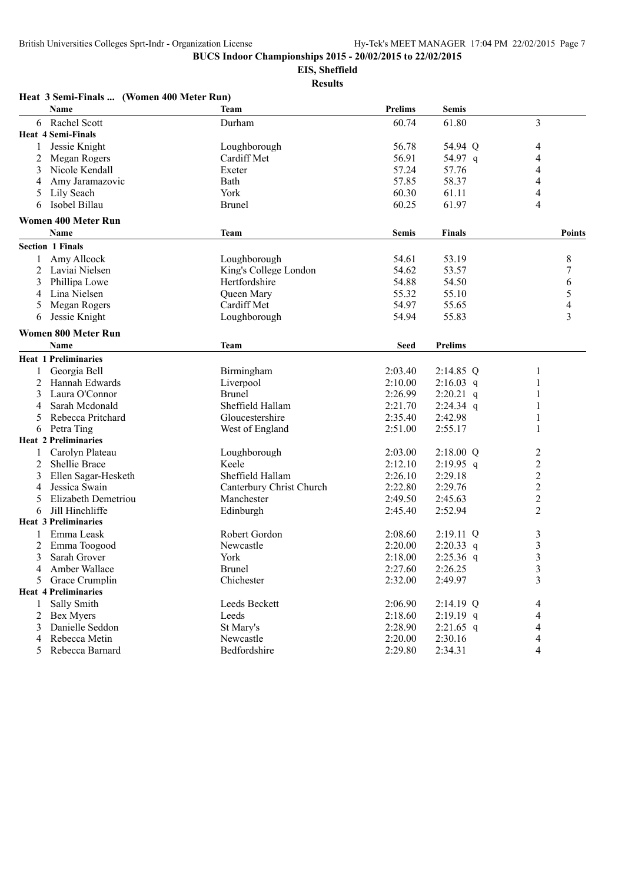**BUCS Indoor Championships 2015 - 20/02/2015 to 22/02/2015**

**EIS, Sheffield**

**Results**

### Heat 3 Semi-Finals ... (Women 400 Meter Run)

| | Name | Team | Prelims | Semis | |
|---|---|---|---|---|---|
| 6 | Rachel Scott | Durham | 60.74 | 61.80 | 3 |
| **Heat 4 Semi-Finals** | | | | | |
| 1 | Jessie Knight | Loughborough | 56.78 | 54.94 Q | 4 |
| 2 | Megan Rogers | Cardiff Met | 56.91 | 54.97 q | 4 |
| 3 | Nicole Kendall | Exeter | 57.24 | 57.76 | 4 |
| 4 | Amy Jaramazovic | Bath | 57.85 | 58.37 | 4 |
| 5 | Lily Seach | York | 60.30 | 61.11 | 4 |
| 6 | Isobel Billau | Brunel | 60.25 | 61.97 | 4 |

### Women 400 Meter Run

| | Name | Team | Semis | Finals | Points |
|---|---|---|---|---|---|
| **Section 1 Finals** | | | | | |
| 1 | Amy Allcock | Loughborough | 54.61 | 53.19 | 8 |
| 2 | Laviai Nielsen | King's College London | 54.62 | 53.57 | 7 |
| 3 | Phillipa Lowe | Hertfordshire | 54.88 | 54.50 | 6 |
| 4 | Lina Nielsen | Queen Mary | 55.32 | 55.10 | 5 |
| 5 | Megan Rogers | Cardiff Met | 54.97 | 55.65 | 4 |
| 6 | Jessie Knight | Loughborough | 54.94 | 55.83 | 3 |

### Women 800 Meter Run

| | Name | Team | Seed | Prelims | |
|---|---|---|---|---|---|
| **Heat 1 Preliminaries** | | | | | |
| 1 | Georgia Bell | Birmingham | 2:03.40 | 2:14.85 Q | 1 |
| 2 | Hannah Edwards | Liverpool | 2:10.00 | 2:16.03 q | 1 |
| 3 | Laura O'Connor | Brunel | 2:26.99 | 2:20.21 q | 1 |
| 4 | Sarah Mcdonald | Sheffield Hallam | 2:21.70 | 2:24.34 q | 1 |
| 5 | Rebecca Pritchard | Gloucestershire | 2:35.40 | 2:42.98 | 1 |
| 6 | Petra Ting | West of England | 2:51.00 | 2:55.17 | 1 |
| **Heat 2 Preliminaries** | | | | | |
| 1 | Carolyn Plateau | Loughborough | 2:03.00 | 2:18.00 Q | 2 |
| 2 | Shellie Brace | Keele | 2:12.10 | 2:19.95 q | 2 |
| 3 | Ellen Sagar-Hesketh | Sheffield Hallam | 2:26.10 | 2:29.18 | 2 |
| 4 | Jessica Swain | Canterbury Christ Church | 2:22.80 | 2:29.76 | 2 |
| 5 | Elizabeth Demetriou | Manchester | 2:49.50 | 2:45.63 | 2 |
| 6 | Jill Hinchliffe | Edinburgh | 2:45.40 | 2:52.94 | 2 |
| **Heat 3 Preliminaries** | | | | | |
| 1 | Emma Leask | Robert Gordon | 2:08.60 | 2:19.11 Q | 3 |
| 2 | Emma Toogood | Newcastle | 2:20.00 | 2:20.33 q | 3 |
| 3 | Sarah Grover | York | 2:18.00 | 2:25.36 q | 3 |
| 4 | Amber Wallace | Brunel | 2:27.60 | 2:26.25 | 3 |
| 5 | Grace Crumplin | Chichester | 2:32.00 | 2:49.97 | 3 |
| **Heat 4 Preliminaries** | | | | | |
| 1 | Sally Smith | Leeds Beckett | 2:06.90 | 2:14.19 Q | 4 |
| 2 | Bex Myers | Leeds | 2:18.60 | 2:19.19 q | 4 |
| 3 | Danielle Seddon | St Mary's | 2:28.90 | 2:21.65 q | 4 |
| 4 | Rebecca Metin | Newcastle | 2:20.00 | 2:30.16 | 4 |
| 5 | Rebecca Barnard | Bedfordshire | 2:29.80 | 2:34.31 | 4 |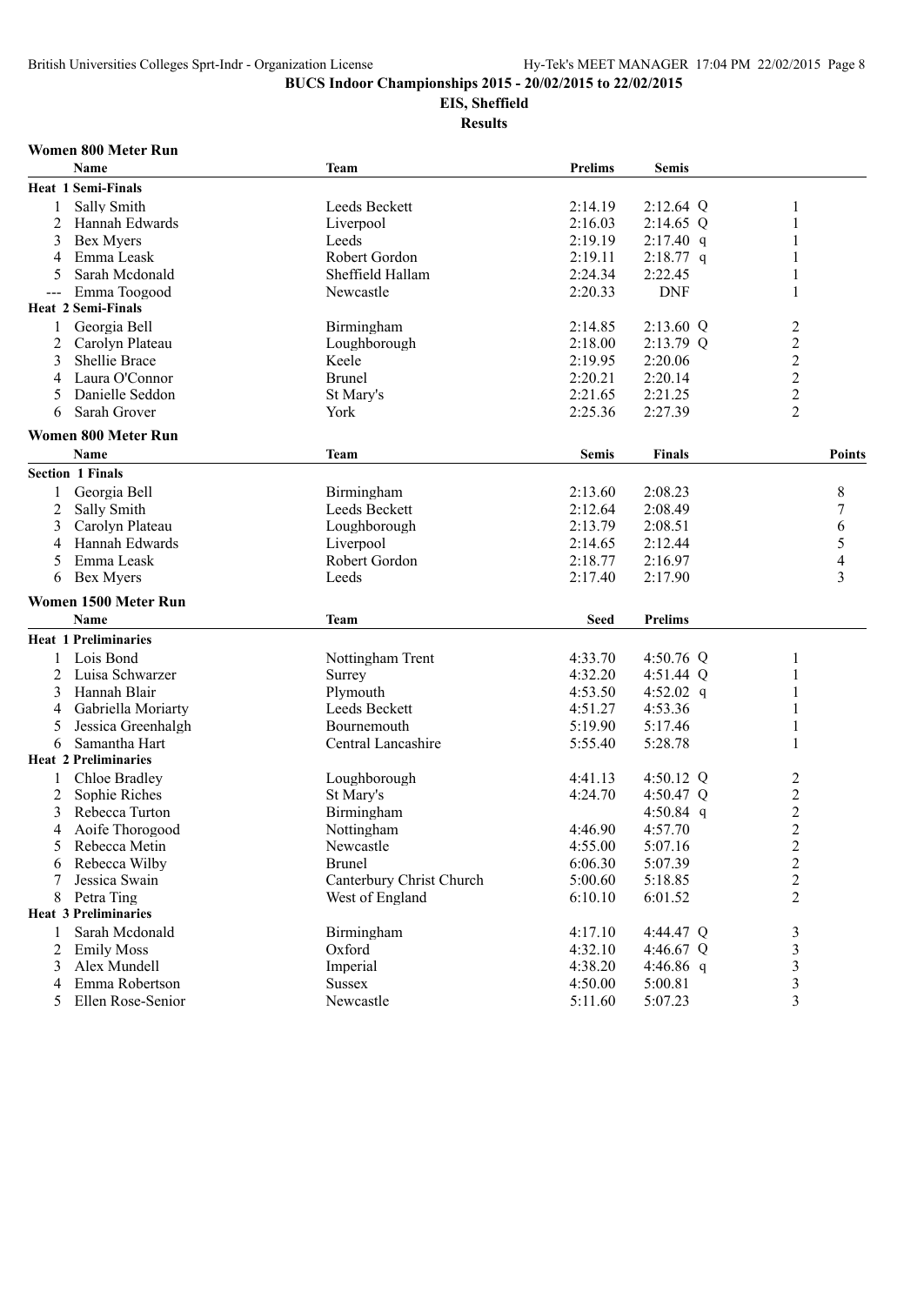# BUCS Indoor Championships 2015 - 20/02/2015 to 22/02/2015

## EIS, Sheffield

### Results

**Women 800 Meter Run**

| | Name | Team | Prelims | Semis | |
|---|---|---|---|---|---|
| **Heat 1 Semi-Finals** | | | | | |
| 1 | Sally Smith | Leeds Beckett | 2:14.19 | 2:12.64 Q | 1 |
| 2 | Hannah Edwards | Liverpool | 2:16.03 | 2:14.65 Q | 1 |
| 3 | Bex Myers | Leeds | 2:19.19 | 2:17.40 q | 1 |
| 4 | Emma Leask | Robert Gordon | 2:19.11 | 2:18.77 q | 1 |
| 5 | Sarah Mcdonald | Sheffield Hallam | 2:24.34 | 2:22.45 | 1 |
| --- | Emma Toogood | Newcastle | 2:20.33 | DNF | 1 |
| **Heat 2 Semi-Finals** | | | | | |
| 1 | Georgia Bell | Birmingham | 2:14.85 | 2:13.60 Q | 2 |
| 2 | Carolyn Plateau | Loughborough | 2:18.00 | 2:13.79 Q | 2 |
| 3 | Shellie Brace | Keele | 2:19.95 | 2:20.06 | 2 |
| 4 | Laura O'Connor | Brunel | 2:20.21 | 2:20.14 | 2 |
| 5 | Danielle Seddon | St Mary's | 2:21.65 | 2:21.25 | 2 |
| 6 | Sarah Grover | York | 2:25.36 | 2:27.39 | 2 |

**Women 800 Meter Run**

| | Name | Team | Semis | Finals | Points |
|---|---|---|---|---|---|
| **Section 1 Finals** | | | | | |
| 1 | Georgia Bell | Birmingham | 2:13.60 | 2:08.23 | 8 |
| 2 | Sally Smith | Leeds Beckett | 2:12.64 | 2:08.49 | 7 |
| 3 | Carolyn Plateau | Loughborough | 2:13.79 | 2:08.51 | 6 |
| 4 | Hannah Edwards | Liverpool | 2:14.65 | 2:12.44 | 5 |
| 5 | Emma Leask | Robert Gordon | 2:18.77 | 2:16.97 | 4 |
| 6 | Bex Myers | Leeds | 2:17.40 | 2:17.90 | 3 |

**Women 1500 Meter Run**

| | Name | Team | Seed | Prelims | |
|---|---|---|---|---|---|
| **Heat 1 Preliminaries** | | | | | |
| 1 | Lois Bond | Nottingham Trent | 4:33.70 | 4:50.76 Q | 1 |
| 2 | Luisa Schwarzer | Surrey | 4:32.20 | 4:51.44 Q | 1 |
| 3 | Hannah Blair | Plymouth | 4:53.50 | 4:52.02 q | 1 |
| 4 | Gabriella Moriarty | Leeds Beckett | 4:51.27 | 4:53.36 | 1 |
| 5 | Jessica Greenhalgh | Bournemouth | 5:19.90 | 5:17.46 | 1 |
| 6 | Samantha Hart | Central Lancashire | 5:55.40 | 5:28.78 | 1 |
| **Heat 2 Preliminaries** | | | | | |
| 1 | Chloe Bradley | Loughborough | 4:41.13 | 4:50.12 Q | 2 |
| 2 | Sophie Riches | St Mary's | 4:24.70 | 4:50.47 Q | 2 |
| 3 | Rebecca Turton | Birmingham | | 4:50.84 q | 2 |
| 4 | Aoife Thorogood | Nottingham | 4:46.90 | 4:57.70 | 2 |
| 5 | Rebecca Metin | Newcastle | 4:55.00 | 5:07.16 | 2 |
| 6 | Rebecca Wilby | Brunel | 6:06.30 | 5:07.39 | 2 |
| 7 | Jessica Swain | Canterbury Christ Church | 5:00.60 | 5:18.85 | 2 |
| 8 | Petra Ting | West of England | 6:10.10 | 6:01.52 | 2 |
| **Heat 3 Preliminaries** | | | | | |
| 1 | Sarah Mcdonald | Birmingham | 4:17.10 | 4:44.47 Q | 3 |
| 2 | Emily Moss | Oxford | 4:32.10 | 4:46.67 Q | 3 |
| 3 | Alex Mundell | Imperial | 4:38.20 | 4:46.86 q | 3 |
| 4 | Emma Robertson | Sussex | 4:50.00 | 5:00.81 | 3 |
| 5 | Ellen Rose-Senior | Newcastle | 5:11.60 | 5:07.23 | 3 |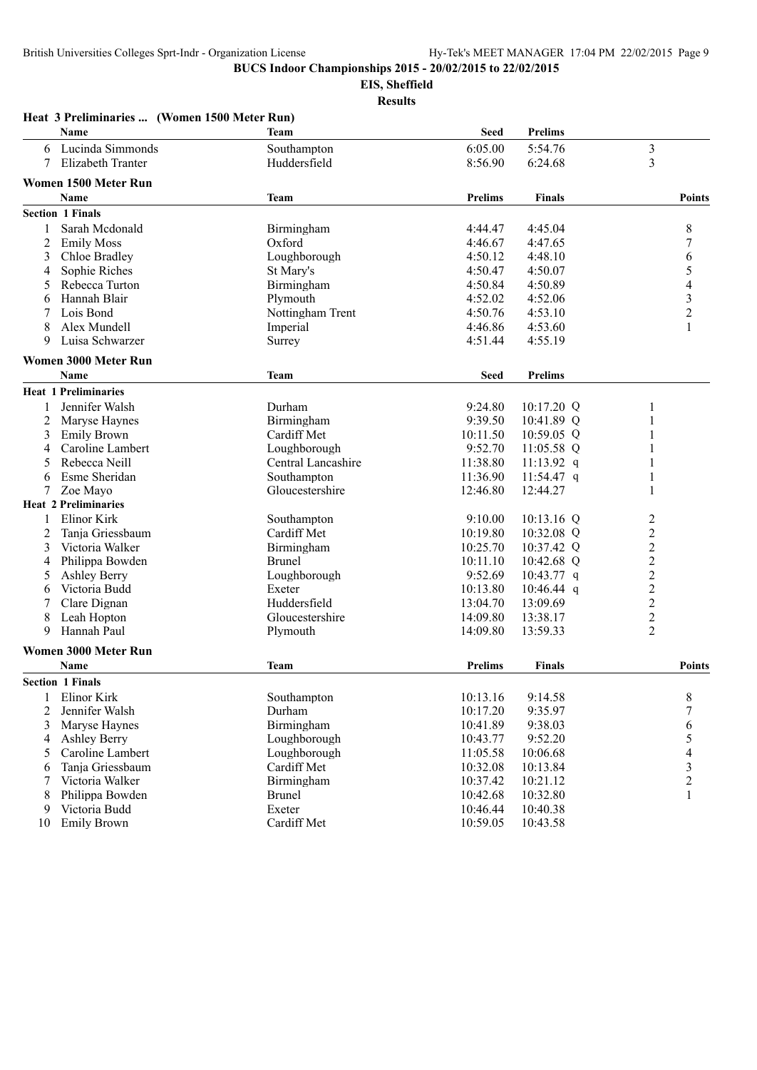**BUCS Indoor Championships 2015 - 20/02/2015 to 22/02/2015**

**EIS, Sheffield**

**Results**

### Heat 3 Preliminaries ... (Women 1500 Meter Run)

| | Name | Team | Seed | Prelims | |
|---|---|---|---|---|---|
| 6 | Lucinda Simmonds | Southampton | 6:05.00 | 5:54.76 | 3 |
| 7 | Elizabeth Tranter | Huddersfield | 8:56.90 | 6:24.68 | 3 |

### Women 1500 Meter Run

| | Name | Team | Prelims | Finals | Points |
|---|---|---|---|---|---|
| **Section 1 Finals** | | | | | |
| 1 | Sarah Mcdonald | Birmingham | 4:44.47 | 4:45.04 | 8 |
| 2 | Emily Moss | Oxford | 4:46.67 | 4:47.65 | 7 |
| 3 | Chloe Bradley | Loughborough | 4:50.12 | 4:48.10 | 6 |
| 4 | Sophie Riches | St Mary's | 4:50.47 | 4:50.07 | 5 |
| 5 | Rebecca Turton | Birmingham | 4:50.84 | 4:50.89 | 4 |
| 6 | Hannah Blair | Plymouth | 4:52.02 | 4:52.06 | 3 |
| 7 | Lois Bond | Nottingham Trent | 4:50.76 | 4:53.10 | 2 |
| 8 | Alex Mundell | Imperial | 4:46.86 | 4:53.60 | 1 |
| 9 | Luisa Schwarzer | Surrey | 4:51.44 | 4:55.19 | |

### Women 3000 Meter Run

| | Name | Team | Seed | Prelims | |
|---|---|---|---|---|---|
| **Heat 1 Preliminaries** | | | | | |
| 1 | Jennifer Walsh | Durham | 9:24.80 | 10:17.20 Q | 1 |
| 2 | Maryse Haynes | Birmingham | 9:39.50 | 10:41.89 Q | 1 |
| 3 | Emily Brown | Cardiff Met | 10:11.50 | 10:59.05 Q | 1 |
| 4 | Caroline Lambert | Loughborough | 9:52.70 | 11:05.58 Q | 1 |
| 5 | Rebecca Neill | Central Lancashire | 11:38.80 | 11:13.92 q | 1 |
| 6 | Esme Sheridan | Southampton | 11:36.90 | 11:54.47 q | 1 |
| 7 | Zoe Mayo | Gloucestershire | 12:46.80 | 12:44.27 | 1 |
| **Heat 2 Preliminaries** | | | | | |
| 1 | Elinor Kirk | Southampton | 9:10.00 | 10:13.16 Q | 2 |
| 2 | Tanja Griessbaum | Cardiff Met | 10:19.80 | 10:32.08 Q | 2 |
| 3 | Victoria Walker | Birmingham | 10:25.70 | 10:37.42 Q | 2 |
| 4 | Philippa Bowden | Brunel | 10:11.10 | 10:42.68 Q | 2 |
| 5 | Ashley Berry | Loughborough | 9:52.69 | 10:43.77 q | 2 |
| 6 | Victoria Budd | Exeter | 10:13.80 | 10:46.44 q | 2 |
| 7 | Clare Dignan | Huddersfield | 13:04.70 | 13:09.69 | 2 |
| 8 | Leah Hopton | Gloucestershire | 14:09.80 | 13:38.17 | 2 |
| 9 | Hannah Paul | Plymouth | 14:09.80 | 13:59.33 | 2 |

### Women 3000 Meter Run

| | Name | Team | Prelims | Finals | Points |
|---|---|---|---|---|---|
| **Section 1 Finals** | | | | | |
| 1 | Elinor Kirk | Southampton | 10:13.16 | 9:14.58 | 8 |
| 2 | Jennifer Walsh | Durham | 10:17.20 | 9:35.97 | 7 |
| 3 | Maryse Haynes | Birmingham | 10:41.89 | 9:38.03 | 6 |
| 4 | Ashley Berry | Loughborough | 10:43.77 | 9:52.20 | 5 |
| 5 | Caroline Lambert | Loughborough | 11:05.58 | 10:06.68 | 4 |
| 6 | Tanja Griessbaum | Cardiff Met | 10:32.08 | 10:13.84 | 3 |
| 7 | Victoria Walker | Birmingham | 10:37.42 | 10:21.12 | 2 |
| 8 | Philippa Bowden | Brunel | 10:42.68 | 10:32.80 | 1 |
| 9 | Victoria Budd | Exeter | 10:46.44 | 10:40.38 | |
| 10 | Emily Brown | Cardiff Met | 10:59.05 | 10:43.58 | |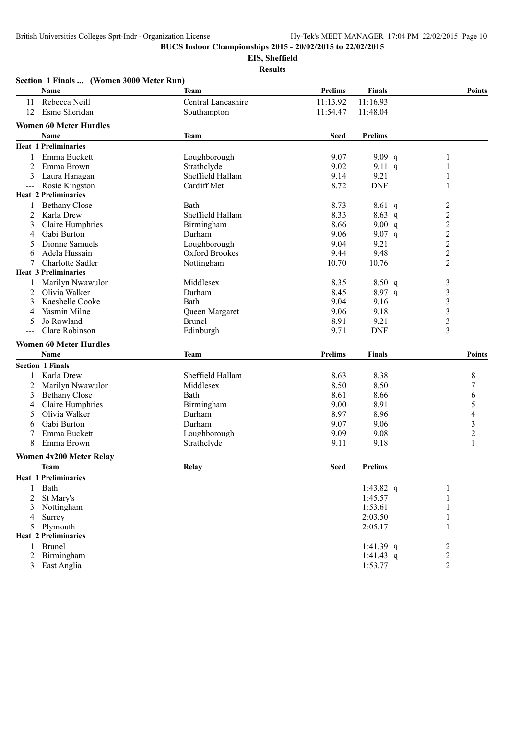**BUCS Indoor Championships 2015 - 20/02/2015 to 22/02/2015**

**EIS, Sheffield**

**Results**

**Section 1 Finals ... (Women 3000 Meter Run)**

| | Name | Team | Prelims | Finals | Points |
|---|---|---|---|---|---|
| 11 | Rebecca Neill | Central Lancashire | 11:13.92 | 11:16.93 | |
| 12 | Esme Sheridan | Southampton | 11:54.47 | 11:48.04 | |

**Women 60 Meter Hurdles**

| | Name | Team | Seed | Prelims | |
|---|---|---|---|---|---|
| **Heat 1 Preliminaries** | | | | | |
| 1 | Emma Buckett | Loughborough | 9.07 | 9.09 q | 1 |
| 2 | Emma Brown | Strathclyde | 9.02 | 9.11 q | 1 |
| 3 | Laura Hanagan | Sheffield Hallam | 9.14 | 9.21 | 1 |
| --- | Rosie Kingston | Cardiff Met | 8.72 | DNF | 1 |
| **Heat 2 Preliminaries** | | | | | |
| 1 | Bethany Close | Bath | 8.73 | 8.61 q | 2 |
| 2 | Karla Drew | Sheffield Hallam | 8.33 | 8.63 q | 2 |
| 3 | Claire Humphries | Birmingham | 8.66 | 9.00 q | 2 |
| 4 | Gabi Burton | Durham | 9.06 | 9.07 q | 2 |
| 5 | Dionne Samuels | Loughborough | 9.04 | 9.21 | 2 |
| 6 | Adela Hussain | Oxford Brookes | 9.44 | 9.48 | 2 |
| 7 | Charlotte Sadler | Nottingham | 10.70 | 10.76 | 2 |
| **Heat 3 Preliminaries** | | | | | |
| 1 | Marilyn Nwawulor | Middlesex | 8.35 | 8.50 q | 3 |
| 2 | Olivia Walker | Durham | 8.45 | 8.97 q | 3 |
| 3 | Kaeshelle Cooke | Bath | 9.04 | 9.16 | 3 |
| 4 | Yasmin Milne | Queen Margaret | 9.06 | 9.18 | 3 |
| 5 | Jo Rowland | Brunel | 8.91 | 9.21 | 3 |
| --- | Clare Robinson | Edinburgh | 9.71 | DNF | 3 |

**Women 60 Meter Hurdles**

| | Name | Team | Prelims | Finals | Points |
|---|---|---|---|---|---|
| **Section 1 Finals** | | | | | |
| 1 | Karla Drew | Sheffield Hallam | 8.63 | 8.38 | 8 |
| 2 | Marilyn Nwawulor | Middlesex | 8.50 | 8.50 | 7 |
| 3 | Bethany Close | Bath | 8.61 | 8.66 | 6 |
| 4 | Claire Humphries | Birmingham | 9.00 | 8.91 | 5 |
| 5 | Olivia Walker | Durham | 8.97 | 8.96 | 4 |
| 6 | Gabi Burton | Durham | 9.07 | 9.06 | 3 |
| 7 | Emma Buckett | Loughborough | 9.09 | 9.08 | 2 |
| 8 | Emma Brown | Strathclyde | 9.11 | 9.18 | 1 |

**Women 4x200 Meter Relay**

| | Team | Relay | Seed | Prelims | |
|---|---|---|---|---|---|
| **Heat 1 Preliminaries** | | | | | |
| 1 | Bath | | | 1:43.82 q | 1 |
| 2 | St Mary's | | | 1:45.57 | 1 |
| 3 | Nottingham | | | 1:53.61 | 1 |
| 4 | Surrey | | | 2:03.50 | 1 |
| 5 | Plymouth | | | 2:05.17 | 1 |
| **Heat 2 Preliminaries** | | | | | |
| 1 | Brunel | | | 1:41.39 q | 2 |
| 2 | Birmingham | | | 1:41.43 q | 2 |
| 3 | East Anglia | | | 1:53.77 | 2 |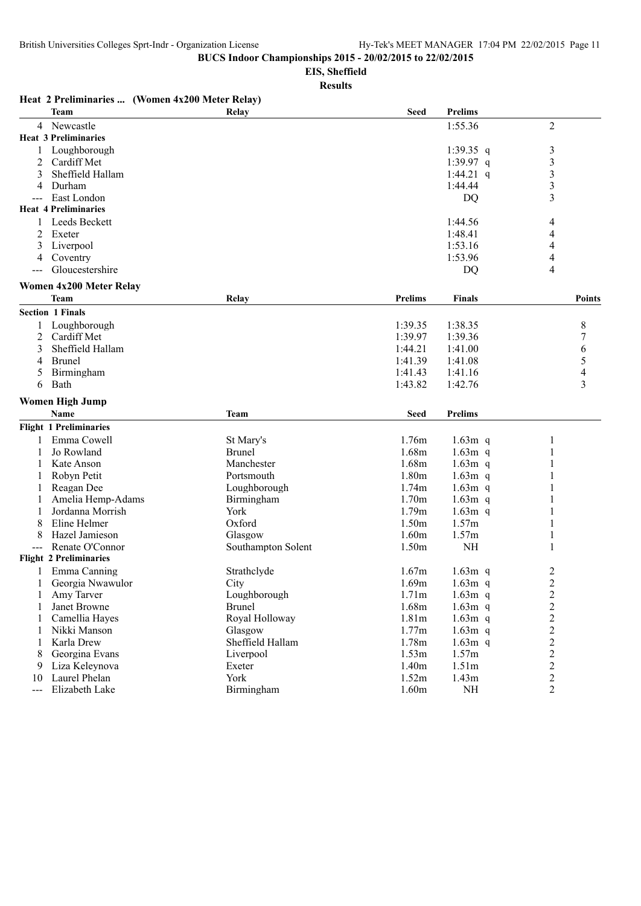**BUCS Indoor Championships 2015 - 20/02/2015 to 22/02/2015**

**EIS, Sheffield**

**Results**

### Heat 2 Preliminaries ... (Women 4x200 Meter Relay)

| | Team | Relay | Seed | Prelims | |
|---|---|---|---|---|---|
| 4 | Newcastle | | | 1:55.36 | 2 |
| **Heat 3 Preliminaries** | | | | | |
| 1 | Loughborough | | | 1:39.35 q | 3 |
| 2 | Cardiff Met | | | 1:39.97 q | 3 |
| 3 | Sheffield Hallam | | | 1:44.21 q | 3 |
| 4 | Durham | | | 1:44.44 | 3 |
| --- | East London | | | DQ | 3 |
| **Heat 4 Preliminaries** | | | | | |
| 1 | Leeds Beckett | | | 1:44.56 | 4 |
| 2 | Exeter | | | 1:48.41 | 4 |
| 3 | Liverpool | | | 1:53.16 | 4 |
| 4 | Coventry | | | 1:53.96 | 4 |
| --- | Gloucestershire | | | DQ | 4 |

### Women 4x200 Meter Relay

| | Team | Relay | Prelims | Finals | Points |
|---|---|---|---|---|---|
| **Section 1 Finals** | | | | | |
| 1 | Loughborough | | 1:39.35 | 1:38.35 | 8 |
| 2 | Cardiff Met | | 1:39.97 | 1:39.36 | 7 |
| 3 | Sheffield Hallam | | 1:44.21 | 1:41.00 | 6 |
| 4 | Brunel | | 1:41.39 | 1:41.08 | 5 |
| 5 | Birmingham | | 1:41.43 | 1:41.16 | 4 |
| 6 | Bath | | 1:43.82 | 1:42.76 | 3 |

### Women High Jump

| | Name | Team | Seed | Prelims | |
|---|---|---|---|---|---|
| **Flight 1 Preliminaries** | | | | | |
| 1 | Emma Cowell | St Mary's | 1.76m | 1.63m q | 1 |
| 1 | Jo Rowland | Brunel | 1.68m | 1.63m q | 1 |
| 1 | Kate Anson | Manchester | 1.68m | 1.63m q | 1 |
| 1 | Robyn Petit | Portsmouth | 1.80m | 1.63m q | 1 |
| 1 | Reagan Dee | Loughborough | 1.74m | 1.63m q | 1 |
| 1 | Amelia Hemp-Adams | Birmingham | 1.70m | 1.63m q | 1 |
| 1 | Jordanna Morrish | York | 1.79m | 1.63m q | 1 |
| 8 | Eline Helmer | Oxford | 1.50m | 1.57m | 1 |
| 8 | Hazel Jamieson | Glasgow | 1.60m | 1.57m | 1 |
| --- | Renate O'Connor | Southampton Solent | 1.50m | NH | 1 |
| **Flight 2 Preliminaries** | | | | | |
| 1 | Emma Canning | Strathclyde | 1.67m | 1.63m q | 2 |
| 1 | Georgia Nwawulor | City | 1.69m | 1.63m q | 2 |
| 1 | Amy Tarver | Loughborough | 1.71m | 1.63m q | 2 |
| 1 | Janet Browne | Brunel | 1.68m | 1.63m q | 2 |
| 1 | Camellia Hayes | Royal Holloway | 1.81m | 1.63m q | 2 |
| 1 | Nikki Manson | Glasgow | 1.77m | 1.63m q | 2 |
| 1 | Karla Drew | Sheffield Hallam | 1.78m | 1.63m q | 2 |
| 8 | Georgina Evans | Liverpool | 1.53m | 1.57m | 2 |
| 9 | Liza Keleynova | Exeter | 1.40m | 1.51m | 2 |
| 10 | Laurel Phelan | York | 1.52m | 1.43m | 2 |
| --- | Elizabeth Lake | Birmingham | 1.60m | NH | 2 |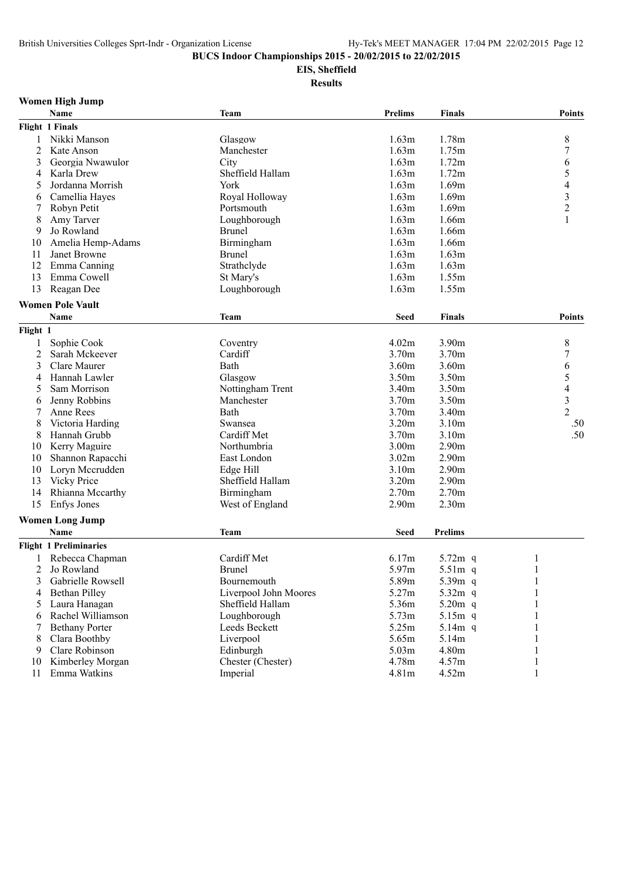**BUCS Indoor Championships 2015 - 20/02/2015 to 22/02/2015**

**EIS, Sheffield**

**Results**

## Women High Jump

| | Name | Team | Prelims | Finals | Points |
|---|---|---|---|---|---|
| **Flight 1 Finals** | | | | | |
| 1 | Nikki Manson | Glasgow | 1.63m | 1.78m | 8 |
| 2 | Kate Anson | Manchester | 1.63m | 1.75m | 7 |
| 3 | Georgia Nwawulor | City | 1.63m | 1.72m | 6 |
| 4 | Karla Drew | Sheffield Hallam | 1.63m | 1.72m | 5 |
| 5 | Jordanna Morrish | York | 1.63m | 1.69m | 4 |
| 6 | Camellia Hayes | Royal Holloway | 1.63m | 1.69m | 3 |
| 7 | Robyn Petit | Portsmouth | 1.63m | 1.69m | 2 |
| 8 | Amy Tarver | Loughborough | 1.63m | 1.66m | 1 |
| 9 | Jo Rowland | Brunel | 1.63m | 1.66m | |
| 10 | Amelia Hemp-Adams | Birmingham | 1.63m | 1.66m | |
| 11 | Janet Browne | Brunel | 1.63m | 1.63m | |
| 12 | Emma Canning | Strathclyde | 1.63m | 1.63m | |
| 13 | Emma Cowell | St Mary's | 1.63m | 1.55m | |
| 13 | Reagan Dee | Loughborough | 1.63m | 1.55m | |

## Women Pole Vault

| | Name | Team | Seed | Finals | Points |
|---|---|---|---|---|---|
| **Flight 1** | | | | | |
| 1 | Sophie Cook | Coventry | 4.02m | 3.90m | 8 |
| 2 | Sarah Mckeever | Cardiff | 3.70m | 3.70m | 7 |
| 3 | Clare Maurer | Bath | 3.60m | 3.60m | 6 |
| 4 | Hannah Lawler | Glasgow | 3.50m | 3.50m | 5 |
| 5 | Sam Morrison | Nottingham Trent | 3.40m | 3.50m | 4 |
| 6 | Jenny Robbins | Manchester | 3.70m | 3.50m | 3 |
| 7 | Anne Rees | Bath | 3.70m | 3.40m | 2 |
| 8 | Victoria Harding | Swansea | 3.20m | 3.10m | .50 |
| 8 | Hannah Grubb | Cardiff Met | 3.70m | 3.10m | .50 |
| 10 | Kerry Maguire | Northumbria | 3.00m | 2.90m | |
| 10 | Shannon Rapacchi | East London | 3.02m | 2.90m | |
| 10 | Loryn Mccrudden | Edge Hill | 3.10m | 2.90m | |
| 13 | Vicky Price | Sheffield Hallam | 3.20m | 2.90m | |
| 14 | Rhianna Mccarthy | Birmingham | 2.70m | 2.70m | |
| 15 | Enfys Jones | West of England | 2.90m | 2.30m | |

## Women Long Jump

| | Name | Team | Seed | Prelims | |
|---|---|---|---|---|---|
| **Flight 1 Preliminaries** | | | | | |
| 1 | Rebecca Chapman | Cardiff Met | 6.17m | 5.72m q | 1 |
| 2 | Jo Rowland | Brunel | 5.97m | 5.51m q | 1 |
| 3 | Gabrielle Rowsell | Bournemouth | 5.89m | 5.39m q | 1 |
| 4 | Bethan Pilley | Liverpool John Moores | 5.27m | 5.32m q | 1 |
| 5 | Laura Hanagan | Sheffield Hallam | 5.36m | 5.20m q | 1 |
| 6 | Rachel Williamson | Loughborough | 5.73m | 5.15m q | 1 |
| 7 | Bethany Porter | Leeds Beckett | 5.25m | 5.14m q | 1 |
| 8 | Clara Boothby | Liverpool | 5.65m | 5.14m | 1 |
| 9 | Clare Robinson | Edinburgh | 5.03m | 4.80m | 1 |
| 10 | Kimberley Morgan | Chester (Chester) | 4.78m | 4.57m | 1 |
| 11 | Emma Watkins | Imperial | 4.81m | 4.52m | 1 |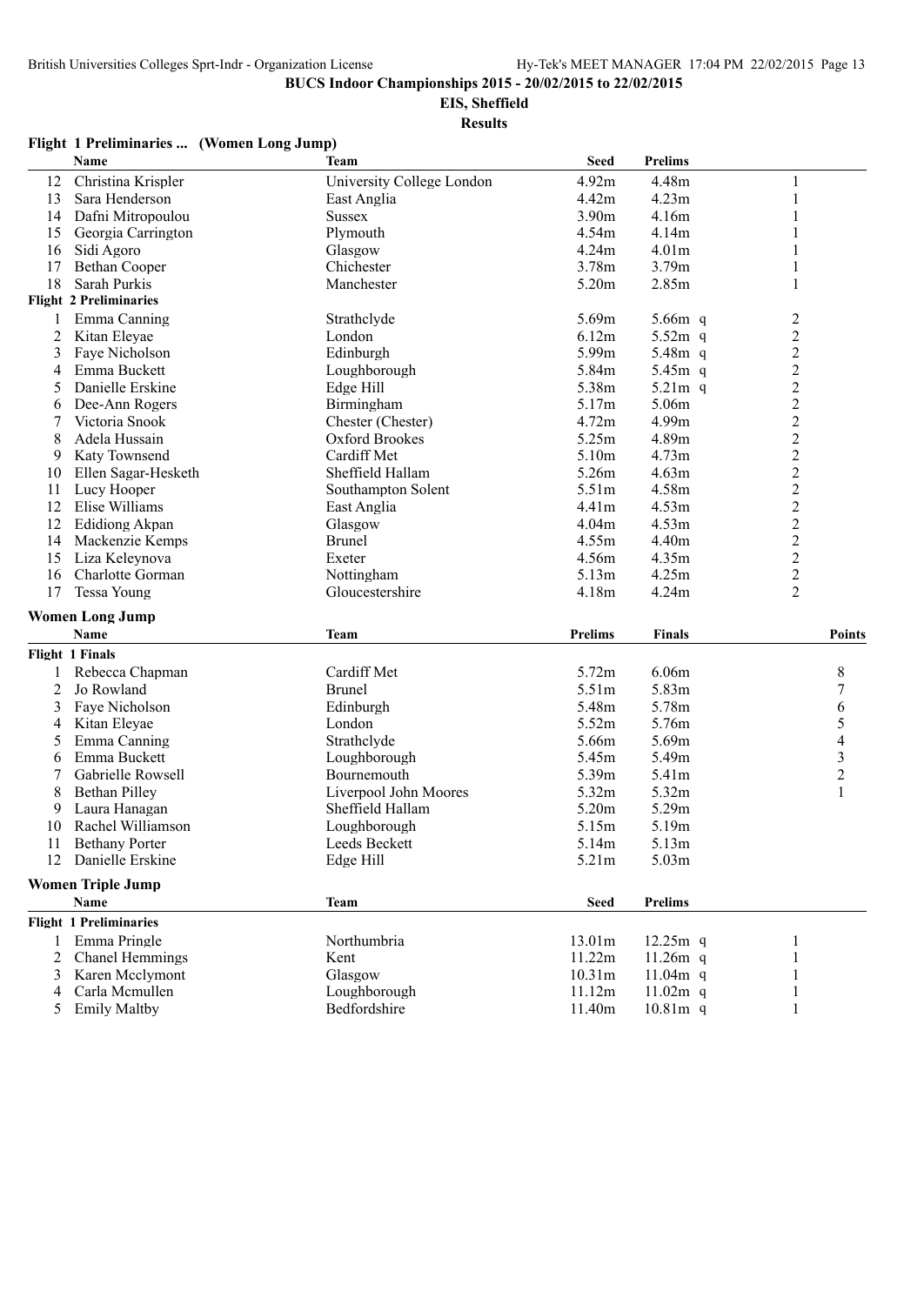**BUCS Indoor Championships 2015 - 20/02/2015 to 22/02/2015**

**EIS, Sheffield**

**Results**

### Flight 1 Preliminaries ... (Women Long Jump)

| | Name | Team | Seed | Prelims | |
|---|---|---|---|---|---|
| 12 | Christina Krispler | University College London | 4.92m | 4.48m | 1 |
| 13 | Sara Henderson | East Anglia | 4.42m | 4.23m | 1 |
| 14 | Dafni Mitropoulou | Sussex | 3.90m | 4.16m | 1 |
| 15 | Georgia Carrington | Plymouth | 4.54m | 4.14m | 1 |
| 16 | Sidi Agoro | Glasgow | 4.24m | 4.01m | 1 |
| 17 | Bethan Cooper | Chichester | 3.78m | 3.79m | 1 |
| 18 | Sarah Purkis | Manchester | 5.20m | 2.85m | 1 |
| **Flight 2 Preliminaries** | | | | | |
| 1 | Emma Canning | Strathclyde | 5.69m | 5.66m q | 2 |
| 2 | Kitan Eleyae | London | 6.12m | 5.52m q | 2 |
| 3 | Faye Nicholson | Edinburgh | 5.99m | 5.48m q | 2 |
| 4 | Emma Buckett | Loughborough | 5.84m | 5.45m q | 2 |
| 5 | Danielle Erskine | Edge Hill | 5.38m | 5.21m q | 2 |
| 6 | Dee-Ann Rogers | Birmingham | 5.17m | 5.06m | 2 |
| 7 | Victoria Snook | Chester (Chester) | 4.72m | 4.99m | 2 |
| 8 | Adela Hussain | Oxford Brookes | 5.25m | 4.89m | 2 |
| 9 | Katy Townsend | Cardiff Met | 5.10m | 4.73m | 2 |
| 10 | Ellen Sagar-Hesketh | Sheffield Hallam | 5.26m | 4.63m | 2 |
| 11 | Lucy Hooper | Southampton Solent | 5.51m | 4.58m | 2 |
| 12 | Elise Williams | East Anglia | 4.41m | 4.53m | 2 |
| 12 | Edidiong Akpan | Glasgow | 4.04m | 4.53m | 2 |
| 14 | Mackenzie Kemps | Brunel | 4.55m | 4.40m | 2 |
| 15 | Liza Keleynova | Exeter | 4.56m | 4.35m | 2 |
| 16 | Charlotte Gorman | Nottingham | 5.13m | 4.25m | 2 |
| 17 | Tessa Young | Gloucestershire | 4.18m | 4.24m | 2 |

### Women Long Jump

| | Name | Team | Prelims | Finals | Points |
|---|---|---|---|---|---|
| **Flight 1 Finals** | | | | | |
| 1 | Rebecca Chapman | Cardiff Met | 5.72m | 6.06m | 8 |
| 2 | Jo Rowland | Brunel | 5.51m | 5.83m | 7 |
| 3 | Faye Nicholson | Edinburgh | 5.48m | 5.78m | 6 |
| 4 | Kitan Eleyae | London | 5.52m | 5.76m | 5 |
| 5 | Emma Canning | Strathclyde | 5.66m | 5.69m | 4 |
| 6 | Emma Buckett | Loughborough | 5.45m | 5.49m | 3 |
| 7 | Gabrielle Rowsell | Bournemouth | 5.39m | 5.41m | 2 |
| 8 | Bethan Pilley | Liverpool John Moores | 5.32m | 5.32m | 1 |
| 9 | Laura Hanagan | Sheffield Hallam | 5.20m | 5.29m | |
| 10 | Rachel Williamson | Loughborough | 5.15m | 5.19m | |
| 11 | Bethany Porter | Leeds Beckett | 5.14m | 5.13m | |
| 12 | Danielle Erskine | Edge Hill | 5.21m | 5.03m | |

### Women Triple Jump

| | Name | Team | Seed | Prelims | |
|---|---|---|---|---|---|
| **Flight 1 Preliminaries** | | | | | |
| 1 | Emma Pringle | Northumbria | 13.01m | 12.25m q | 1 |
| 2 | Chanel Hemmings | Kent | 11.22m | 11.26m q | 1 |
| 3 | Karen Mcclymont | Glasgow | 10.31m | 11.04m q | 1 |
| 4 | Carla Mcmullen | Loughborough | 11.12m | 11.02m q | 1 |
| 5 | Emily Maltby | Bedfordshire | 11.40m | 10.81m q | 1 |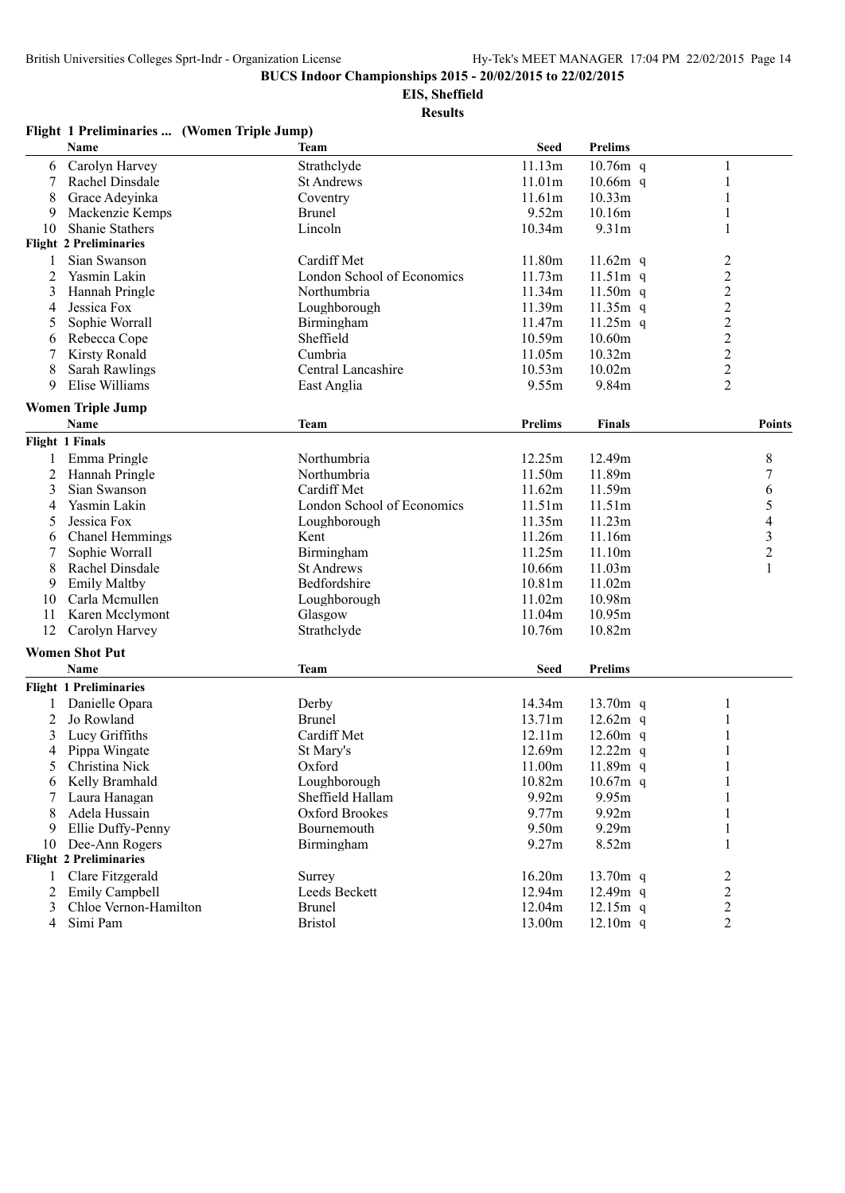**BUCS Indoor Championships 2015 - 20/02/2015 to 22/02/2015**

**EIS, Sheffield**

**Results**

### Flight 1 Preliminaries ... (Women Triple Jump)

| | Name | Team | Seed | Prelims | |
|---|---|---|---|---|---|
| 6 | Carolyn Harvey | Strathclyde | 11.13m | 10.76m q | 1 |
| 7 | Rachel Dinsdale | St Andrews | 11.01m | 10.66m q | 1 |
| 8 | Grace Adeyinka | Coventry | 11.61m | 10.33m | 1 |
| 9 | Mackenzie Kemps | Brunel | 9.52m | 10.16m | 1 |
| 10 | Shanie Stathers | Lincoln | 10.34m | 9.31m | 1 |
| **Flight 2 Preliminaries** | | | | | |
| 1 | Sian Swanson | Cardiff Met | 11.80m | 11.62m q | 2 |
| 2 | Yasmin Lakin | London School of Economics | 11.73m | 11.51m q | 2 |
| 3 | Hannah Pringle | Northumbria | 11.34m | 11.50m q | 2 |
| 4 | Jessica Fox | Loughborough | 11.39m | 11.35m q | 2 |
| 5 | Sophie Worrall | Birmingham | 11.47m | 11.25m q | 2 |
| 6 | Rebecca Cope | Sheffield | 10.59m | 10.60m | 2 |
| 7 | Kirsty Ronald | Cumbria | 11.05m | 10.32m | 2 |
| 8 | Sarah Rawlings | Central Lancashire | 10.53m | 10.02m | 2 |
| 9 | Elise Williams | East Anglia | 9.55m | 9.84m | 2 |

### Women Triple Jump

| | Name | Team | Prelims | Finals | Points |
|---|---|---|---|---|---|
| **Flight 1 Finals** | | | | | |
| 1 | Emma Pringle | Northumbria | 12.25m | 12.49m | 8 |
| 2 | Hannah Pringle | Northumbria | 11.50m | 11.89m | 7 |
| 3 | Sian Swanson | Cardiff Met | 11.62m | 11.59m | 6 |
| 4 | Yasmin Lakin | London School of Economics | 11.51m | 11.51m | 5 |
| 5 | Jessica Fox | Loughborough | 11.35m | 11.23m | 4 |
| 6 | Chanel Hemmings | Kent | 11.26m | 11.16m | 3 |
| 7 | Sophie Worrall | Birmingham | 11.25m | 11.10m | 2 |
| 8 | Rachel Dinsdale | St Andrews | 10.66m | 11.03m | 1 |
| 9 | Emily Maltby | Bedfordshire | 10.81m | 11.02m | |
| 10 | Carla Mcmullen | Loughborough | 11.02m | 10.98m | |
| 11 | Karen Mcclymont | Glasgow | 11.04m | 10.95m | |
| 12 | Carolyn Harvey | Strathclyde | 10.76m | 10.82m | |

### Women Shot Put

| | Name | Team | Seed | Prelims | |
|---|---|---|---|---|---|
| **Flight 1 Preliminaries** | | | | | |
| 1 | Danielle Opara | Derby | 14.34m | 13.70m q | 1 |
| 2 | Jo Rowland | Brunel | 13.71m | 12.62m q | 1 |
| 3 | Lucy Griffiths | Cardiff Met | 12.11m | 12.60m q | 1 |
| 4 | Pippa Wingate | St Mary's | 12.69m | 12.22m q | 1 |
| 5 | Christina Nick | Oxford | 11.00m | 11.89m q | 1 |
| 6 | Kelly Bramhald | Loughborough | 10.82m | 10.67m q | 1 |
| 7 | Laura Hanagan | Sheffield Hallam | 9.92m | 9.95m | 1 |
| 8 | Adela Hussain | Oxford Brookes | 9.77m | 9.92m | 1 |
| 9 | Ellie Duffy-Penny | Bournemouth | 9.50m | 9.29m | 1 |
| 10 | Dee-Ann Rogers | Birmingham | 9.27m | 8.52m | 1 |
| **Flight 2 Preliminaries** | | | | | |
| 1 | Clare Fitzgerald | Surrey | 16.20m | 13.70m q | 2 |
| 2 | Emily Campbell | Leeds Beckett | 12.94m | 12.49m q | 2 |
| 3 | Chloe Vernon-Hamilton | Brunel | 12.04m | 12.15m q | 2 |
| 4 | Simi Pam | Bristol | 13.00m | 12.10m q | 2 |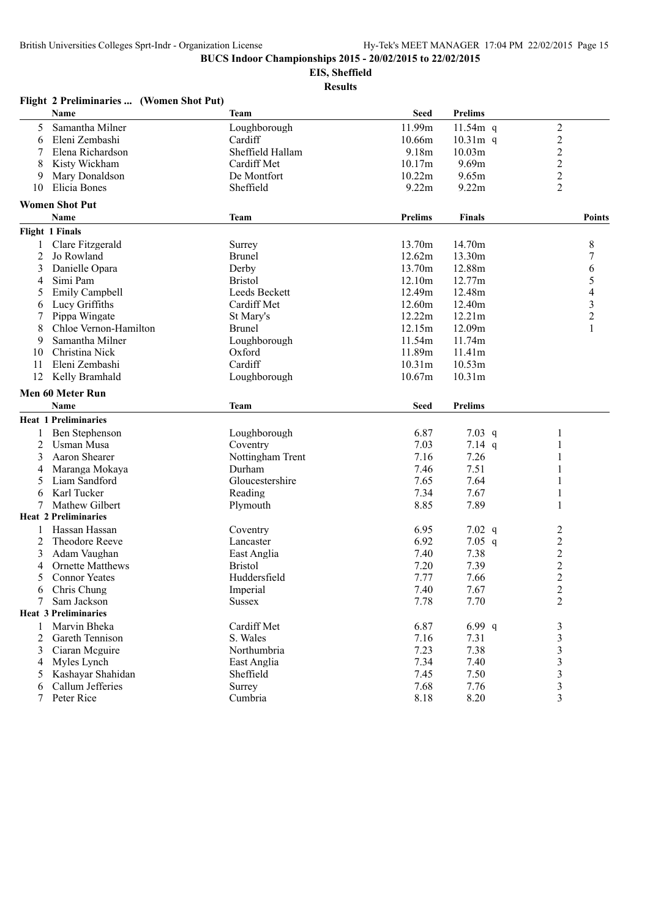**BUCS Indoor Championships 2015 - 20/02/2015 to 22/02/2015**

**EIS, Sheffield**

**Results**

### Flight 2 Preliminaries ... (Women Shot Put)

| | Name | Team | Seed | Prelims | |
|---|---|---|---|---|---|
| 5 | Samantha Milner | Loughborough | 11.99m | 11.54m q | 2 |
| 6 | Eleni Zembashi | Cardiff | 10.66m | 10.31m q | 2 |
| 7 | Elena Richardson | Sheffield Hallam | 9.18m | 10.03m | 2 |
| 8 | Kisty Wickham | Cardiff Met | 10.17m | 9.69m | 2 |
| 9 | Mary Donaldson | De Montfort | 10.22m | 9.65m | 2 |
| 10 | Elicia Bones | Sheffield | 9.22m | 9.22m | 2 |

### Women Shot Put

| | Name | Team | Prelims | Finals | Points |
|---|---|---|---|---|---|
| **Flight 1 Finals** | | | | | |
| 1 | Clare Fitzgerald | Surrey | 13.70m | 14.70m | 8 |
| 2 | Jo Rowland | Brunel | 12.62m | 13.30m | 7 |
| 3 | Danielle Opara | Derby | 13.70m | 12.88m | 6 |
| 4 | Simi Pam | Bristol | 12.10m | 12.77m | 5 |
| 5 | Emily Campbell | Leeds Beckett | 12.49m | 12.48m | 4 |
| 6 | Lucy Griffiths | Cardiff Met | 12.60m | 12.40m | 3 |
| 7 | Pippa Wingate | St Mary's | 12.22m | 12.21m | 2 |
| 8 | Chloe Vernon-Hamilton | Brunel | 12.15m | 12.09m | 1 |
| 9 | Samantha Milner | Loughborough | 11.54m | 11.74m | |
| 10 | Christina Nick | Oxford | 11.89m | 11.41m | |
| 11 | Eleni Zembashi | Cardiff | 10.31m | 10.53m | |
| 12 | Kelly Bramhald | Loughborough | 10.67m | 10.31m | |

### Men 60 Meter Run

| | Name | Team | Seed | Prelims | |
|---|---|---|---|---|---|
| **Heat 1 Preliminaries** | | | | | |
| 1 | Ben Stephenson | Loughborough | 6.87 | 7.03 q | 1 |
| 2 | Usman Musa | Coventry | 7.03 | 7.14 q | 1 |
| 3 | Aaron Shearer | Nottingham Trent | 7.16 | 7.26 | 1 |
| 4 | Maranga Mokaya | Durham | 7.46 | 7.51 | 1 |
| 5 | Liam Sandford | Gloucestershire | 7.65 | 7.64 | 1 |
| 6 | Karl Tucker | Reading | 7.34 | 7.67 | 1 |
| 7 | Mathew Gilbert | Plymouth | 8.85 | 7.89 | 1 |
| **Heat 2 Preliminaries** | | | | | |
| 1 | Hassan Hassan | Coventry | 6.95 | 7.02 q | 2 |
| 2 | Theodore Reeve | Lancaster | 6.92 | 7.05 q | 2 |
| 3 | Adam Vaughan | East Anglia | 7.40 | 7.38 | 2 |
| 4 | Ornette Matthews | Bristol | 7.20 | 7.39 | 2 |
| 5 | Connor Yeates | Huddersfield | 7.77 | 7.66 | 2 |
| 6 | Chris Chung | Imperial | 7.40 | 7.67 | 2 |
| 7 | Sam Jackson | Sussex | 7.78 | 7.70 | 2 |
| **Heat 3 Preliminaries** | | | | | |
| 1 | Marvin Bheka | Cardiff Met | 6.87 | 6.99 q | 3 |
| 2 | Gareth Tennison | S. Wales | 7.16 | 7.31 | 3 |
| 3 | Ciaran Mcguire | Northumbria | 7.23 | 7.38 | 3 |
| 4 | Myles Lynch | East Anglia | 7.34 | 7.40 | 3 |
| 5 | Kashayar Shahidan | Sheffield | 7.45 | 7.50 | 3 |
| 6 | Callum Jefferies | Surrey | 7.68 | 7.76 | 3 |
| 7 | Peter Rice | Cumbria | 8.18 | 8.20 | 3 |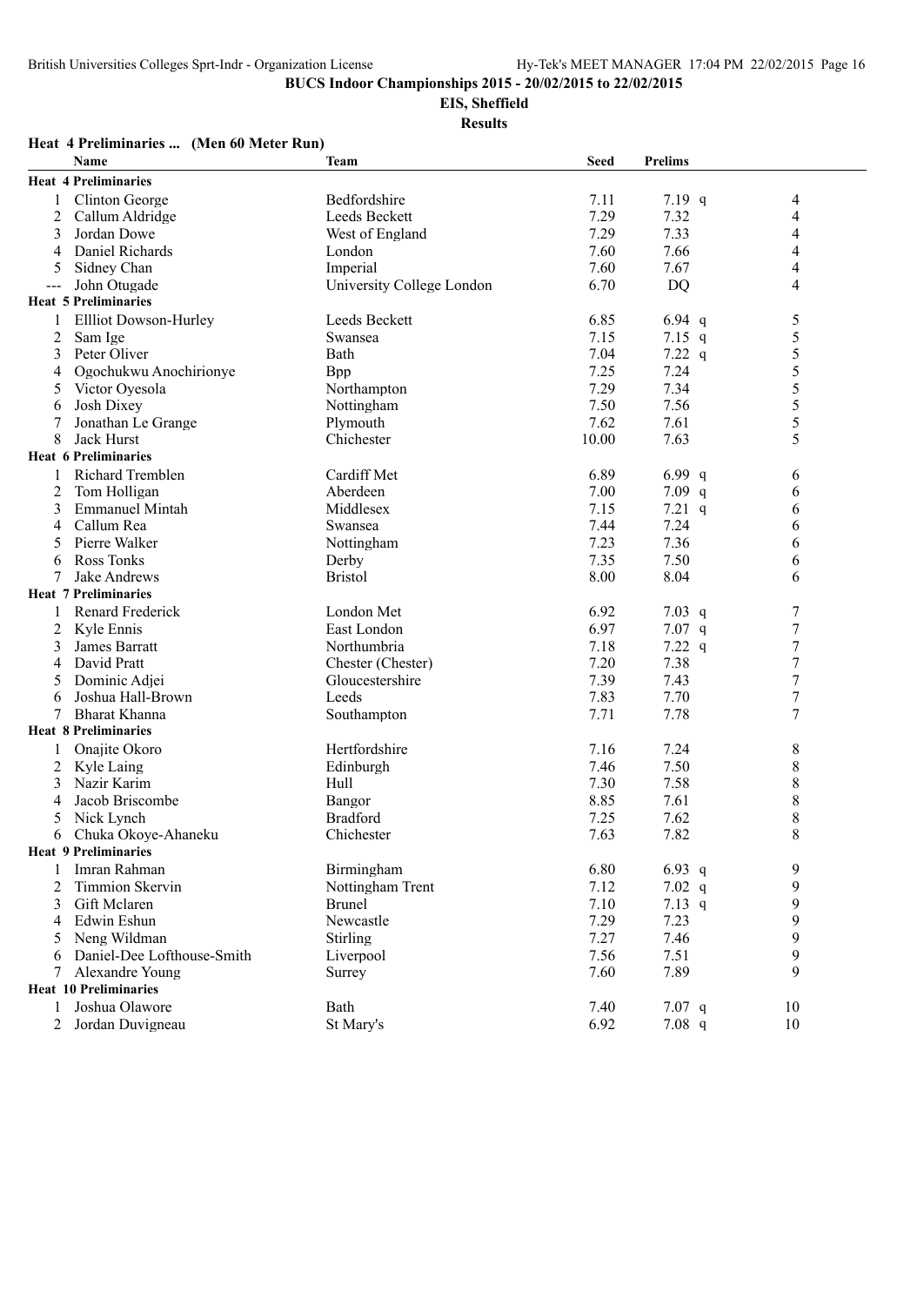**BUCS Indoor Championships 2015 - 20/02/2015 to 22/02/2015**

**EIS, Sheffield**

**Results**

**Heat 4 Preliminaries ... (Men 60 Meter Run)**

| | Name | Team | Seed | Prelims | | |
|---|---|---|---|---|---|---|
| **Heat 4 Preliminaries** | | | | | | |
| 1 | Clinton George | Bedfordshire | 7.11 | 7.19 | q | 4 |
| 2 | Callum Aldridge | Leeds Beckett | 7.29 | 7.32 | | 4 |
| 3 | Jordan Dowe | West of England | 7.29 | 7.33 | | 4 |
| 4 | Daniel Richards | London | 7.60 | 7.66 | | 4 |
| 5 | Sidney Chan | Imperial | 7.60 | 7.67 | | 4 |
| --- | John Otugade | University College London | 6.70 | DQ | | 4 |
| **Heat 5 Preliminaries** | | | | | | |
| 1 | Ellliot Dowson-Hurley | Leeds Beckett | 6.85 | 6.94 | q | 5 |
| 2 | Sam Ige | Swansea | 7.15 | 7.15 | q | 5 |
| 3 | Peter Oliver | Bath | 7.04 | 7.22 | q | 5 |
| 4 | Ogochukwu Anochirionye | Bpp | 7.25 | 7.24 | | 5 |
| 5 | Victor Oyesola | Northampton | 7.29 | 7.34 | | 5 |
| 6 | Josh Dixey | Nottingham | 7.50 | 7.56 | | 5 |
| 7 | Jonathan Le Grange | Plymouth | 7.62 | 7.61 | | 5 |
| 8 | Jack Hurst | Chichester | 10.00 | 7.63 | | 5 |
| **Heat 6 Preliminaries** | | | | | | |
| 1 | Richard Tremblen | Cardiff Met | 6.89 | 6.99 | q | 6 |
| 2 | Tom Holligan | Aberdeen | 7.00 | 7.09 | q | 6 |
| 3 | Emmanuel Mintah | Middlesex | 7.15 | 7.21 | q | 6 |
| 4 | Callum Rea | Swansea | 7.44 | 7.24 | | 6 |
| 5 | Pierre Walker | Nottingham | 7.23 | 7.36 | | 6 |
| 6 | Ross Tonks | Derby | 7.35 | 7.50 | | 6 |
| 7 | Jake Andrews | Bristol | 8.00 | 8.04 | | 6 |
| **Heat 7 Preliminaries** | | | | | | |
| 1 | Renard Frederick | London Met | 6.92 | 7.03 | q | 7 |
| 2 | Kyle Ennis | East London | 6.97 | 7.07 | q | 7 |
| 3 | James Barratt | Northumbria | 7.18 | 7.22 | q | 7 |
| 4 | David Pratt | Chester (Chester) | 7.20 | 7.38 | | 7 |
| 5 | Dominic Adjei | Gloucestershire | 7.39 | 7.43 | | 7 |
| 6 | Joshua Hall-Brown | Leeds | 7.83 | 7.70 | | 7 |
| 7 | Bharat Khanna | Southampton | 7.71 | 7.78 | | 7 |
| **Heat 8 Preliminaries** | | | | | | |
| 1 | Onajite Okoro | Hertfordshire | 7.16 | 7.24 | | 8 |
| 2 | Kyle Laing | Edinburgh | 7.46 | 7.50 | | 8 |
| 3 | Nazir Karim | Hull | 7.30 | 7.58 | | 8 |
| 4 | Jacob Briscombe | Bangor | 8.85 | 7.61 | | 8 |
| 5 | Nick Lynch | Bradford | 7.25 | 7.62 | | 8 |
| 6 | Chuka Okoye-Ahaneku | Chichester | 7.63 | 7.82 | | 8 |
| **Heat 9 Preliminaries** | | | | | | |
| 1 | Imran Rahman | Birmingham | 6.80 | 6.93 | q | 9 |
| 2 | Timmion Skervin | Nottingham Trent | 7.12 | 7.02 | q | 9 |
| 3 | Gift Mclaren | Brunel | 7.10 | 7.13 | q | 9 |
| 4 | Edwin Eshun | Newcastle | 7.29 | 7.23 | | 9 |
| 5 | Neng Wildman | Stirling | 7.27 | 7.46 | | 9 |
| 6 | Daniel-Dee Lofthouse-Smith | Liverpool | 7.56 | 7.51 | | 9 |
| 7 | Alexandre Young | Surrey | 7.60 | 7.89 | | 9 |
| **Heat 10 Preliminaries** | | | | | | |
| 1 | Joshua Olawore | Bath | 7.40 | 7.07 | q | 10 |
| 2 | Jordan Duvigneau | St Mary's | 6.92 | 7.08 | q | 10 |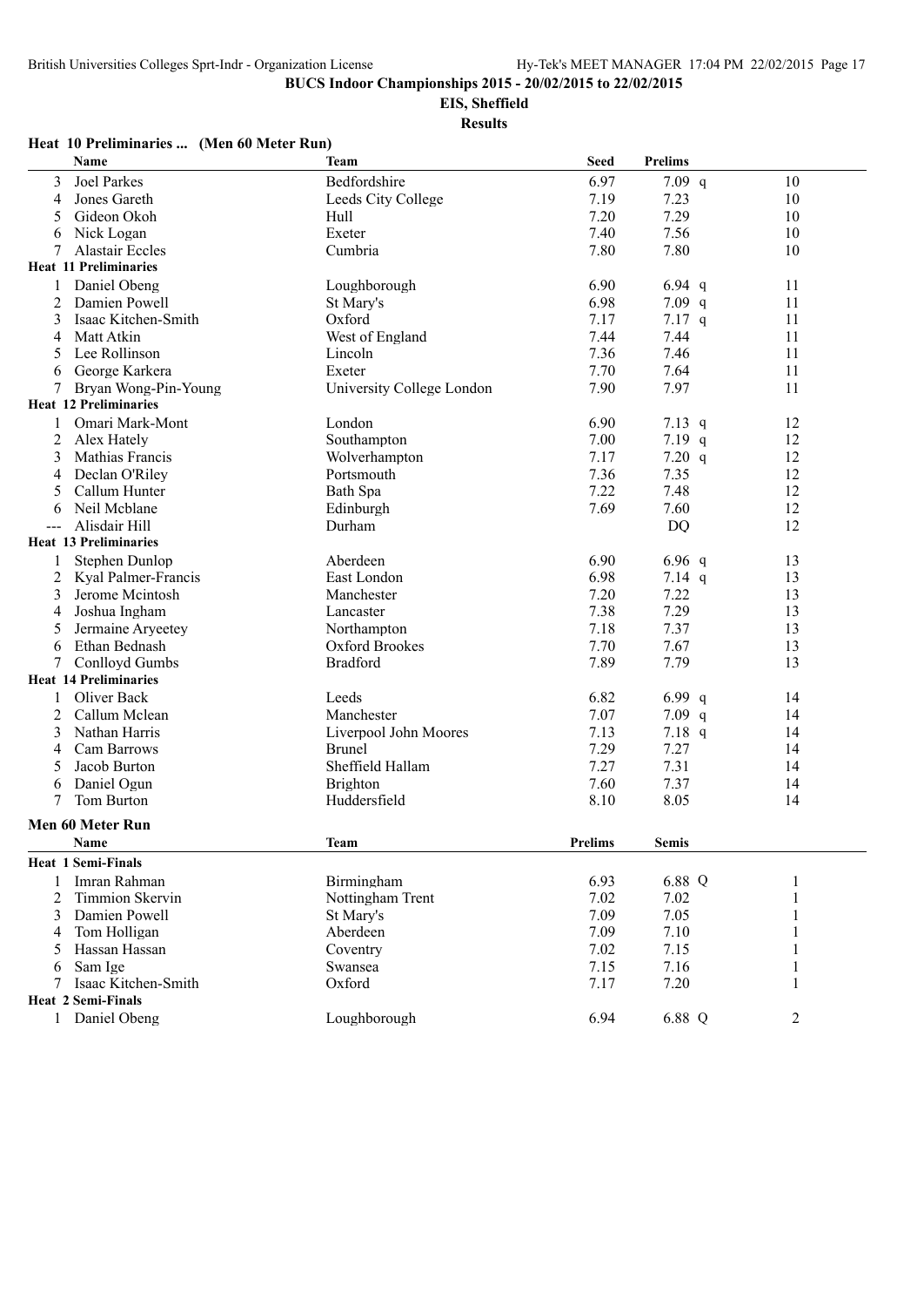**BUCS Indoor Championships 2015 - 20/02/2015 to 22/02/2015**

**EIS, Sheffield**

**Results**

### Heat 10 Preliminaries ... (Men 60 Meter Run)

| | Name | Team | Seed | Prelims | |
|---|---|---|---|---|---|
| 3 | Joel Parkes | Bedfordshire | 6.97 | 7.09 q | 10 |
| 4 | Jones Gareth | Leeds City College | 7.19 | 7.23 | 10 |
| 5 | Gideon Okoh | Hull | 7.20 | 7.29 | 10 |
| 6 | Nick Logan | Exeter | 7.40 | 7.56 | 10 |
| 7 | Alastair Eccles | Cumbria | 7.80 | 7.80 | 10 |
| **Heat 11 Preliminaries** | | | | | |
| 1 | Daniel Obeng | Loughborough | 6.90 | 6.94 q | 11 |
| 2 | Damien Powell | St Mary's | 6.98 | 7.09 q | 11 |
| 3 | Isaac Kitchen-Smith | Oxford | 7.17 | 7.17 q | 11 |
| 4 | Matt Atkin | West of England | 7.44 | 7.44 | 11 |
| 5 | Lee Rollinson | Lincoln | 7.36 | 7.46 | 11 |
| 6 | George Karkera | Exeter | 7.70 | 7.64 | 11 |
| 7 | Bryan Wong-Pin-Young | University College London | 7.90 | 7.97 | 11 |
| **Heat 12 Preliminaries** | | | | | |
| 1 | Omari Mark-Mont | London | 6.90 | 7.13 q | 12 |
| 2 | Alex Hately | Southampton | 7.00 | 7.19 q | 12 |
| 3 | Mathias Francis | Wolverhampton | 7.17 | 7.20 q | 12 |
| 4 | Declan O'Riley | Portsmouth | 7.36 | 7.35 | 12 |
| 5 | Callum Hunter | Bath Spa | 7.22 | 7.48 | 12 |
| 6 | Neil Mcblane | Edinburgh | 7.69 | 7.60 | 12 |
| --- | Alisdair Hill | Durham | | DQ | 12 |
| **Heat 13 Preliminaries** | | | | | |
| 1 | Stephen Dunlop | Aberdeen | 6.90 | 6.96 q | 13 |
| 2 | Kyal Palmer-Francis | East London | 6.98 | 7.14 q | 13 |
| 3 | Jerome Mcintosh | Manchester | 7.20 | 7.22 | 13 |
| 4 | Joshua Ingham | Lancaster | 7.38 | 7.29 | 13 |
| 5 | Jermaine Aryeetey | Northampton | 7.18 | 7.37 | 13 |
| 6 | Ethan Bednash | Oxford Brookes | 7.70 | 7.67 | 13 |
| 7 | Conlloyd Gumbs | Bradford | 7.89 | 7.79 | 13 |
| **Heat 14 Preliminaries** | | | | | |
| 1 | Oliver Back | Leeds | 6.82 | 6.99 q | 14 |
| 2 | Callum Mclean | Manchester | 7.07 | 7.09 q | 14 |
| 3 | Nathan Harris | Liverpool John Moores | 7.13 | 7.18 q | 14 |
| 4 | Cam Barrows | Brunel | 7.29 | 7.27 | 14 |
| 5 | Jacob Burton | Sheffield Hallam | 7.27 | 7.31 | 14 |
| 6 | Daniel Ogun | Brighton | 7.60 | 7.37 | 14 |
| 7 | Tom Burton | Huddersfield | 8.10 | 8.05 | 14 |

### Men 60 Meter Run

| | Name | Team | Prelims | Semis | |
|---|---|---|---|---|---|
| **Heat 1 Semi-Finals** | | | | | |
| 1 | Imran Rahman | Birmingham | 6.93 | 6.88 Q | 1 |
| 2 | Timmion Skervin | Nottingham Trent | 7.02 | 7.02 | 1 |
| 3 | Damien Powell | St Mary's | 7.09 | 7.05 | 1 |
| 4 | Tom Holligan | Aberdeen | 7.09 | 7.10 | 1 |
| 5 | Hassan Hassan | Coventry | 7.02 | 7.15 | 1 |
| 6 | Sam Ige | Swansea | 7.15 | 7.16 | 1 |
| 7 | Isaac Kitchen-Smith | Oxford | 7.17 | 7.20 | 1 |
| **Heat 2 Semi-Finals** | | | | | |
| 1 | Daniel Obeng | Loughborough | 6.94 | 6.88 Q | 2 |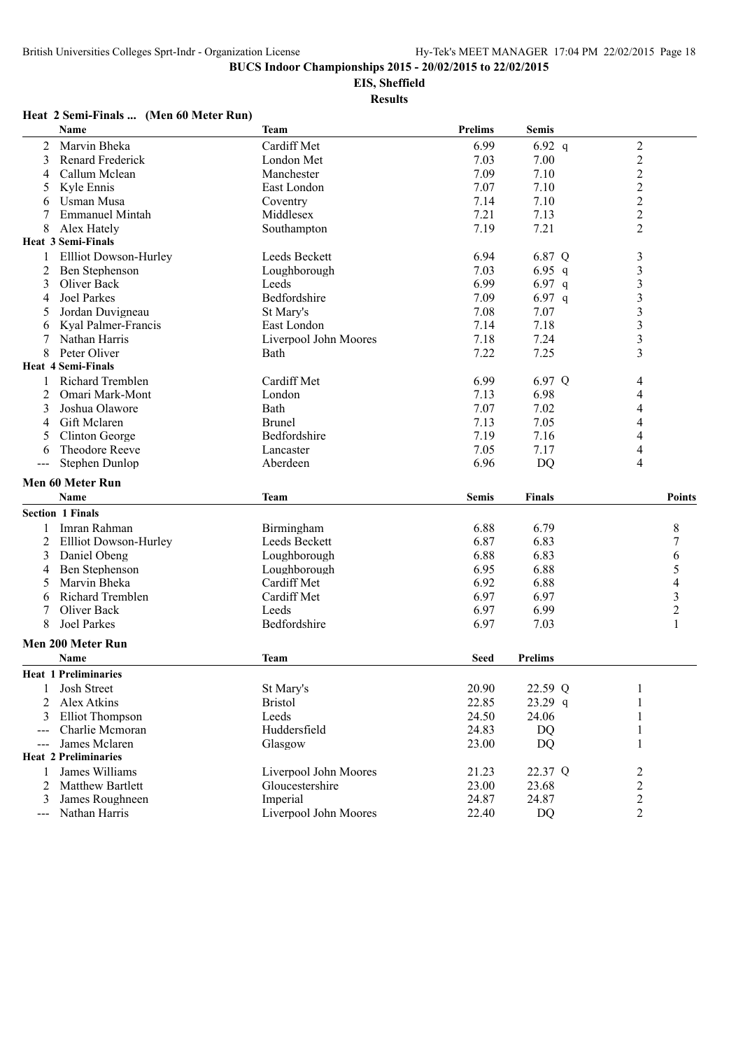**BUCS Indoor Championships 2015 - 20/02/2015 to 22/02/2015**

**EIS, Sheffield**

**Results**

### Heat 2 Semi-Finals ... (Men 60 Meter Run)

| | Name | Team | Prelims | Semis | | |
|---|---|---|---|---|---|---|
| 2 | Marvin Bheka | Cardiff Met | 6.99 | 6.92 | q | 2 |
| 3 | Renard Frederick | London Met | 7.03 | 7.00 | | 2 |
| 4 | Callum Mclean | Manchester | 7.09 | 7.10 | | 2 |
| 5 | Kyle Ennis | East London | 7.07 | 7.10 | | 2 |
| 6 | Usman Musa | Coventry | 7.14 | 7.10 | | 2 |
| 7 | Emmanuel Mintah | Middlesex | 7.21 | 7.13 | | 2 |
| 8 | Alex Hately | Southampton | 7.19 | 7.21 | | 2 |
| **Heat 3 Semi-Finals** | | | | | | |
| 1 | Ellliot Dowson-Hurley | Leeds Beckett | 6.94 | 6.87 | Q | 3 |
| 2 | Ben Stephenson | Loughborough | 7.03 | 6.95 | q | 3 |
| 3 | Oliver Back | Leeds | 6.99 | 6.97 | q | 3 |
| 4 | Joel Parkes | Bedfordshire | 7.09 | 6.97 | q | 3 |
| 5 | Jordan Duvigneau | St Mary's | 7.08 | 7.07 | | 3 |
| 6 | Kyal Palmer-Francis | East London | 7.14 | 7.18 | | 3 |
| 7 | Nathan Harris | Liverpool John Moores | 7.18 | 7.24 | | 3 |
| 8 | Peter Oliver | Bath | 7.22 | 7.25 | | 3 |
| **Heat 4 Semi-Finals** | | | | | | |
| 1 | Richard Tremblen | Cardiff Met | 6.99 | 6.97 | Q | 4 |
| 2 | Omari Mark-Mont | London | 7.13 | 6.98 | | 4 |
| 3 | Joshua Olawore | Bath | 7.07 | 7.02 | | 4 |
| 4 | Gift Mclaren | Brunel | 7.13 | 7.05 | | 4 |
| 5 | Clinton George | Bedfordshire | 7.19 | 7.16 | | 4 |
| 6 | Theodore Reeve | Lancaster | 7.05 | 7.17 | | 4 |
| --- | Stephen Dunlop | Aberdeen | 6.96 | DQ | | 4 |

### Men 60 Meter Run

| | Name | Team | Semis | Finals | Points |
|---|---|---|---|---|---|
| **Section 1 Finals** | | | | | |
| 1 | Imran Rahman | Birmingham | 6.88 | 6.79 | 8 |
| 2 | Ellliot Dowson-Hurley | Leeds Beckett | 6.87 | 6.83 | 7 |
| 3 | Daniel Obeng | Loughborough | 6.88 | 6.83 | 6 |
| 4 | Ben Stephenson | Loughborough | 6.95 | 6.88 | 5 |
| 5 | Marvin Bheka | Cardiff Met | 6.92 | 6.88 | 4 |
| 6 | Richard Tremblen | Cardiff Met | 6.97 | 6.97 | 3 |
| 7 | Oliver Back | Leeds | 6.97 | 6.99 | 2 |
| 8 | Joel Parkes | Bedfordshire | 6.97 | 7.03 | 1 |

### Men 200 Meter Run

| | Name | Team | Seed | Prelims | | |
|---|---|---|---|---|---|---|
| **Heat 1 Preliminaries** | | | | | | |
| 1 | Josh Street | St Mary's | 20.90 | 22.59 | Q | 1 |
| 2 | Alex Atkins | Bristol | 22.85 | 23.29 | q | 1 |
| 3 | Elliot Thompson | Leeds | 24.50 | 24.06 | | 1 |
| --- | Charlie Mcmoran | Huddersfield | 24.83 | DQ | | 1 |
| --- | James Mclaren | Glasgow | 23.00 | DQ | | 1 |
| **Heat 2 Preliminaries** | | | | | | |
| 1 | James Williams | Liverpool John Moores | 21.23 | 22.37 | Q | 2 |
| 2 | Matthew Bartlett | Gloucestershire | 23.00 | 23.68 | | 2 |
| 3 | James Roughneen | Imperial | 24.87 | 24.87 | | 2 |
| --- | Nathan Harris | Liverpool John Moores | 22.40 | DQ | | 2 |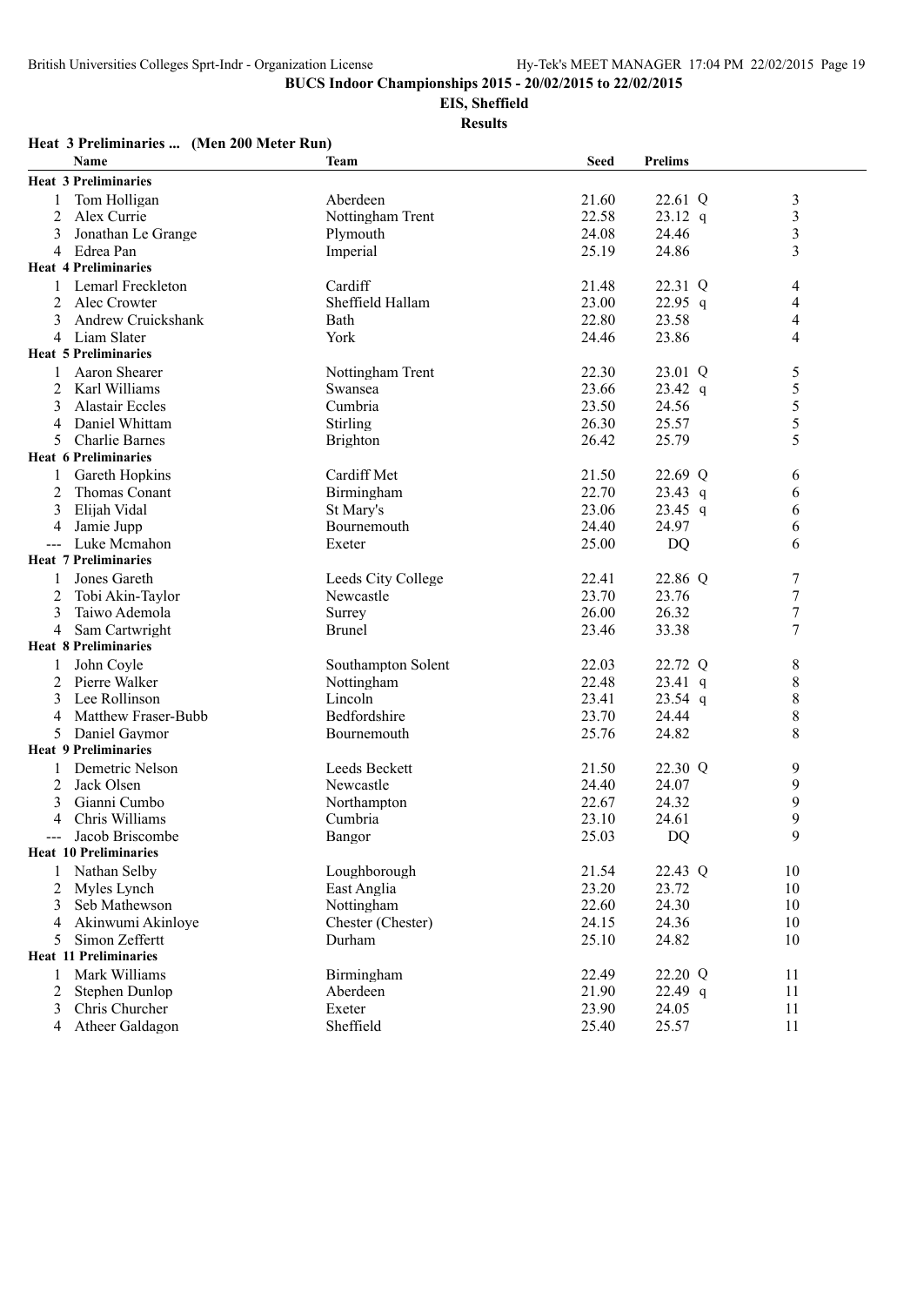**BUCS Indoor Championships 2015 - 20/02/2015 to 22/02/2015**

**EIS, Sheffield**

**Results**

**Heat 3 Preliminaries ... (Men 200 Meter Run)**

| | Name | Team | Seed | Prelims | | |
|---|---|---|---|---|---|---|
| **Heat 3 Preliminaries** | | | | | | |
| 1 | Tom Holligan | Aberdeen | 21.60 | 22.61 | Q | 3 |
| 2 | Alex Currie | Nottingham Trent | 22.58 | 23.12 | q | 3 |
| 3 | Jonathan Le Grange | Plymouth | 24.08 | 24.46 | | 3 |
| 4 | Edrea Pan | Imperial | 25.19 | 24.86 | | 3 |
| **Heat 4 Preliminaries** | | | | | | |
| 1 | Lemarl Freckleton | Cardiff | 21.48 | 22.31 | Q | 4 |
| 2 | Alec Crowter | Sheffield Hallam | 23.00 | 22.95 | q | 4 |
| 3 | Andrew Cruickshank | Bath | 22.80 | 23.58 | | 4 |
| 4 | Liam Slater | York | 24.46 | 23.86 | | 4 |
| **Heat 5 Preliminaries** | | | | | | |
| 1 | Aaron Shearer | Nottingham Trent | 22.30 | 23.01 | Q | 5 |
| 2 | Karl Williams | Swansea | 23.66 | 23.42 | q | 5 |
| 3 | Alastair Eccles | Cumbria | 23.50 | 24.56 | | 5 |
| 4 | Daniel Whittam | Stirling | 26.30 | 25.57 | | 5 |
| 5 | Charlie Barnes | Brighton | 26.42 | 25.79 | | 5 |
| **Heat 6 Preliminaries** | | | | | | |
| 1 | Gareth Hopkins | Cardiff Met | 21.50 | 22.69 | Q | 6 |
| 2 | Thomas Conant | Birmingham | 22.70 | 23.43 | q | 6 |
| 3 | Elijah Vidal | St Mary's | 23.06 | 23.45 | q | 6 |
| 4 | Jamie Jupp | Bournemouth | 24.40 | 24.97 | | 6 |
| --- | Luke Mcmahon | Exeter | 25.00 | DQ | | 6 |
| **Heat 7 Preliminaries** | | | | | | |
| 1 | Jones Gareth | Leeds City College | 22.41 | 22.86 | Q | 7 |
| 2 | Tobi Akin-Taylor | Newcastle | 23.70 | 23.76 | | 7 |
| 3 | Taiwo Ademola | Surrey | 26.00 | 26.32 | | 7 |
| 4 | Sam Cartwright | Brunel | 23.46 | 33.38 | | 7 |
| **Heat 8 Preliminaries** | | | | | | |
| 1 | John Coyle | Southampton Solent | 22.03 | 22.72 | Q | 8 |
| 2 | Pierre Walker | Nottingham | 22.48 | 23.41 | q | 8 |
| 3 | Lee Rollinson | Lincoln | 23.41 | 23.54 | q | 8 |
| 4 | Matthew Fraser-Bubb | Bedfordshire | 23.70 | 24.44 | | 8 |
| 5 | Daniel Gaymor | Bournemouth | 25.76 | 24.82 | | 8 |
| **Heat 9 Preliminaries** | | | | | | |
| 1 | Demetric Nelson | Leeds Beckett | 21.50 | 22.30 | Q | 9 |
| 2 | Jack Olsen | Newcastle | 24.40 | 24.07 | | 9 |
| 3 | Gianni Cumbo | Northampton | 22.67 | 24.32 | | 9 |
| 4 | Chris Williams | Cumbria | 23.10 | 24.61 | | 9 |
| --- | Jacob Briscombe | Bangor | 25.03 | DQ | | 9 |
| **Heat 10 Preliminaries** | | | | | | |
| 1 | Nathan Selby | Loughborough | 21.54 | 22.43 | Q | 10 |
| 2 | Myles Lynch | East Anglia | 23.20 | 23.72 | | 10 |
| 3 | Seb Mathewson | Nottingham | 22.60 | 24.30 | | 10 |
| 4 | Akinwumi Akinloye | Chester (Chester) | 24.15 | 24.36 | | 10 |
| 5 | Simon Zeffertt | Durham | 25.10 | 24.82 | | 10 |
| **Heat 11 Preliminaries** | | | | | | |
| 1 | Mark Williams | Birmingham | 22.49 | 22.20 | Q | 11 |
| 2 | Stephen Dunlop | Aberdeen | 21.90 | 22.49 | q | 11 |
| 3 | Chris Churcher | Exeter | 23.90 | 24.05 | | 11 |
| 4 | Atheer Galdagon | Sheffield | 25.40 | 25.57 | | 11 |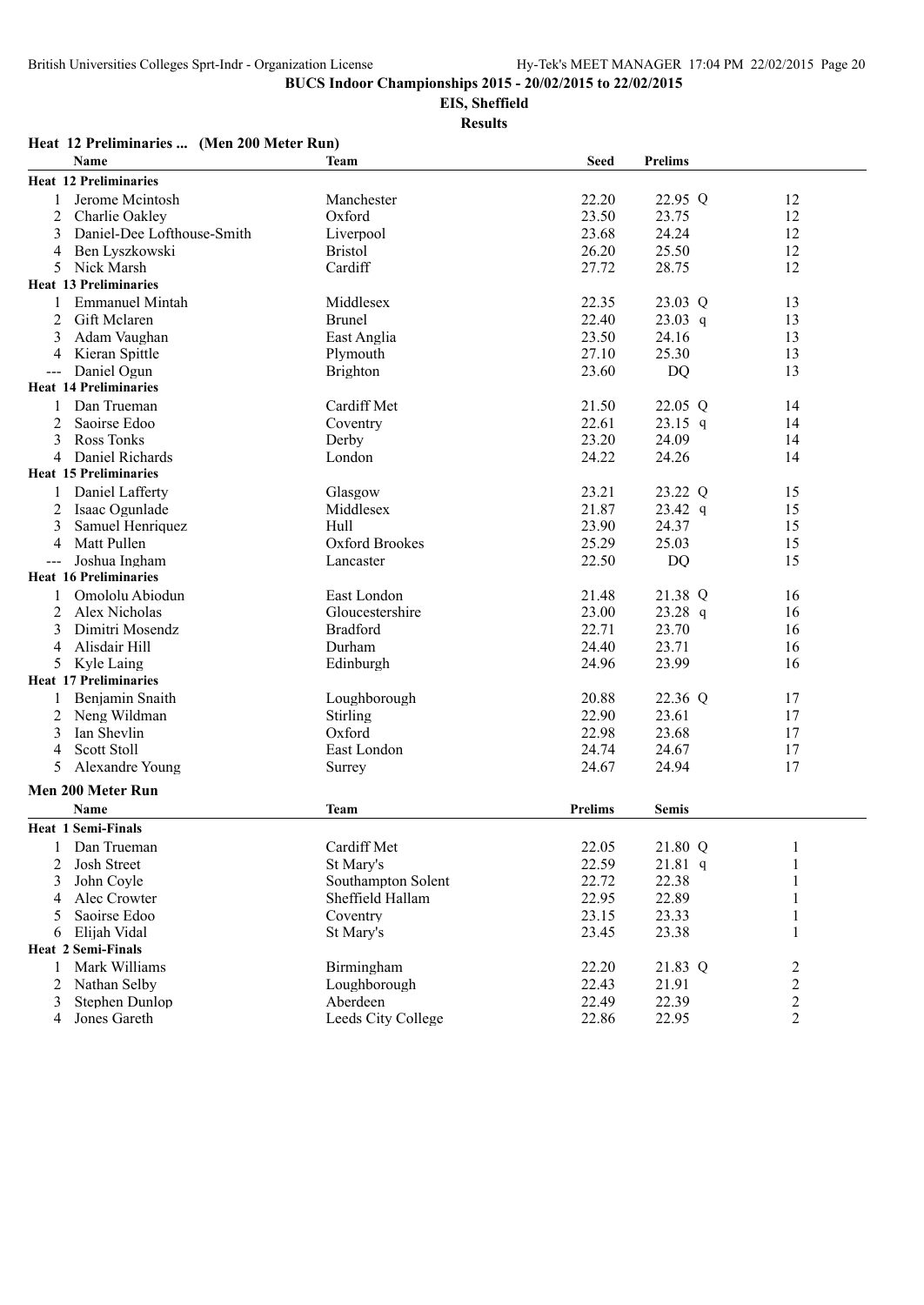**BUCS Indoor Championships 2015 - 20/02/2015 to 22/02/2015**

**EIS, Sheffield**

**Results**

### Heat 12 Preliminaries ... (Men 200 Meter Run)

| | Name | Team | Seed | Prelims | |
|---|---|---|---|---|---|
| **Heat 12 Preliminaries** | | | | | |
| 1 | Jerome Mcintosh | Manchester | 22.20 | 22.95 Q | 12 |
| 2 | Charlie Oakley | Oxford | 23.50 | 23.75 | 12 |
| 3 | Daniel-Dee Lofthouse-Smith | Liverpool | 23.68 | 24.24 | 12 |
| 4 | Ben Lyszkowski | Bristol | 26.20 | 25.50 | 12 |
| 5 | Nick Marsh | Cardiff | 27.72 | 28.75 | 12 |
| **Heat 13 Preliminaries** | | | | | |
| 1 | Emmanuel Mintah | Middlesex | 22.35 | 23.03 Q | 13 |
| 2 | Gift Mclaren | Brunel | 22.40 | 23.03 q | 13 |
| 3 | Adam Vaughan | East Anglia | 23.50 | 24.16 | 13 |
| 4 | Kieran Spittle | Plymouth | 27.10 | 25.30 | 13 |
| --- | Daniel Ogun | Brighton | 23.60 | DQ | 13 |
| **Heat 14 Preliminaries** | | | | | |
| 1 | Dan Trueman | Cardiff Met | 21.50 | 22.05 Q | 14 |
| 2 | Saoirse Edoo | Coventry | 22.61 | 23.15 q | 14 |
| 3 | Ross Tonks | Derby | 23.20 | 24.09 | 14 |
| 4 | Daniel Richards | London | 24.22 | 24.26 | 14 |
| **Heat 15 Preliminaries** | | | | | |
| 1 | Daniel Lafferty | Glasgow | 23.21 | 23.22 Q | 15 |
| 2 | Isaac Ogunlade | Middlesex | 21.87 | 23.42 q | 15 |
| 3 | Samuel Henriquez | Hull | 23.90 | 24.37 | 15 |
| 4 | Matt Pullen | Oxford Brookes | 25.29 | 25.03 | 15 |
| --- | Joshua Ingham | Lancaster | 22.50 | DQ | 15 |
| **Heat 16 Preliminaries** | | | | | |
| 1 | Omololu Abiodun | East London | 21.48 | 21.38 Q | 16 |
| 2 | Alex Nicholas | Gloucestershire | 23.00 | 23.28 q | 16 |
| 3 | Dimitri Mosendz | Bradford | 22.71 | 23.70 | 16 |
| 4 | Alisdair Hill | Durham | 24.40 | 23.71 | 16 |
| 5 | Kyle Laing | Edinburgh | 24.96 | 23.99 | 16 |
| **Heat 17 Preliminaries** | | | | | |
| 1 | Benjamin Snaith | Loughborough | 20.88 | 22.36 Q | 17 |
| 2 | Neng Wildman | Stirling | 22.90 | 23.61 | 17 |
| 3 | Ian Shevlin | Oxford | 22.98 | 23.68 | 17 |
| 4 | Scott Stoll | East London | 24.74 | 24.67 | 17 |
| 5 | Alexandre Young | Surrey | 24.67 | 24.94 | 17 |

### Men 200 Meter Run

| | Name | Team | Prelims | Semis | |
|---|---|---|---|---|---|
| **Heat 1 Semi-Finals** | | | | | |
| 1 | Dan Trueman | Cardiff Met | 22.05 | 21.80 Q | 1 |
| 2 | Josh Street | St Mary's | 22.59 | 21.81 q | 1 |
| 3 | John Coyle | Southampton Solent | 22.72 | 22.38 | 1 |
| 4 | Alec Crowter | Sheffield Hallam | 22.95 | 22.89 | 1 |
| 5 | Saoirse Edoo | Coventry | 23.15 | 23.33 | 1 |
| 6 | Elijah Vidal | St Mary's | 23.45 | 23.38 | 1 |
| **Heat 2 Semi-Finals** | | | | | |
| 1 | Mark Williams | Birmingham | 22.20 | 21.83 Q | 2 |
| 2 | Nathan Selby | Loughborough | 22.43 | 21.91 | 2 |
| 3 | Stephen Dunlop | Aberdeen | 22.49 | 22.39 | 2 |
| 4 | Jones Gareth | Leeds City College | 22.86 | 22.95 | 2 |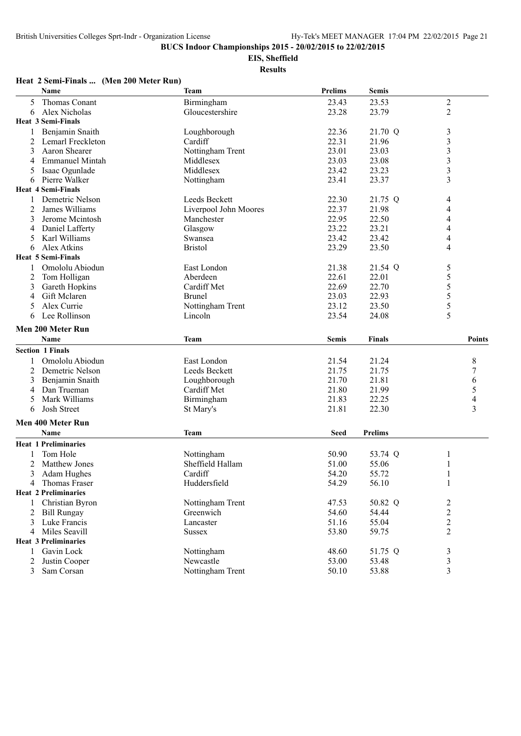**BUCS Indoor Championships 2015 - 20/02/2015 to 22/02/2015**

**EIS, Sheffield**

**Results**

### Heat 2 Semi-Finals ... (Men 200 Meter Run)

| | Name | Team | Prelims | Semis | | |
|---|---|---|---|---|---|---|
| 5 | Thomas Conant | Birmingham | 23.43 | 23.53 | | 2 |
| 6 | Alex Nicholas | Gloucestershire | 23.28 | 23.79 | | 2 |
| **Heat 3 Semi-Finals** | | | | | | |
| 1 | Benjamin Snaith | Loughborough | 22.36 | 21.70 | Q | 3 |
| 2 | Lemarl Freckleton | Cardiff | 22.31 | 21.96 | | 3 |
| 3 | Aaron Shearer | Nottingham Trent | 23.01 | 23.03 | | 3 |
| 4 | Emmanuel Mintah | Middlesex | 23.03 | 23.08 | | 3 |
| 5 | Isaac Ogunlade | Middlesex | 23.42 | 23.23 | | 3 |
| 6 | Pierre Walker | Nottingham | 23.41 | 23.37 | | 3 |
| **Heat 4 Semi-Finals** | | | | | | |
| 1 | Demetric Nelson | Leeds Beckett | 22.30 | 21.75 | Q | 4 |
| 2 | James Williams | Liverpool John Moores | 22.37 | 21.98 | | 4 |
| 3 | Jerome Mcintosh | Manchester | 22.95 | 22.50 | | 4 |
| 4 | Daniel Lafferty | Glasgow | 23.22 | 23.21 | | 4 |
| 5 | Karl Williams | Swansea | 23.42 | 23.42 | | 4 |
| 6 | Alex Atkins | Bristol | 23.29 | 23.50 | | 4 |
| **Heat 5 Semi-Finals** | | | | | | |
| 1 | Omololu Abiodun | East London | 21.38 | 21.54 | Q | 5 |
| 2 | Tom Holligan | Aberdeen | 22.61 | 22.01 | | 5 |
| 3 | Gareth Hopkins | Cardiff Met | 22.69 | 22.70 | | 5 |
| 4 | Gift Mclaren | Brunel | 23.03 | 22.93 | | 5 |
| 5 | Alex Currie | Nottingham Trent | 23.12 | 23.50 | | 5 |
| 6 | Lee Rollinson | Lincoln | 23.54 | 24.08 | | 5 |

### Men 200 Meter Run

| | Name | Team | Semis | Finals | Points |
|---|---|---|---|---|---|
| **Section 1 Finals** | | | | | |
| 1 | Omololu Abiodun | East London | 21.54 | 21.24 | 8 |
| 2 | Demetric Nelson | Leeds Beckett | 21.75 | 21.75 | 7 |
| 3 | Benjamin Snaith | Loughborough | 21.70 | 21.81 | 6 |
| 4 | Dan Trueman | Cardiff Met | 21.80 | 21.99 | 5 |
| 5 | Mark Williams | Birmingham | 21.83 | 22.25 | 4 |
| 6 | Josh Street | St Mary's | 21.81 | 22.30 | 3 |

### Men 400 Meter Run

| | Name | Team | Seed | Prelims | | |
|---|---|---|---|---|---|---|
| **Heat 1 Preliminaries** | | | | | | |
| 1 | Tom Hole | Nottingham | 50.90 | 53.74 | Q | 1 |
| 2 | Matthew Jones | Sheffield Hallam | 51.00 | 55.06 | | 1 |
| 3 | Adam Hughes | Cardiff | 54.20 | 55.72 | | 1 |
| 4 | Thomas Fraser | Huddersfield | 54.29 | 56.10 | | 1 |
| **Heat 2 Preliminaries** | | | | | | |
| 1 | Christian Byron | Nottingham Trent | 47.53 | 50.82 | Q | 2 |
| 2 | Bill Rungay | Greenwich | 54.60 | 54.44 | | 2 |
| 3 | Luke Francis | Lancaster | 51.16 | 55.04 | | 2 |
| 4 | Miles Seavill | Sussex | 53.80 | 59.75 | | 2 |
| **Heat 3 Preliminaries** | | | | | | |
| 1 | Gavin Lock | Nottingham | 48.60 | 51.75 | Q | 3 |
| 2 | Justin Cooper | Newcastle | 53.00 | 53.48 | | 3 |
| 3 | Sam Corsan | Nottingham Trent | 50.10 | 53.88 | | 3 |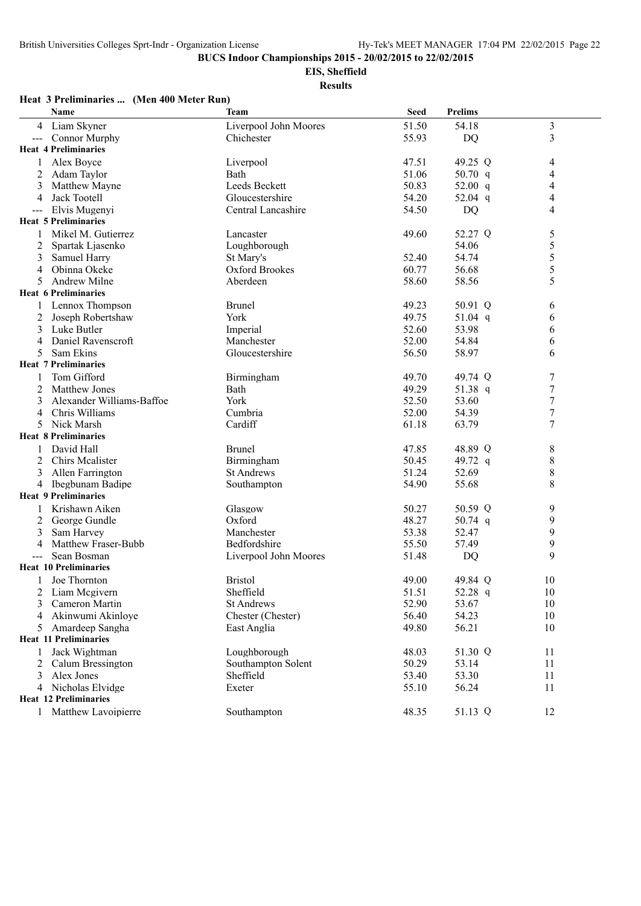**BUCS Indoor Championships 2015 - 20/02/2015 to 22/02/2015**

**EIS, Sheffield**

**Results**

### Heat 3 Preliminaries ... (Men 400 Meter Run)

| | Name | Team | Seed | Prelims | | |
|---|---|---|---|---|---|---|
| 4 | Liam Skyner | Liverpool John Moores | 51.50 | 54.18 | | 3 |
| --- | Connor Murphy | Chichester | 55.93 | DQ | | 3 |
| **Heat 4 Preliminaries** | | | | | | |
| 1 | Alex Boyce | Liverpool | 47.51 | 49.25 | Q | 4 |
| 2 | Adam Taylor | Bath | 51.06 | 50.70 | q | 4 |
| 3 | Matthew Mayne | Leeds Beckett | 50.83 | 52.00 | q | 4 |
| 4 | Jack Tootell | Gloucestershire | 54.20 | 52.04 | q | 4 |
| --- | Elvis Mugenyi | Central Lancashire | 54.50 | DQ | | 4 |
| **Heat 5 Preliminaries** | | | | | | |
| 1 | Mikel M. Gutierrez | Lancaster | 49.60 | 52.27 | Q | 5 |
| 2 | Spartak Ljasenko | Loughborough | | 54.06 | | 5 |
| 3 | Samuel Harry | St Mary's | 52.40 | 54.74 | | 5 |
| 4 | Obinna Okeke | Oxford Brookes | 60.77 | 56.68 | | 5 |
| 5 | Andrew Milne | Aberdeen | 58.60 | 58.56 | | 5 |
| **Heat 6 Preliminaries** | | | | | | |
| 1 | Lennox Thompson | Brunel | 49.23 | 50.91 | Q | 6 |
| 2 | Joseph Robertshaw | York | 49.75 | 51.04 | q | 6 |
| 3 | Luke Butler | Imperial | 52.60 | 53.98 | | 6 |
| 4 | Daniel Ravenscroft | Manchester | 52.00 | 54.84 | | 6 |
| 5 | Sam Ekins | Gloucestershire | 56.50 | 58.97 | | 6 |
| **Heat 7 Preliminaries** | | | | | | |
| 1 | Tom Gifford | Birmingham | 49.70 | 49.74 | Q | 7 |
| 2 | Matthew Jones | Bath | 49.29 | 51.38 | q | 7 |
| 3 | Alexander Williams-Baffoe | York | 52.50 | 53.60 | | 7 |
| 4 | Chris Williams | Cumbria | 52.00 | 54.39 | | 7 |
| 5 | Nick Marsh | Cardiff | 61.18 | 63.79 | | 7 |
| **Heat 8 Preliminaries** | | | | | | |
| 1 | David Hall | Brunel | 47.85 | 48.89 | Q | 8 |
| 2 | Chirs Mcalister | Birmingham | 50.45 | 49.72 | q | 8 |
| 3 | Allen Farrington | St Andrews | 51.24 | 52.69 | | 8 |
| 4 | Ibegbunam Badipe | Southampton | 54.90 | 55.68 | | 8 |
| **Heat 9 Preliminaries** | | | | | | |
| 1 | Krishawn Aiken | Glasgow | 50.27 | 50.59 | Q | 9 |
| 2 | George Gundle | Oxford | 48.27 | 50.74 | q | 9 |
| 3 | Sam Harvey | Manchester | 53.38 | 52.47 | | 9 |
| 4 | Matthew Fraser-Bubb | Bedfordshire | 55.50 | 57.49 | | 9 |
| --- | Sean Bosman | Liverpool John Moores | 51.48 | DQ | | 9 |
| **Heat 10 Preliminaries** | | | | | | |
| 1 | Joe Thornton | Bristol | 49.00 | 49.84 | Q | 10 |
| 2 | Liam Mcgivern | Sheffield | 51.51 | 52.28 | q | 10 |
| 3 | Cameron Martin | St Andrews | 52.90 | 53.67 | | 10 |
| 4 | Akinwumi Akinloye | Chester (Chester) | 56.40 | 54.23 | | 10 |
| 5 | Amardeep Sangha | East Anglia | 49.80 | 56.21 | | 10 |
| **Heat 11 Preliminaries** | | | | | | |
| 1 | Jack Wightman | Loughborough | 48.03 | 51.30 | Q | 11 |
| 2 | Calum Bressington | Southampton Solent | 50.29 | 53.14 | | 11 |
| 3 | Alex Jones | Sheffield | 53.40 | 53.30 | | 11 |
| 4 | Nicholas Elvidge | Exeter | 55.10 | 56.24 | | 11 |
| **Heat 12 Preliminaries** | | | | | | |
| 1 | Matthew Lavoipierre | Southampton | 48.35 | 51.13 | Q | 12 |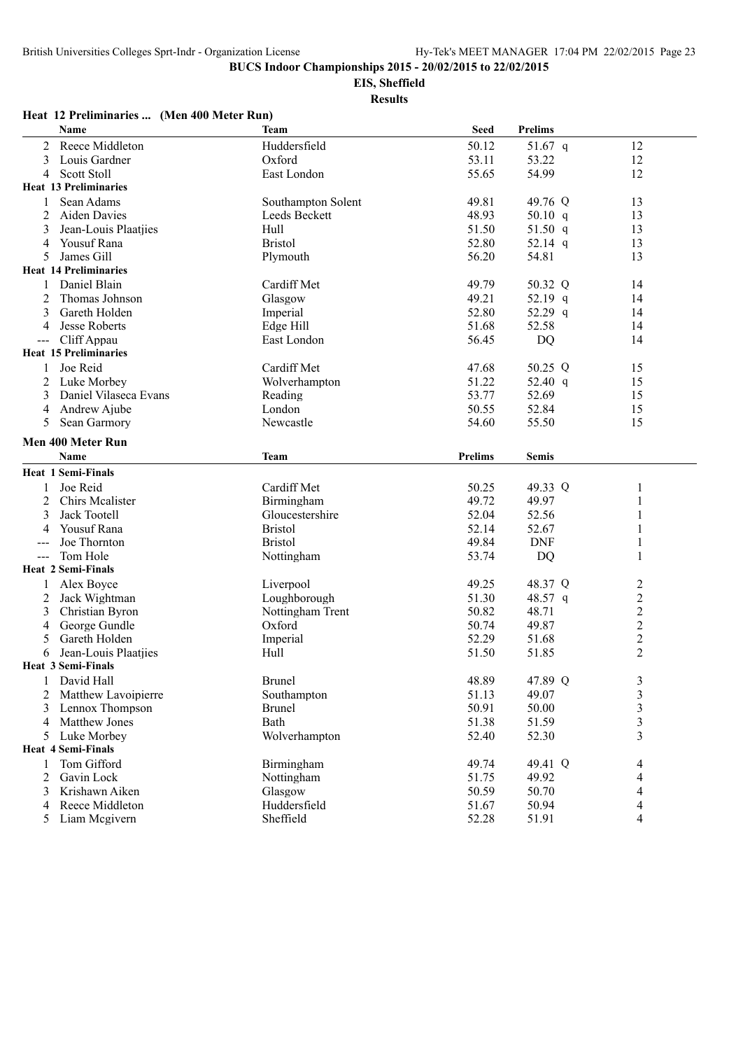**BUCS Indoor Championships 2015 - 20/02/2015 to 22/02/2015**

**EIS, Sheffield**

**Results**

### Heat 12 Preliminaries ... (Men 400 Meter Run)

| | Name | Team | Seed | Prelims | | Heat |
|---|---|---|---|---|---|---|
| 2 | Reece Middleton | Huddersfield | 50.12 | 51.67 | q | 12 |
| 3 | Louis Gardner | Oxford | 53.11 | 53.22 | | 12 |
| 4 | Scott Stoll | East London | 55.65 | 54.99 | | 12 |
| **Heat 13 Preliminaries** | | | | | | |
| 1 | Sean Adams | Southampton Solent | 49.81 | 49.76 | Q | 13 |
| 2 | Aiden Davies | Leeds Beckett | 48.93 | 50.10 | q | 13 |
| 3 | Jean-Louis Plaatjies | Hull | 51.50 | 51.50 | q | 13 |
| 4 | Yousuf Rana | Bristol | 52.80 | 52.14 | q | 13 |
| 5 | James Gill | Plymouth | 56.20 | 54.81 | | 13 |
| **Heat 14 Preliminaries** | | | | | | |
| 1 | Daniel Blain | Cardiff Met | 49.79 | 50.32 | Q | 14 |
| 2 | Thomas Johnson | Glasgow | 49.21 | 52.19 | q | 14 |
| 3 | Gareth Holden | Imperial | 52.80 | 52.29 | q | 14 |
| 4 | Jesse Roberts | Edge Hill | 51.68 | 52.58 | | 14 |
| --- | Cliff Appau | East London | 56.45 | DQ | | 14 |
| **Heat 15 Preliminaries** | | | | | | |
| 1 | Joe Reid | Cardiff Met | 47.68 | 50.25 | Q | 15 |
| 2 | Luke Morbey | Wolverhampton | 51.22 | 52.40 | q | 15 |
| 3 | Daniel Vilaseca Evans | Reading | 53.77 | 52.69 | | 15 |
| 4 | Andrew Ajube | London | 50.55 | 52.84 | | 15 |
| 5 | Sean Garmory | Newcastle | 54.60 | 55.50 | | 15 |

### Men 400 Meter Run

| | Name | Team | Prelims | Semis | | Heat |
|---|---|---|---|---|---|---|
| **Heat 1 Semi-Finals** | | | | | | |
| 1 | Joe Reid | Cardiff Met | 50.25 | 49.33 | Q | 1 |
| 2 | Chirs Mcalister | Birmingham | 49.72 | 49.97 | | 1 |
| 3 | Jack Tootell | Gloucestershire | 52.04 | 52.56 | | 1 |
| 4 | Yousuf Rana | Bristol | 52.14 | 52.67 | | 1 |
| --- | Joe Thornton | Bristol | 49.84 | DNF | | 1 |
| --- | Tom Hole | Nottingham | 53.74 | DQ | | 1 |
| **Heat 2 Semi-Finals** | | | | | | |
| 1 | Alex Boyce | Liverpool | 49.25 | 48.37 | Q | 2 |
| 2 | Jack Wightman | Loughborough | 51.30 | 48.57 | q | 2 |
| 3 | Christian Byron | Nottingham Trent | 50.82 | 48.71 | | 2 |
| 4 | George Gundle | Oxford | 50.74 | 49.87 | | 2 |
| 5 | Gareth Holden | Imperial | 52.29 | 51.68 | | 2 |
| 6 | Jean-Louis Plaatjies | Hull | 51.50 | 51.85 | | 2 |
| **Heat 3 Semi-Finals** | | | | | | |
| 1 | David Hall | Brunel | 48.89 | 47.89 | Q | 3 |
| 2 | Matthew Lavoipierre | Southampton | 51.13 | 49.07 | | 3 |
| 3 | Lennox Thompson | Brunel | 50.91 | 50.00 | | 3 |
| 4 | Matthew Jones | Bath | 51.38 | 51.59 | | 3 |
| 5 | Luke Morbey | Wolverhampton | 52.40 | 52.30 | | 3 |
| **Heat 4 Semi-Finals** | | | | | | |
| 1 | Tom Gifford | Birmingham | 49.74 | 49.41 | Q | 4 |
| 2 | Gavin Lock | Nottingham | 51.75 | 49.92 | | 4 |
| 3 | Krishawn Aiken | Glasgow | 50.59 | 50.70 | | 4 |
| 4 | Reece Middleton | Huddersfield | 51.67 | 50.94 | | 4 |
| 5 | Liam Mcgivern | Sheffield | 52.28 | 51.91 | | 4 |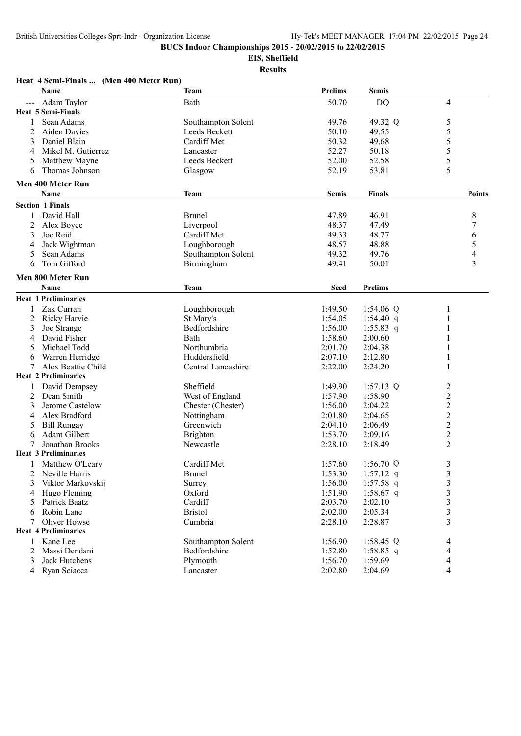**BUCS Indoor Championships 2015 - 20/02/2015 to 22/02/2015**

**EIS, Sheffield**

**Results**

### Heat 4 Semi-Finals ... (Men 400 Meter Run)

| | Name | Team | Prelims | Semis | |
|---|---|---|---|---|---|
| --- | Adam Taylor | Bath | 50.70 | DQ | 4 |
| **Heat 5 Semi-Finals** | | | | | |
| 1 | Sean Adams | Southampton Solent | 49.76 | 49.32 Q | 5 |
| 2 | Aiden Davies | Leeds Beckett | 50.10 | 49.55 | 5 |
| 3 | Daniel Blain | Cardiff Met | 50.32 | 49.68 | 5 |
| 4 | Mikel M. Gutierrez | Lancaster | 52.27 | 50.18 | 5 |
| 5 | Matthew Mayne | Leeds Beckett | 52.00 | 52.58 | 5 |
| 6 | Thomas Johnson | Glasgow | 52.19 | 53.81 | 5 |

### Men 400 Meter Run

| | Name | Team | Semis | Finals | Points |
|---|---|---|---|---|---|
| **Section 1 Finals** | | | | | |
| 1 | David Hall | Brunel | 47.89 | 46.91 | 8 |
| 2 | Alex Boyce | Liverpool | 48.37 | 47.49 | 7 |
| 3 | Joe Reid | Cardiff Met | 49.33 | 48.77 | 6 |
| 4 | Jack Wightman | Loughborough | 48.57 | 48.88 | 5 |
| 5 | Sean Adams | Southampton Solent | 49.32 | 49.76 | 4 |
| 6 | Tom Gifford | Birmingham | 49.41 | 50.01 | 3 |

### Men 800 Meter Run

| | Name | Team | Seed | Prelims | |
|---|---|---|---|---|---|
| **Heat 1 Preliminaries** | | | | | |
| 1 | Zak Curran | Loughborough | 1:49.50 | 1:54.06 Q | 1 |
| 2 | Ricky Harvie | St Mary's | 1:54.05 | 1:54.40 q | 1 |
| 3 | Joe Strange | Bedfordshire | 1:56.00 | 1:55.83 q | 1 |
| 4 | David Fisher | Bath | 1:58.60 | 2:00.60 | 1 |
| 5 | Michael Todd | Northumbria | 2:01.70 | 2:04.38 | 1 |
| 6 | Warren Herridge | Huddersfield | 2:07.10 | 2:12.80 | 1 |
| 7 | Alex Beattie Child | Central Lancashire | 2:22.00 | 2:24.20 | 1 |
| **Heat 2 Preliminaries** | | | | | |
| 1 | David Dempsey | Sheffield | 1:49.90 | 1:57.13 Q | 2 |
| 2 | Dean Smith | West of England | 1:57.90 | 1:58.90 | 2 |
| 3 | Jerome Castelow | Chester (Chester) | 1:56.00 | 2:04.22 | 2 |
| 4 | Alex Bradford | Nottingham | 2:01.80 | 2:04.65 | 2 |
| 5 | Bill Rungay | Greenwich | 2:04.10 | 2:06.49 | 2 |
| 6 | Adam Gilbert | Brighton | 1:53.70 | 2:09.16 | 2 |
| 7 | Jonathan Brooks | Newcastle | 2:28.10 | 2:18.49 | 2 |
| **Heat 3 Preliminaries** | | | | | |
| 1 | Matthew O'Leary | Cardiff Met | 1:57.60 | 1:56.70 Q | 3 |
| 2 | Neville Harris | Brunel | 1:53.30 | 1:57.12 q | 3 |
| 3 | Viktor Markovskij | Surrey | 1:56.00 | 1:57.58 q | 3 |
| 4 | Hugo Fleming | Oxford | 1:51.90 | 1:58.67 q | 3 |
| 5 | Patrick Baatz | Cardiff | 2:03.70 | 2:02.10 | 3 |
| 6 | Robin Lane | Bristol | 2:02.00 | 2:05.34 | 3 |
| 7 | Oliver Howse | Cumbria | 2:28.10 | 2:28.87 | 3 |
| **Heat 4 Preliminaries** | | | | | |
| 1 | Kane Lee | Southampton Solent | 1:56.90 | 1:58.45 Q | 4 |
| 2 | Massi Dendani | Bedfordshire | 1:52.80 | 1:58.85 q | 4 |
| 3 | Jack Hutchens | Plymouth | 1:56.70 | 1:59.69 | 4 |
| 4 | Ryan Sciacca | Lancaster | 2:02.80 | 2:04.69 | 4 |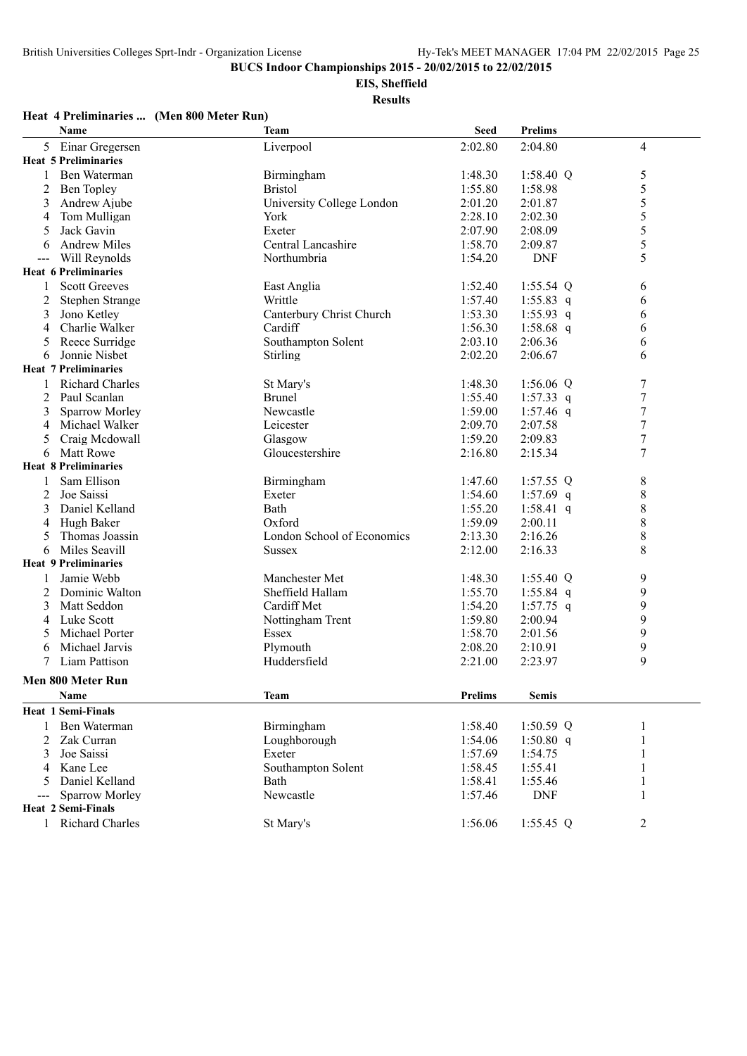**BUCS Indoor Championships 2015 - 20/02/2015 to 22/02/2015**

**EIS, Sheffield**

**Results**

### Heat 4 Preliminaries ... (Men 800 Meter Run)

| | Name | Team | Seed | Prelims | |
|---|---|---|---|---|---|
| 5 | Einar Gregersen | Liverpool | 2:02.80 | 2:04.80 | 4 |
| **Heat 5 Preliminaries** | | | | | |
| 1 | Ben Waterman | Birmingham | 1:48.30 | 1:58.40 Q | 5 |
| 2 | Ben Topley | Bristol | 1:55.80 | 1:58.98 | 5 |
| 3 | Andrew Ajube | University College London | 2:01.20 | 2:01.87 | 5 |
| 4 | Tom Mulligan | York | 2:28.10 | 2:02.30 | 5 |
| 5 | Jack Gavin | Exeter | 2:07.90 | 2:08.09 | 5 |
| 6 | Andrew Miles | Central Lancashire | 1:58.70 | 2:09.87 | 5 |
| --- | Will Reynolds | Northumbria | 1:54.20 | DNF | 5 |
| **Heat 6 Preliminaries** | | | | | |
| 1 | Scott Greeves | East Anglia | 1:52.40 | 1:55.54 Q | 6 |
| 2 | Stephen Strange | Writtle | 1:57.40 | 1:55.83 q | 6 |
| 3 | Jono Ketley | Canterbury Christ Church | 1:53.30 | 1:55.93 q | 6 |
| 4 | Charlie Walker | Cardiff | 1:56.30 | 1:58.68 q | 6 |
| 5 | Reece Surridge | Southampton Solent | 2:03.10 | 2:06.36 | 6 |
| 6 | Jonnie Nisbet | Stirling | 2:02.20 | 2:06.67 | 6 |
| **Heat 7 Preliminaries** | | | | | |
| 1 | Richard Charles | St Mary's | 1:48.30 | 1:56.06 Q | 7 |
| 2 | Paul Scanlan | Brunel | 1:55.40 | 1:57.33 q | 7 |
| 3 | Sparrow Morley | Newcastle | 1:59.00 | 1:57.46 q | 7 |
| 4 | Michael Walker | Leicester | 2:09.70 | 2:07.58 | 7 |
| 5 | Craig Mcdowall | Glasgow | 1:59.20 | 2:09.83 | 7 |
| 6 | Matt Rowe | Gloucestershire | 2:16.80 | 2:15.34 | 7 |
| **Heat 8 Preliminaries** | | | | | |
| 1 | Sam Ellison | Birmingham | 1:47.60 | 1:57.55 Q | 8 |
| 2 | Joe Saissi | Exeter | 1:54.60 | 1:57.69 q | 8 |
| 3 | Daniel Kelland | Bath | 1:55.20 | 1:58.41 q | 8 |
| 4 | Hugh Baker | Oxford | 1:59.09 | 2:00.11 | 8 |
| 5 | Thomas Joassin | London School of Economics | 2:13.30 | 2:16.26 | 8 |
| 6 | Miles Seavill | Sussex | 2:12.00 | 2:16.33 | 8 |
| **Heat 9 Preliminaries** | | | | | |
| 1 | Jamie Webb | Manchester Met | 1:48.30 | 1:55.40 Q | 9 |
| 2 | Dominic Walton | Sheffield Hallam | 1:55.70 | 1:55.84 q | 9 |
| 3 | Matt Seddon | Cardiff Met | 1:54.20 | 1:57.75 q | 9 |
| 4 | Luke Scott | Nottingham Trent | 1:59.80 | 2:00.94 | 9 |
| 5 | Michael Porter | Essex | 1:58.70 | 2:01.56 | 9 |
| 6 | Michael Jarvis | Plymouth | 2:08.20 | 2:10.91 | 9 |
| 7 | Liam Pattison | Huddersfield | 2:21.00 | 2:23.97 | 9 |

### Men 800 Meter Run

| | Name | Team | Prelims | Semis | |
|---|---|---|---|---|---|
| **Heat 1 Semi-Finals** | | | | | |
| 1 | Ben Waterman | Birmingham | 1:58.40 | 1:50.59 Q | 1 |
| 2 | Zak Curran | Loughborough | 1:54.06 | 1:50.80 q | 1 |
| 3 | Joe Saissi | Exeter | 1:57.69 | 1:54.75 | 1 |
| 4 | Kane Lee | Southampton Solent | 1:58.45 | 1:55.41 | 1 |
| 5 | Daniel Kelland | Bath | 1:58.41 | 1:55.46 | 1 |
| --- | Sparrow Morley | Newcastle | 1:57.46 | DNF | 1 |
| **Heat 2 Semi-Finals** | | | | | |
| 1 | Richard Charles | St Mary's | 1:56.06 | 1:55.45 Q | 2 |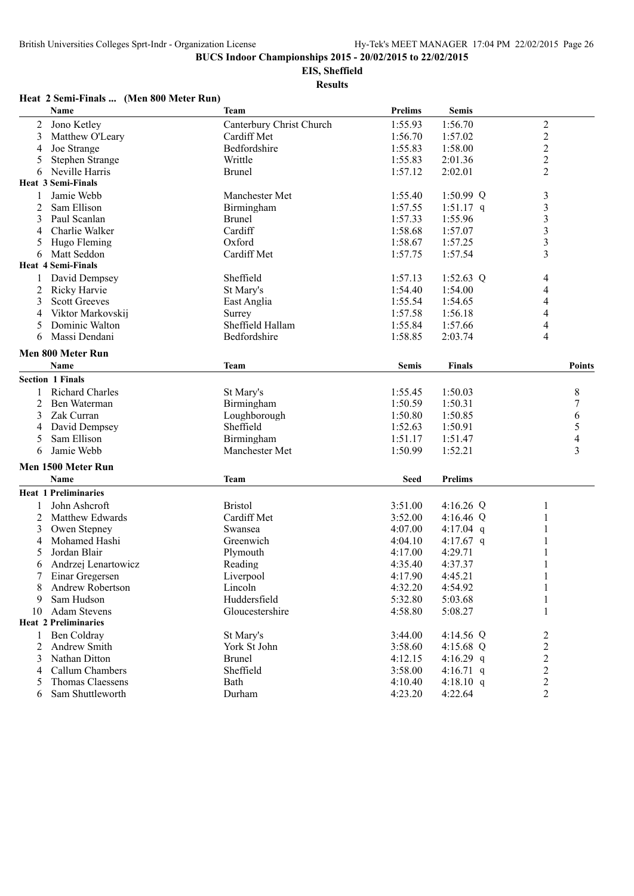**BUCS Indoor Championships 2015 - 20/02/2015 to 22/02/2015**

**EIS, Sheffield**

**Results**

### Heat 2 Semi-Finals ... (Men 800 Meter Run)

| | Name | Team | Prelims | Semis | |
|---|---|---|---|---|---|
| 2 | Jono Ketley | Canterbury Christ Church | 1:55.93 | 1:56.70 | 2 |
| 3 | Matthew O'Leary | Cardiff Met | 1:56.70 | 1:57.02 | 2 |
| 4 | Joe Strange | Bedfordshire | 1:55.83 | 1:58.00 | 2 |
| 5 | Stephen Strange | Writtle | 1:55.83 | 2:01.36 | 2 |
| 6 | Neville Harris | Brunel | 1:57.12 | 2:02.01 | 2 |
| **Heat 3 Semi-Finals** | | | | | |
| 1 | Jamie Webb | Manchester Met | 1:55.40 | 1:50.99 Q | 3 |
| 2 | Sam Ellison | Birmingham | 1:57.55 | 1:51.17 q | 3 |
| 3 | Paul Scanlan | Brunel | 1:57.33 | 1:55.96 | 3 |
| 4 | Charlie Walker | Cardiff | 1:58.68 | 1:57.07 | 3 |
| 5 | Hugo Fleming | Oxford | 1:58.67 | 1:57.25 | 3 |
| 6 | Matt Seddon | Cardiff Met | 1:57.75 | 1:57.54 | 3 |
| **Heat 4 Semi-Finals** | | | | | |
| 1 | David Dempsey | Sheffield | 1:57.13 | 1:52.63 Q | 4 |
| 2 | Ricky Harvie | St Mary's | 1:54.40 | 1:54.00 | 4 |
| 3 | Scott Greeves | East Anglia | 1:55.54 | 1:54.65 | 4 |
| 4 | Viktor Markovskij | Surrey | 1:57.58 | 1:56.18 | 4 |
| 5 | Dominic Walton | Sheffield Hallam | 1:55.84 | 1:57.66 | 4 |
| 6 | Massi Dendani | Bedfordshire | 1:58.85 | 2:03.74 | 4 |

### Men 800 Meter Run

| | Name | Team | Semis | Finals | Points |
|---|---|---|---|---|---|
| **Section 1 Finals** | | | | | |
| 1 | Richard Charles | St Mary's | 1:55.45 | 1:50.03 | 8 |
| 2 | Ben Waterman | Birmingham | 1:50.59 | 1:50.31 | 7 |
| 3 | Zak Curran | Loughborough | 1:50.80 | 1:50.85 | 6 |
| 4 | David Dempsey | Sheffield | 1:52.63 | 1:50.91 | 5 |
| 5 | Sam Ellison | Birmingham | 1:51.17 | 1:51.47 | 4 |
| 6 | Jamie Webb | Manchester Met | 1:50.99 | 1:52.21 | 3 |

### Men 1500 Meter Run

| | Name | Team | Seed | Prelims | |
|---|---|---|---|---|---|
| **Heat 1 Preliminaries** | | | | | |
| 1 | John Ashcroft | Bristol | 3:51.00 | 4:16.26 Q | 1 |
| 2 | Matthew Edwards | Cardiff Met | 3:52.00 | 4:16.46 Q | 1 |
| 3 | Owen Stepney | Swansea | 4:07.00 | 4:17.04 q | 1 |
| 4 | Mohamed Hashi | Greenwich | 4:04.10 | 4:17.67 q | 1 |
| 5 | Jordan Blair | Plymouth | 4:17.00 | 4:29.71 | 1 |
| 6 | Andrzej Lenartowicz | Reading | 4:35.40 | 4:37.37 | 1 |
| 7 | Einar Gregersen | Liverpool | 4:17.90 | 4:45.21 | 1 |
| 8 | Andrew Robertson | Lincoln | 4:32.20 | 4:54.92 | 1 |
| 9 | Sam Hudson | Huddersfield | 5:32.80 | 5:03.68 | 1 |
| 10 | Adam Stevens | Gloucestershire | 4:58.80 | 5:08.27 | 1 |
| **Heat 2 Preliminaries** | | | | | |
| 1 | Ben Coldray | St Mary's | 3:44.00 | 4:14.56 Q | 2 |
| 2 | Andrew Smith | York St John | 3:58.60 | 4:15.68 Q | 2 |
| 3 | Nathan Ditton | Brunel | 4:12.15 | 4:16.29 q | 2 |
| 4 | Callum Chambers | Sheffield | 3:58.00 | 4:16.71 q | 2 |
| 5 | Thomas Claessens | Bath | 4:10.40 | 4:18.10 q | 2 |
| 6 | Sam Shuttleworth | Durham | 4:23.20 | 4:22.64 | 2 |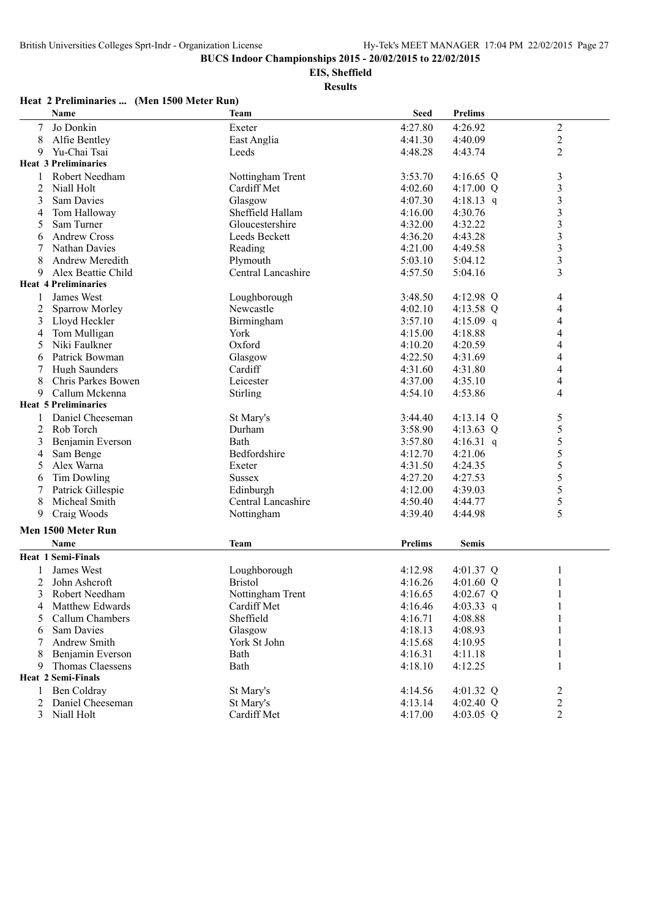**BUCS Indoor Championships 2015 - 20/02/2015 to 22/02/2015**

**EIS, Sheffield**

**Results**

### Heat 2 Preliminaries ... (Men 1500 Meter Run)

| | Name | Team | Seed | Prelims | |
|---|---|---|---|---|---|
| 7 | Jo Donkin | Exeter | 4:27.80 | 4:26.92 | 2 |
| 8 | Alfie Bentley | East Anglia | 4:41.30 | 4:40.09 | 2 |
| 9 | Yu-Chai Tsai | Leeds | 4:48.28 | 4:43.74 | 2 |
| **Heat 3 Preliminaries** | | | | | |
| 1 | Robert Needham | Nottingham Trent | 3:53.70 | 4:16.65 Q | 3 |
| 2 | Niall Holt | Cardiff Met | 4:02.60 | 4:17.00 Q | 3 |
| 3 | Sam Davies | Glasgow | 4:07.30 | 4:18.13 q | 3 |
| 4 | Tom Halloway | Sheffield Hallam | 4:16.00 | 4:30.76 | 3 |
| 5 | Sam Turner | Gloucestershire | 4:32.00 | 4:32.22 | 3 |
| 6 | Andrew Cross | Leeds Beckett | 4:36.20 | 4:43.28 | 3 |
| 7 | Nathan Davies | Reading | 4:21.00 | 4:49.58 | 3 |
| 8 | Andrew Meredith | Plymouth | 5:03.10 | 5:04.12 | 3 |
| 9 | Alex Beattie Child | Central Lancashire | 4:57.50 | 5:04.16 | 3 |
| **Heat 4 Preliminaries** | | | | | |
| 1 | James West | Loughborough | 3:48.50 | 4:12.98 Q | 4 |
| 2 | Sparrow Morley | Newcastle | 4:02.10 | 4:13.58 Q | 4 |
| 3 | Lloyd Heckler | Birmingham | 3:57.10 | 4:15.09 q | 4 |
| 4 | Tom Mulligan | York | 4:15.00 | 4:18.88 | 4 |
| 5 | Niki Faulkner | Oxford | 4:10.20 | 4:20.59 | 4 |
| 6 | Patrick Bowman | Glasgow | 4:22.50 | 4:31.69 | 4 |
| 7 | Hugh Saunders | Cardiff | 4:31.60 | 4:31.80 | 4 |
| 8 | Chris Parkes Bowen | Leicester | 4:37.00 | 4:35.10 | 4 |
| 9 | Callum Mckenna | Stirling | 4:54.10 | 4:53.86 | 4 |
| **Heat 5 Preliminaries** | | | | | |
| 1 | Daniel Cheeseman | St Mary's | 3:44.40 | 4:13.14 Q | 5 |
| 2 | Rob Torch | Durham | 3:58.90 | 4:13.63 Q | 5 |
| 3 | Benjamin Everson | Bath | 3:57.80 | 4:16.31 q | 5 |
| 4 | Sam Benge | Bedfordshire | 4:12.70 | 4:21.06 | 5 |
| 5 | Alex Warna | Exeter | 4:31.50 | 4:24.35 | 5 |
| 6 | Tim Dowling | Sussex | 4:27.20 | 4:27.53 | 5 |
| 7 | Patrick Gillespie | Edinburgh | 4:12.00 | 4:39.03 | 5 |
| 8 | Micheal Smith | Central Lancashire | 4:50.40 | 4:44.77 | 5 |
| 9 | Craig Woods | Nottingham | 4:39.40 | 4:44.98 | 5 |

### Men 1500 Meter Run

| | Name | Team | Prelims | Semis | |
|---|---|---|---|---|---|
| **Heat 1 Semi-Finals** | | | | | |
| 1 | James West | Loughborough | 4:12.98 | 4:01.37 Q | 1 |
| 2 | John Ashcroft | Bristol | 4:16.26 | 4:01.60 Q | 1 |
| 3 | Robert Needham | Nottingham Trent | 4:16.65 | 4:02.67 Q | 1 |
| 4 | Matthew Edwards | Cardiff Met | 4:16.46 | 4:03.33 q | 1 |
| 5 | Callum Chambers | Sheffield | 4:16.71 | 4:08.88 | 1 |
| 6 | Sam Davies | Glasgow | 4:18.13 | 4:08.93 | 1 |
| 7 | Andrew Smith | York St John | 4:15.68 | 4:10.95 | 1 |
| 8 | Benjamin Everson | Bath | 4:16.31 | 4:11.18 | 1 |
| 9 | Thomas Claessens | Bath | 4:18.10 | 4:12.25 | 1 |
| **Heat 2 Semi-Finals** | | | | | |
| 1 | Ben Coldray | St Mary's | 4:14.56 | 4:01.32 Q | 2 |
| 2 | Daniel Cheeseman | St Mary's | 4:13.14 | 4:02.40 Q | 2 |
| 3 | Niall Holt | Cardiff Met | 4:17.00 | 4:03.05 Q | 2 |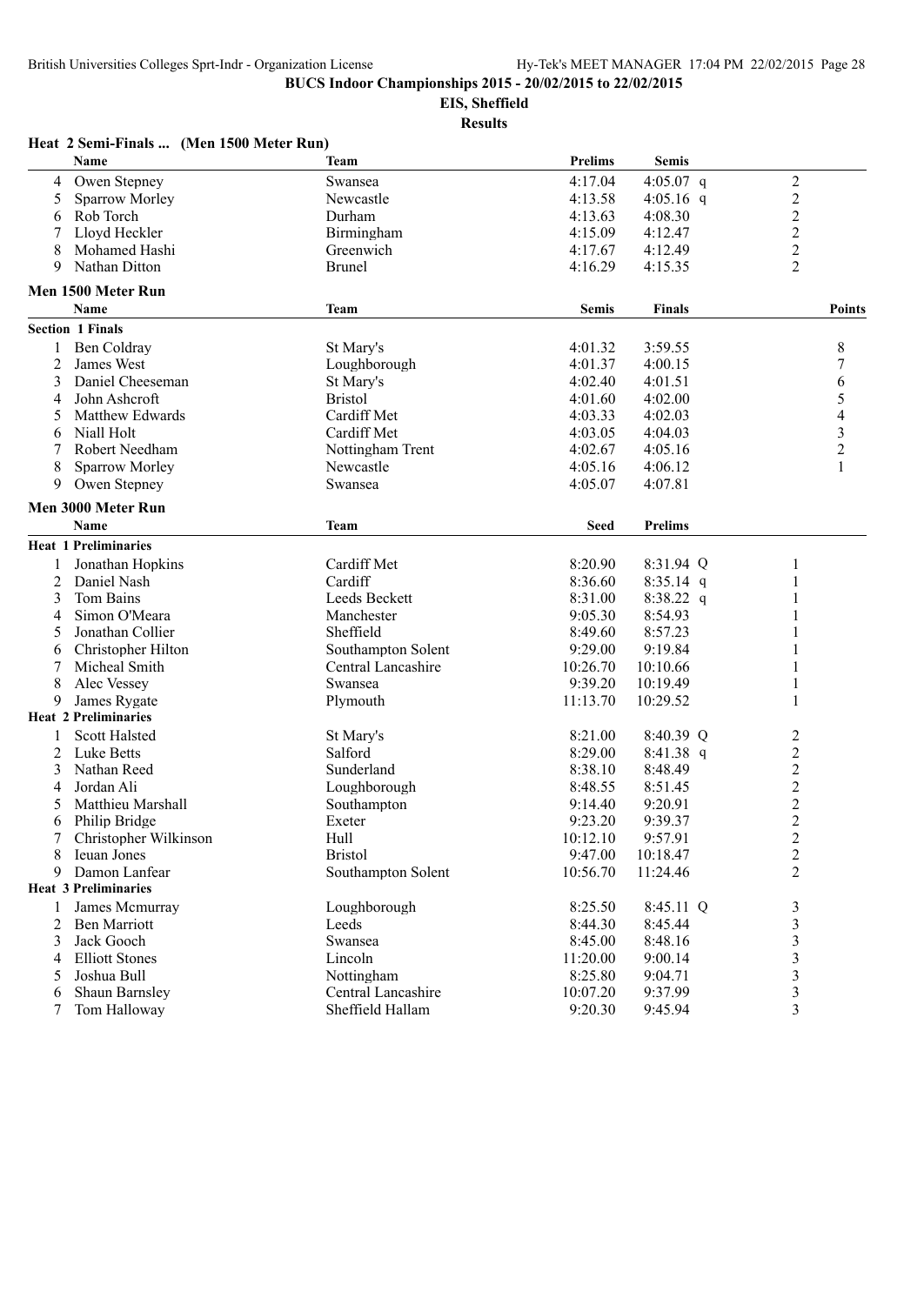**BUCS Indoor Championships 2015 - 20/02/2015 to 22/02/2015**

**EIS, Sheffield**

**Results**

### Heat 2 Semi-Finals ... (Men 1500 Meter Run)

| | Name | Team | Prelims | Semis | |
|---|---|---|---|---|---|
| 4 | Owen Stepney | Swansea | 4:17.04 | 4:05.07 q | 2 |
| 5 | Sparrow Morley | Newcastle | 4:13.58 | 4:05.16 q | 2 |
| 6 | Rob Torch | Durham | 4:13.63 | 4:08.30 | 2 |
| 7 | Lloyd Heckler | Birmingham | 4:15.09 | 4:12.47 | 2 |
| 8 | Mohamed Hashi | Greenwich | 4:17.67 | 4:12.49 | 2 |
| 9 | Nathan Ditton | Brunel | 4:16.29 | 4:15.35 | 2 |

### Men 1500 Meter Run

| | Name | Team | Semis | Finals | Points |
|---|---|---|---|---|---|
| **Section 1 Finals** | | | | | |
| 1 | Ben Coldray | St Mary's | 4:01.32 | 3:59.55 | 8 |
| 2 | James West | Loughborough | 4:01.37 | 4:00.15 | 7 |
| 3 | Daniel Cheeseman | St Mary's | 4:02.40 | 4:01.51 | 6 |
| 4 | John Ashcroft | Bristol | 4:01.60 | 4:02.00 | 5 |
| 5 | Matthew Edwards | Cardiff Met | 4:03.33 | 4:02.03 | 4 |
| 6 | Niall Holt | Cardiff Met | 4:03.05 | 4:04.03 | 3 |
| 7 | Robert Needham | Nottingham Trent | 4:02.67 | 4:05.16 | 2 |
| 8 | Sparrow Morley | Newcastle | 4:05.16 | 4:06.12 | 1 |
| 9 | Owen Stepney | Swansea | 4:05.07 | 4:07.81 | |

### Men 3000 Meter Run

| | Name | Team | Seed | Prelims | |
|---|---|---|---|---|---|
| **Heat 1 Preliminaries** | | | | | |
| 1 | Jonathan Hopkins | Cardiff Met | 8:20.90 | 8:31.94 Q | 1 |
| 2 | Daniel Nash | Cardiff | 8:36.60 | 8:35.14 q | 1 |
| 3 | Tom Bains | Leeds Beckett | 8:31.00 | 8:38.22 q | 1 |
| 4 | Simon O'Meara | Manchester | 9:05.30 | 8:54.93 | 1 |
| 5 | Jonathan Collier | Sheffield | 8:49.60 | 8:57.23 | 1 |
| 6 | Christopher Hilton | Southampton Solent | 9:29.00 | 9:19.84 | 1 |
| 7 | Micheal Smith | Central Lancashire | 10:26.70 | 10:10.66 | 1 |
| 8 | Alec Vessey | Swansea | 9:39.20 | 10:19.49 | 1 |
| 9 | James Rygate | Plymouth | 11:13.70 | 10:29.52 | 1 |
| **Heat 2 Preliminaries** | | | | | |
| 1 | Scott Halsted | St Mary's | 8:21.00 | 8:40.39 Q | 2 |
| 2 | Luke Betts | Salford | 8:29.00 | 8:41.38 q | 2 |
| 3 | Nathan Reed | Sunderland | 8:38.10 | 8:48.49 | 2 |
| 4 | Jordan Ali | Loughborough | 8:48.55 | 8:51.45 | 2 |
| 5 | Matthieu Marshall | Southampton | 9:14.40 | 9:20.91 | 2 |
| 6 | Philip Bridge | Exeter | 9:23.20 | 9:39.37 | 2 |
| 7 | Christopher Wilkinson | Hull | 10:12.10 | 9:57.91 | 2 |
| 8 | Ieuan Jones | Bristol | 9:47.00 | 10:18.47 | 2 |
| 9 | Damon Lanfear | Southampton Solent | 10:56.70 | 11:24.46 | 2 |
| **Heat 3 Preliminaries** | | | | | |
| 1 | James Mcmurray | Loughborough | 8:25.50 | 8:45.11 Q | 3 |
| 2 | Ben Marriott | Leeds | 8:44.30 | 8:45.44 | 3 |
| 3 | Jack Gooch | Swansea | 8:45.00 | 8:48.16 | 3 |
| 4 | Elliott Stones | Lincoln | 11:20.00 | 9:00.14 | 3 |
| 5 | Joshua Bull | Nottingham | 8:25.80 | 9:04.71 | 3 |
| 6 | Shaun Barnsley | Central Lancashire | 10:07.20 | 9:37.99 | 3 |
| 7 | Tom Halloway | Sheffield Hallam | 9:20.30 | 9:45.94 | 3 |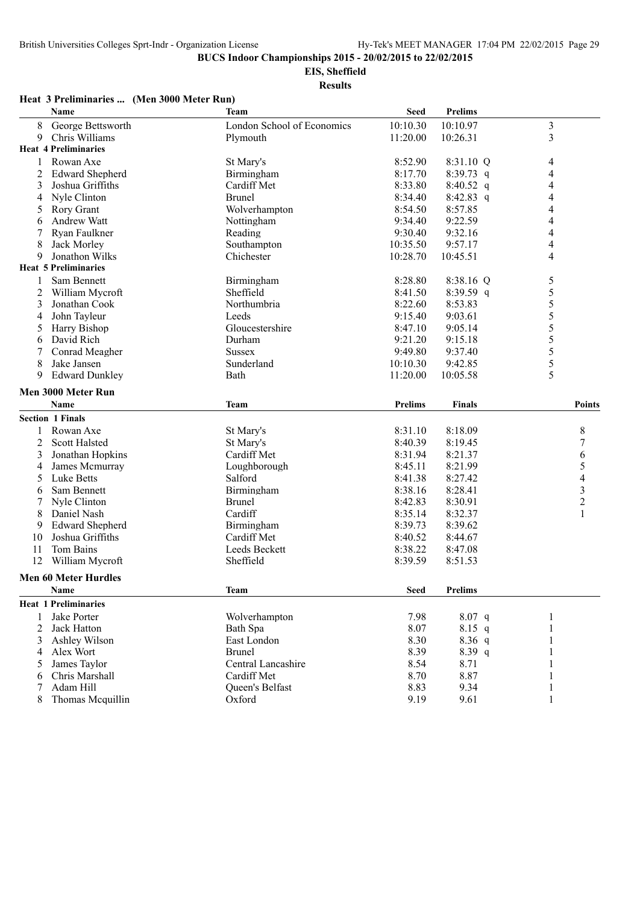# BUCS Indoor Championships 2015 - 20/02/2015 to 22/02/2015

**EIS, Sheffield**

**Results**

### Heat 3 Preliminaries ... (Men 3000 Meter Run)

| | Name | Team | Seed | Prelims | | Heat |
|---|---|---|---|---|---|---|
| 8 | George Bettsworth | London School of Economics | 10:10.30 | 10:10.97 | | 3 |
| 9 | Chris Williams | Plymouth | 11:20.00 | 10:26.31 | | 3 |
| **Heat 4 Preliminaries** | | | | | | |
| 1 | Rowan Axe | St Mary's | 8:52.90 | 8:31.10 | Q | 4 |
| 2 | Edward Shepherd | Birmingham | 8:17.70 | 8:39.73 | q | 4 |
| 3 | Joshua Griffiths | Cardiff Met | 8:33.80 | 8:40.52 | q | 4 |
| 4 | Nyle Clinton | Brunel | 8:34.40 | 8:42.83 | q | 4 |
| 5 | Rory Grant | Wolverhampton | 8:54.50 | 8:57.85 | | 4 |
| 6 | Andrew Watt | Nottingham | 9:34.40 | 9:22.59 | | 4 |
| 7 | Ryan Faulkner | Reading | 9:30.40 | 9:32.16 | | 4 |
| 8 | Jack Morley | Southampton | 10:35.50 | 9:57.17 | | 4 |
| 9 | Jonathon Wilks | Chichester | 10:28.70 | 10:45.51 | | 4 |
| **Heat 5 Preliminaries** | | | | | | |
| 1 | Sam Bennett | Birmingham | 8:28.80 | 8:38.16 | Q | 5 |
| 2 | William Mycroft | Sheffield | 8:41.50 | 8:39.59 | q | 5 |
| 3 | Jonathan Cook | Northumbria | 8:22.60 | 8:53.83 | | 5 |
| 4 | John Tayleur | Leeds | 9:15.40 | 9:03.61 | | 5 |
| 5 | Harry Bishop | Gloucestershire | 8:47.10 | 9:05.14 | | 5 |
| 6 | David Rich | Durham | 9:21.20 | 9:15.18 | | 5 |
| 7 | Conrad Meagher | Sussex | 9:49.80 | 9:37.40 | | 5 |
| 8 | Jake Jansen | Sunderland | 10:10.30 | 9:42.85 | | 5 |
| 9 | Edward Dunkley | Bath | 11:20.00 | 10:05.58 | | 5 |

### Men 3000 Meter Run

| | Name | Team | Prelims | Finals | Points |
|---|---|---|---|---|---|
| **Section 1 Finals** | | | | | |
| 1 | Rowan Axe | St Mary's | 8:31.10 | 8:18.09 | 8 |
| 2 | Scott Halsted | St Mary's | 8:40.39 | 8:19.45 | 7 |
| 3 | Jonathan Hopkins | Cardiff Met | 8:31.94 | 8:21.37 | 6 |
| 4 | James Mcmurray | Loughborough | 8:45.11 | 8:21.99 | 5 |
| 5 | Luke Betts | Salford | 8:41.38 | 8:27.42 | 4 |
| 6 | Sam Bennett | Birmingham | 8:38.16 | 8:28.41 | 3 |
| 7 | Nyle Clinton | Brunel | 8:42.83 | 8:30.91 | 2 |
| 8 | Daniel Nash | Cardiff | 8:35.14 | 8:32.37 | 1 |
| 9 | Edward Shepherd | Birmingham | 8:39.73 | 8:39.62 | |
| 10 | Joshua Griffiths | Cardiff Met | 8:40.52 | 8:44.67 | |
| 11 | Tom Bains | Leeds Beckett | 8:38.22 | 8:47.08 | |
| 12 | William Mycroft | Sheffield | 8:39.59 | 8:51.53 | |

### Men 60 Meter Hurdles

| | Name | Team | Seed | Prelims | | Heat |
|---|---|---|---|---|---|---|
| **Heat 1 Preliminaries** | | | | | | |
| 1 | Jake Porter | Wolverhampton | 7.98 | 8.07 | q | 1 |
| 2 | Jack Hatton | Bath Spa | 8.07 | 8.15 | q | 1 |
| 3 | Ashley Wilson | East London | 8.30 | 8.36 | q | 1 |
| 4 | Alex Wort | Brunel | 8.39 | 8.39 | q | 1 |
| 5 | James Taylor | Central Lancashire | 8.54 | 8.71 | | 1 |
| 6 | Chris Marshall | Cardiff Met | 8.70 | 8.87 | | 1 |
| 7 | Adam Hill | Queen's Belfast | 8.83 | 9.34 | | 1 |
| 8 | Thomas Mcquillin | Oxford | 9.19 | 9.61 | | 1 |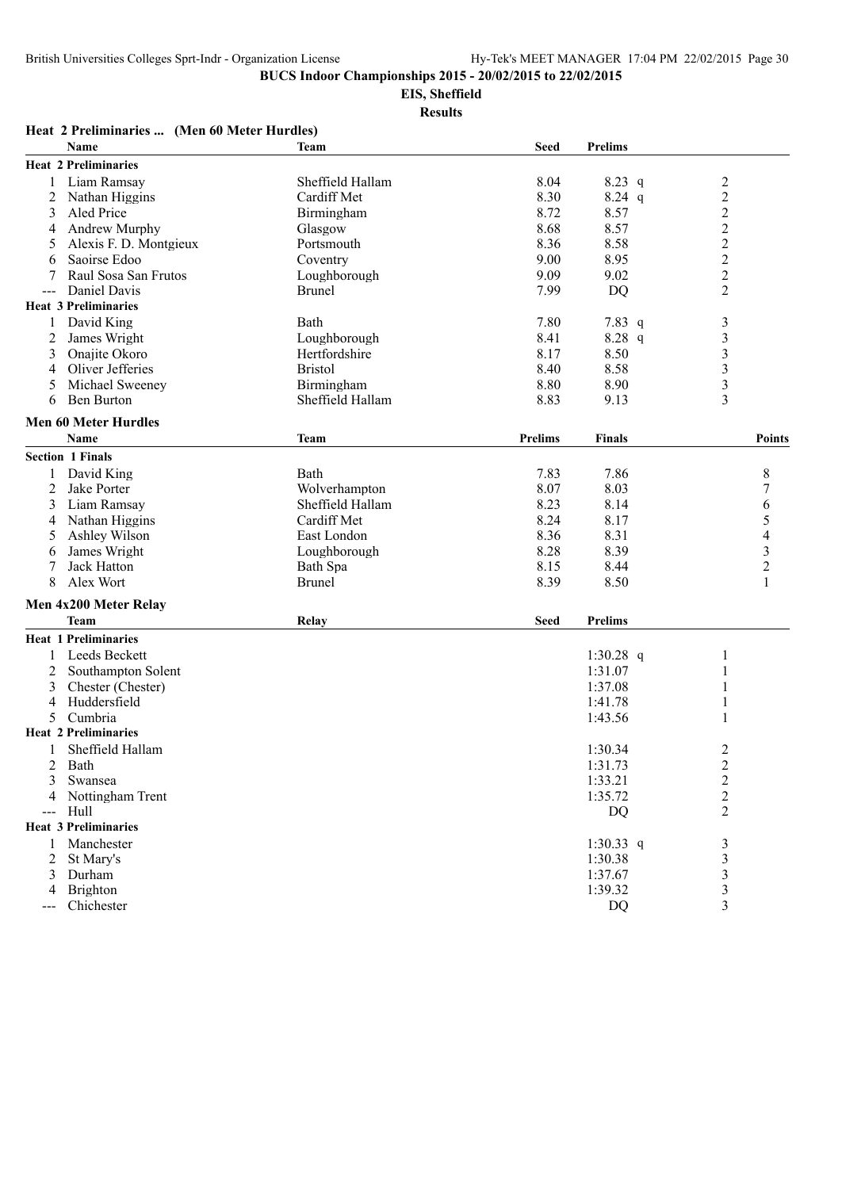BUCS Indoor Championships 2015 - 20/02/2015 to 22/02/2015

EIS, Sheffield

Results

### Heat 2 Preliminaries ... (Men 60 Meter Hurdles)

| | Name | Team | Seed | Prelims | | |
|---|---|---|---|---|---|---|
| **Heat 2 Preliminaries** | | | | | | |
| 1 | Liam Ramsay | Sheffield Hallam | 8.04 | 8.23 | q | 2 |
| 2 | Nathan Higgins | Cardiff Met | 8.30 | 8.24 | q | 2 |
| 3 | Aled Price | Birmingham | 8.72 | 8.57 | | 2 |
| 4 | Andrew Murphy | Glasgow | 8.68 | 8.57 | | 2 |
| 5 | Alexis F. D. Montgieux | Portsmouth | 8.36 | 8.58 | | 2 |
| 6 | Saoirse Edoo | Coventry | 9.00 | 8.95 | | 2 |
| 7 | Raul Sosa San Frutos | Loughborough | 9.09 | 9.02 | | 2 |
| --- | Daniel Davis | Brunel | 7.99 | DQ | | 2 |
| **Heat 3 Preliminaries** | | | | | | |
| 1 | David King | Bath | 7.80 | 7.83 | q | 3 |
| 2 | James Wright | Loughborough | 8.41 | 8.28 | q | 3 |
| 3 | Onajite Okoro | Hertfordshire | 8.17 | 8.50 | | 3 |
| 4 | Oliver Jefferies | Bristol | 8.40 | 8.58 | | 3 |
| 5 | Michael Sweeney | Birmingham | 8.80 | 8.90 | | 3 |
| 6 | Ben Burton | Sheffield Hallam | 8.83 | 9.13 | | 3 |

### Men 60 Meter Hurdles

| | Name | Team | Prelims | Finals | Points |
|---|---|---|---|---|---|
| **Section 1 Finals** | | | | | |
| 1 | David King | Bath | 7.83 | 7.86 | 8 |
| 2 | Jake Porter | Wolverhampton | 8.07 | 8.03 | 7 |
| 3 | Liam Ramsay | Sheffield Hallam | 8.23 | 8.14 | 6 |
| 4 | Nathan Higgins | Cardiff Met | 8.24 | 8.17 | 5 |
| 5 | Ashley Wilson | East London | 8.36 | 8.31 | 4 |
| 6 | James Wright | Loughborough | 8.28 | 8.39 | 3 |
| 7 | Jack Hatton | Bath Spa | 8.15 | 8.44 | 2 |
| 8 | Alex Wort | Brunel | 8.39 | 8.50 | 1 |

### Men 4x200 Meter Relay

| | Team | Relay | Seed | Prelims | | |
|---|---|---|---|---|---|---|
| **Heat 1 Preliminaries** | | | | | | |
| 1 | Leeds Beckett | | | 1:30.28 | q | 1 |
| 2 | Southampton Solent | | | 1:31.07 | | 1 |
| 3 | Chester (Chester) | | | 1:37.08 | | 1 |
| 4 | Huddersfield | | | 1:41.78 | | 1 |
| 5 | Cumbria | | | 1:43.56 | | 1 |
| **Heat 2 Preliminaries** | | | | | | |
| 1 | Sheffield Hallam | | | 1:30.34 | | 2 |
| 2 | Bath | | | 1:31.73 | | 2 |
| 3 | Swansea | | | 1:33.21 | | 2 |
| 4 | Nottingham Trent | | | 1:35.72 | | 2 |
| --- | Hull | | | DQ | | 2 |
| **Heat 3 Preliminaries** | | | | | | |
| 1 | Manchester | | | 1:30.33 | q | 3 |
| 2 | St Mary's | | | 1:30.38 | | 3 |
| 3 | Durham | | | 1:37.67 | | 3 |
| 4 | Brighton | | | 1:39.32 | | 3 |
| --- | Chichester | | | DQ | | 3 |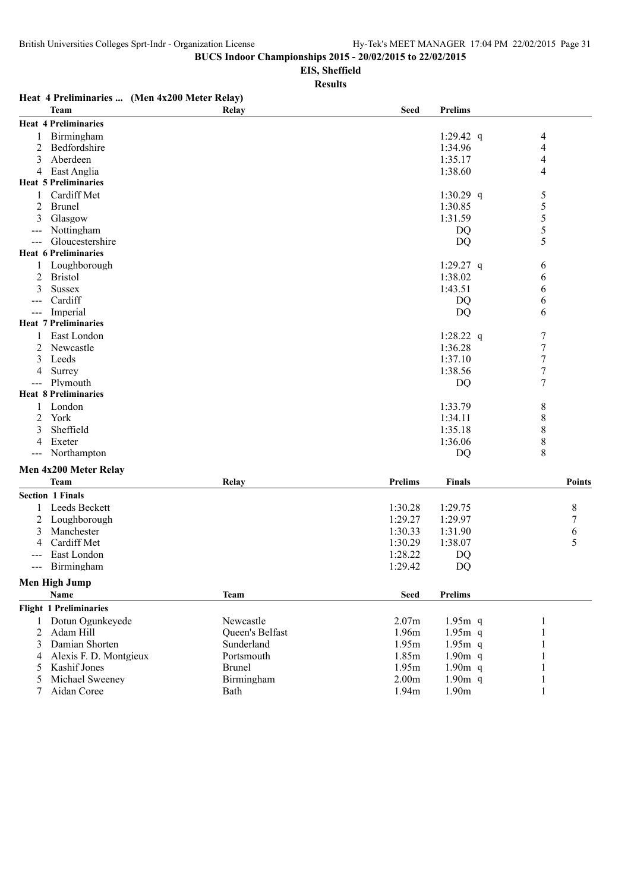**BUCS Indoor Championships 2015 - 20/02/2015 to 22/02/2015**

**EIS, Sheffield**

**Results**

### Heat 4 Preliminaries ... (Men 4x200 Meter Relay)

| | Team | Relay | Seed | Prelims | |
|---|---|---|---|---|---|
| **Heat 4 Preliminaries** | | | | | |
| 1 | Birmingham | | | 1:29.42 q | 4 |
| 2 | Bedfordshire | | | 1:34.96 | 4 |
| 3 | Aberdeen | | | 1:35.17 | 4 |
| 4 | East Anglia | | | 1:38.60 | 4 |
| **Heat 5 Preliminaries** | | | | | |
| 1 | Cardiff Met | | | 1:30.29 q | 5 |
| 2 | Brunel | | | 1:30.85 | 5 |
| 3 | Glasgow | | | 1:31.59 | 5 |
| --- | Nottingham | | | DQ | 5 |
| --- | Gloucestershire | | | DQ | 5 |
| **Heat 6 Preliminaries** | | | | | |
| 1 | Loughborough | | | 1:29.27 q | 6 |
| 2 | Bristol | | | 1:38.02 | 6 |
| 3 | Sussex | | | 1:43.51 | 6 |
| --- | Cardiff | | | DQ | 6 |
| --- | Imperial | | | DQ | 6 |
| **Heat 7 Preliminaries** | | | | | |
| 1 | East London | | | 1:28.22 q | 7 |
| 2 | Newcastle | | | 1:36.28 | 7 |
| 3 | Leeds | | | 1:37.10 | 7 |
| 4 | Surrey | | | 1:38.56 | 7 |
| --- | Plymouth | | | DQ | 7 |
| **Heat 8 Preliminaries** | | | | | |
| 1 | London | | | 1:33.79 | 8 |
| 2 | York | | | 1:34.11 | 8 |
| 3 | Sheffield | | | 1:35.18 | 8 |
| 4 | Exeter | | | 1:36.06 | 8 |
| --- | Northampton | | | DQ | 8 |

### Men 4x200 Meter Relay

| | Team | Relay | Prelims | Finals | Points |
|---|---|---|---|---|---|
| **Section 1 Finals** | | | | | |
| 1 | Leeds Beckett | | 1:30.28 | 1:29.75 | 8 |
| 2 | Loughborough | | 1:29.27 | 1:29.97 | 7 |
| 3 | Manchester | | 1:30.33 | 1:31.90 | 6 |
| 4 | Cardiff Met | | 1:30.29 | 1:38.07 | 5 |
| --- | East London | | 1:28.22 | DQ | |
| --- | Birmingham | | 1:29.42 | DQ | |

### Men High Jump

| | Name | Team | Seed | Prelims | |
|---|---|---|---|---|---|
| **Flight 1 Preliminaries** | | | | | |
| 1 | Dotun Ogunkeyede | Newcastle | 2.07m | 1.95m q | 1 |
| 2 | Adam Hill | Queen's Belfast | 1.96m | 1.95m q | 1 |
| 3 | Damian Shorten | Sunderland | 1.95m | 1.95m q | 1 |
| 4 | Alexis F. D. Montgieux | Portsmouth | 1.85m | 1.90m q | 1 |
| 5 | Kashif Jones | Brunel | 1.95m | 1.90m q | 1 |
| 5 | Michael Sweeney | Birmingham | 2.00m | 1.90m q | 1 |
| 7 | Aidan Coree | Bath | 1.94m | 1.90m | 1 |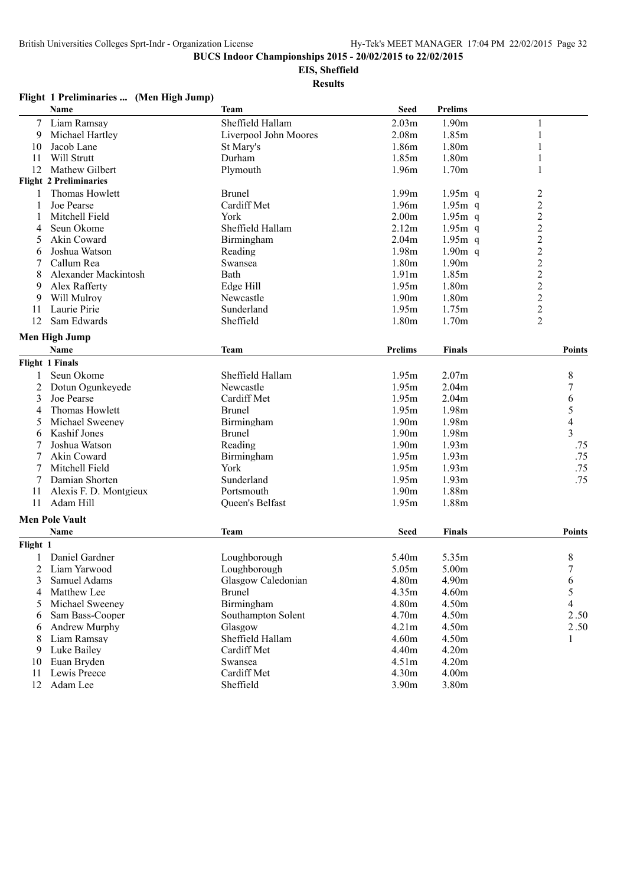## BUCS Indoor Championships 2015 - 20/02/2015 to 22/02/2015

### EIS, Sheffield

### Results

**Flight 1 Preliminaries ... (Men High Jump)**

| | Name | Team | Seed | Prelims | |
|---|---|---|---|---|---|
| 7 | Liam Ramsay | Sheffield Hallam | 2.03m | 1.90m | 1 |
| 9 | Michael Hartley | Liverpool John Moores | 2.08m | 1.85m | 1 |
| 10 | Jacob Lane | St Mary's | 1.86m | 1.80m | 1 |
| 11 | Will Strutt | Durham | 1.85m | 1.80m | 1 |
| 12 | Mathew Gilbert | Plymouth | 1.96m | 1.70m | 1 |
| **Flight 2 Preliminaries** | | | | | |
| 1 | Thomas Howlett | Brunel | 1.99m | 1.95m q | 2 |
| 1 | Joe Pearse | Cardiff Met | 1.96m | 1.95m q | 2 |
| 1 | Mitchell Field | York | 2.00m | 1.95m q | 2 |
| 4 | Seun Okome | Sheffield Hallam | 2.12m | 1.95m q | 2 |
| 5 | Akin Coward | Birmingham | 2.04m | 1.95m q | 2 |
| 6 | Joshua Watson | Reading | 1.98m | 1.90m q | 2 |
| 7 | Callum Rea | Swansea | 1.80m | 1.90m | 2 |
| 8 | Alexander Mackintosh | Bath | 1.91m | 1.85m | 2 |
| 9 | Alex Rafferty | Edge Hill | 1.95m | 1.80m | 2 |
| 9 | Will Mulroy | Newcastle | 1.90m | 1.80m | 2 |
| 11 | Laurie Pirie | Sunderland | 1.95m | 1.75m | 2 |
| 12 | Sam Edwards | Sheffield | 1.80m | 1.70m | 2 |

**Men High Jump**

| | Name | Team | Prelims | Finals | Points |
|---|---|---|---|---|---|
| **Flight 1 Finals** | | | | | |
| 1 | Seun Okome | Sheffield Hallam | 1.95m | 2.07m | 8 |
| 2 | Dotun Ogunkeyede | Newcastle | 1.95m | 2.04m | 7 |
| 3 | Joe Pearse | Cardiff Met | 1.95m | 2.04m | 6 |
| 4 | Thomas Howlett | Brunel | 1.95m | 1.98m | 5 |
| 5 | Michael Sweeney | Birmingham | 1.90m | 1.98m | 4 |
| 6 | Kashif Jones | Brunel | 1.90m | 1.98m | 3 |
| 7 | Joshua Watson | Reading | 1.90m | 1.93m | .75 |
| 7 | Akin Coward | Birmingham | 1.95m | 1.93m | .75 |
| 7 | Mitchell Field | York | 1.95m | 1.93m | .75 |
| 7 | Damian Shorten | Sunderland | 1.95m | 1.93m | .75 |
| 11 | Alexis F. D. Montgieux | Portsmouth | 1.90m | 1.88m | |
| 11 | Adam Hill | Queen's Belfast | 1.95m | 1.88m | |

**Men Pole Vault**

| | Name | Team | Seed | Finals | Points |
|---|---|---|---|---|---|
| **Flight 1** | | | | | |
| 1 | Daniel Gardner | Loughborough | 5.40m | 5.35m | 8 |
| 2 | Liam Yarwood | Loughborough | 5.05m | 5.00m | 7 |
| 3 | Samuel Adams | Glasgow Caledonian | 4.80m | 4.90m | 6 |
| 4 | Matthew Lee | Brunel | 4.35m | 4.60m | 5 |
| 5 | Michael Sweeney | Birmingham | 4.80m | 4.50m | 4 |
| 6 | Sam Bass-Cooper | Southampton Solent | 4.70m | 4.50m | 2.50 |
| 6 | Andrew Murphy | Glasgow | 4.21m | 4.50m | 2.50 |
| 8 | Liam Ramsay | Sheffield Hallam | 4.60m | 4.50m | 1 |
| 9 | Luke Bailey | Cardiff Met | 4.40m | 4.20m | |
| 10 | Euan Bryden | Swansea | 4.51m | 4.20m | |
| 11 | Lewis Preece | Cardiff Met | 4.30m | 4.00m | |
| 12 | Adam Lee | Sheffield | 3.90m | 3.80m | |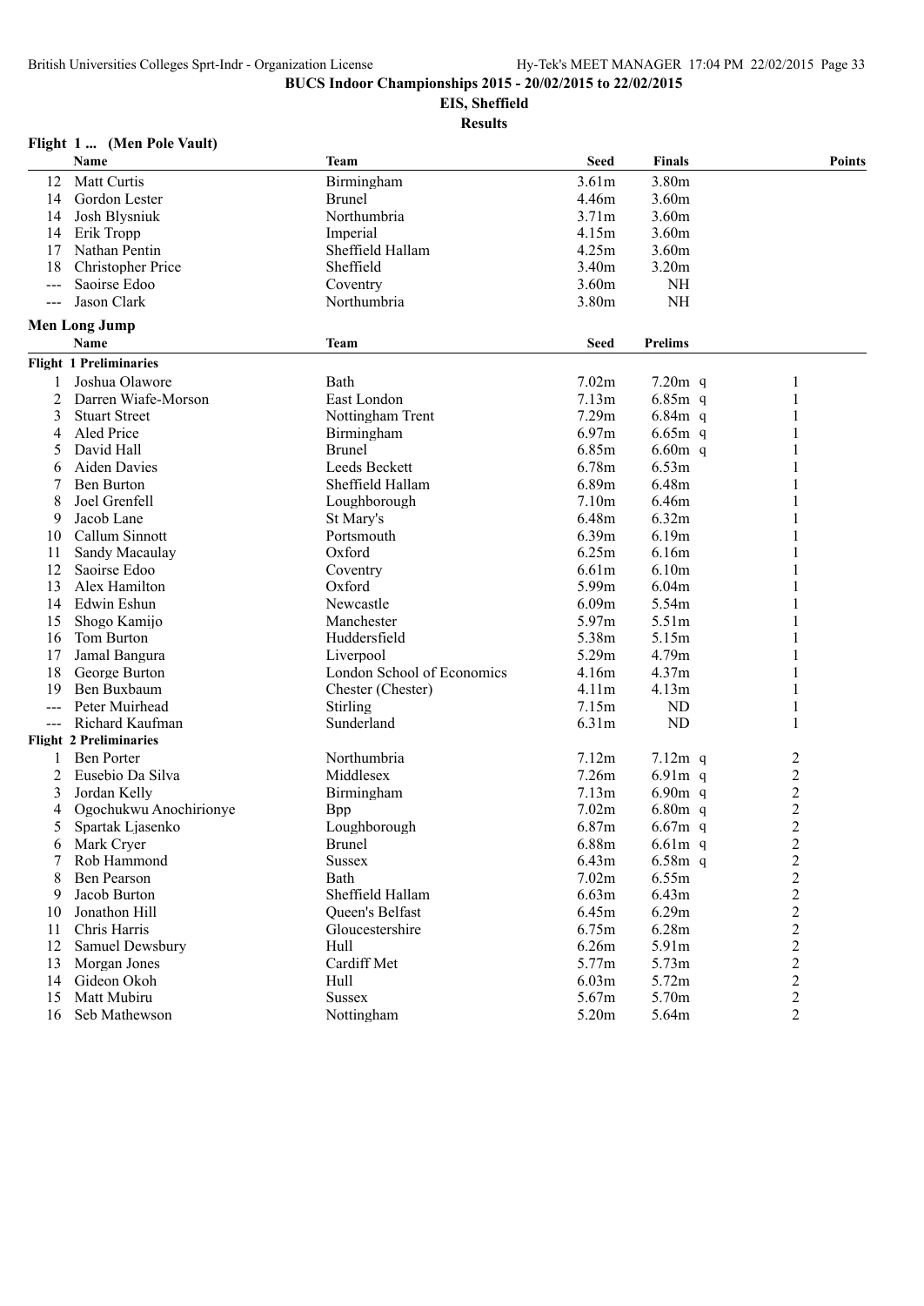BUCS Indoor Championships 2015 - 20/02/2015 to 22/02/2015

EIS, Sheffield

Results

### Flight 1 ... (Men Pole Vault)

| | Name | Team | Seed | Finals | Points |
|---|---|---|---|---|---|
| 12 | Matt Curtis | Birmingham | 3.61m | 3.80m | |
| 14 | Gordon Lester | Brunel | 4.46m | 3.60m | |
| 14 | Josh Blysniuk | Northumbria | 3.71m | 3.60m | |
| 14 | Erik Tropp | Imperial | 4.15m | 3.60m | |
| 17 | Nathan Pentin | Sheffield Hallam | 4.25m | 3.60m | |
| 18 | Christopher Price | Sheffield | 3.40m | 3.20m | |
| --- | Saoirse Edoo | Coventry | 3.60m | NH | |
| --- | Jason Clark | Northumbria | 3.80m | NH | |

### Men Long Jump

| | Name | Team | Seed | Prelims | |
|---|---|---|---|---|---|
| **Flight 1 Preliminaries** | | | | | |
| 1 | Joshua Olawore | Bath | 7.02m | 7.20m q | 1 |
| 2 | Darren Wiafe-Morson | East London | 7.13m | 6.85m q | 1 |
| 3 | Stuart Street | Nottingham Trent | 7.29m | 6.84m q | 1 |
| 4 | Aled Price | Birmingham | 6.97m | 6.65m q | 1 |
| 5 | David Hall | Brunel | 6.85m | 6.60m q | 1 |
| 6 | Aiden Davies | Leeds Beckett | 6.78m | 6.53m | 1 |
| 7 | Ben Burton | Sheffield Hallam | 6.89m | 6.48m | 1 |
| 8 | Joel Grenfell | Loughborough | 7.10m | 6.46m | 1 |
| 9 | Jacob Lane | St Mary's | 6.48m | 6.32m | 1 |
| 10 | Callum Sinnott | Portsmouth | 6.39m | 6.19m | 1 |
| 11 | Sandy Macaulay | Oxford | 6.25m | 6.16m | 1 |
| 12 | Saoirse Edoo | Coventry | 6.61m | 6.10m | 1 |
| 13 | Alex Hamilton | Oxford | 5.99m | 6.04m | 1 |
| 14 | Edwin Eshun | Newcastle | 6.09m | 5.54m | 1 |
| 15 | Shogo Kamijo | Manchester | 5.97m | 5.51m | 1 |
| 16 | Tom Burton | Huddersfield | 5.38m | 5.15m | 1 |
| 17 | Jamal Bangura | Liverpool | 5.29m | 4.79m | 1 |
| 18 | George Burton | London School of Economics | 4.16m | 4.37m | 1 |
| 19 | Ben Buxbaum | Chester (Chester) | 4.11m | 4.13m | 1 |
| --- | Peter Muirhead | Stirling | 7.15m | ND | 1 |
| --- | Richard Kaufman | Sunderland | 6.31m | ND | 1 |
| **Flight 2 Preliminaries** | | | | | |
| 1 | Ben Porter | Northumbria | 7.12m | 7.12m q | 2 |
| 2 | Eusebio Da Silva | Middlesex | 7.26m | 6.91m q | 2 |
| 3 | Jordan Kelly | Birmingham | 7.13m | 6.90m q | 2 |
| 4 | Ogochukwu Anochirionye | Bpp | 7.02m | 6.80m q | 2 |
| 5 | Spartak Ljasenko | Loughborough | 6.87m | 6.67m q | 2 |
| 6 | Mark Cryer | Brunel | 6.88m | 6.61m q | 2 |
| 7 | Rob Hammond | Sussex | 6.43m | 6.58m q | 2 |
| 8 | Ben Pearson | Bath | 7.02m | 6.55m | 2 |
| 9 | Jacob Burton | Sheffield Hallam | 6.63m | 6.43m | 2 |
| 10 | Jonathon Hill | Queen's Belfast | 6.45m | 6.29m | 2 |
| 11 | Chris Harris | Gloucestershire | 6.75m | 6.28m | 2 |
| 12 | Samuel Dewsbury | Hull | 6.26m | 5.91m | 2 |
| 13 | Morgan Jones | Cardiff Met | 5.77m | 5.73m | 2 |
| 14 | Gideon Okoh | Hull | 6.03m | 5.72m | 2 |
| 15 | Matt Mubiru | Sussex | 5.67m | 5.70m | 2 |
| 16 | Seb Mathewson | Nottingham | 5.20m | 5.64m | 2 |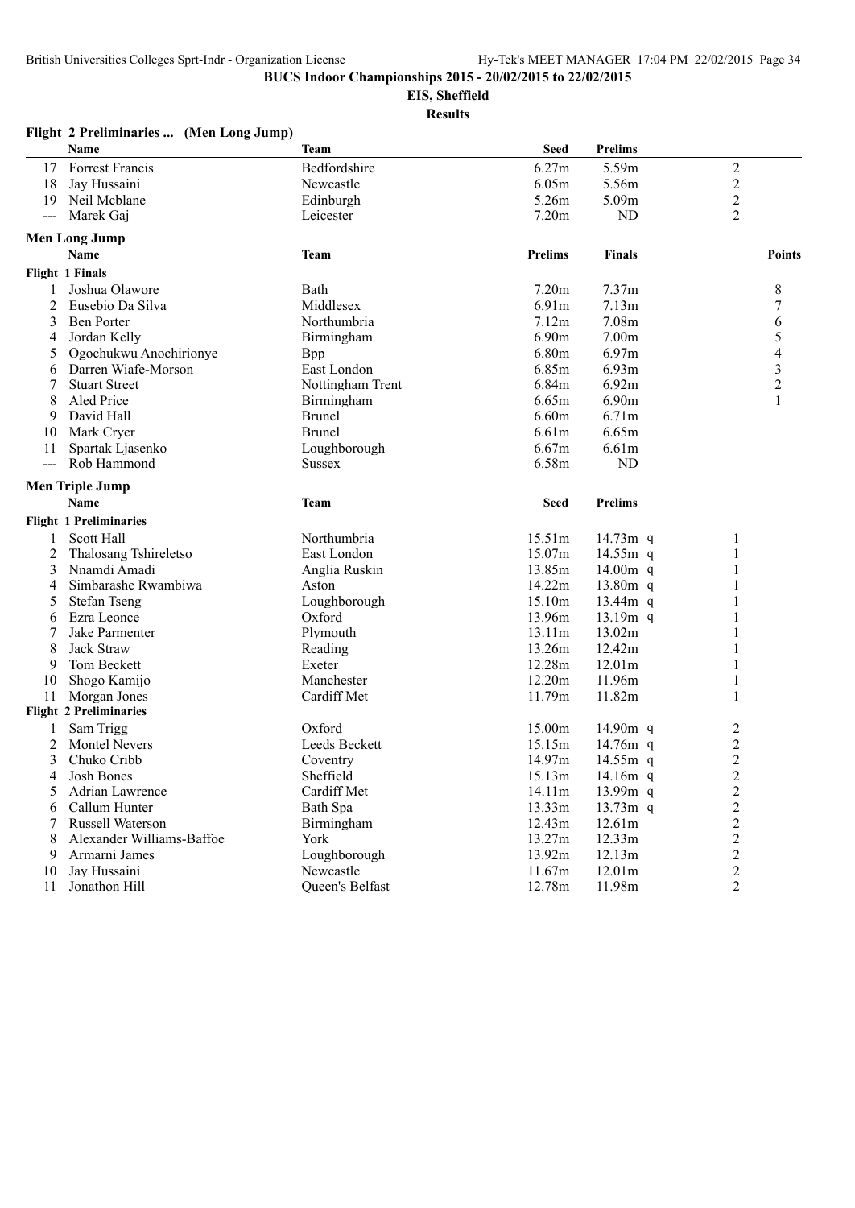**BUCS Indoor Championships 2015 - 20/02/2015 to 22/02/2015**

**EIS, Sheffield**

**Results**

### Flight 2 Preliminaries ... (Men Long Jump)

| | Name | Team | Seed | Prelims | |
|---|---|---|---|---|---|
| 17 | Forrest Francis | Bedfordshire | 6.27m | 5.59m | 2 |
| 18 | Jay Hussaini | Newcastle | 6.05m | 5.56m | 2 |
| 19 | Neil Mcblane | Edinburgh | 5.26m | 5.09m | 2 |
| --- | Marek Gaj | Leicester | 7.20m | ND | 2 |

### Men Long Jump

| | Name | Team | Prelims | Finals | Points |
|---|---|---|---|---|---|
| **Flight 1 Finals** | | | | | |
| 1 | Joshua Olawore | Bath | 7.20m | 7.37m | 8 |
| 2 | Eusebio Da Silva | Middlesex | 6.91m | 7.13m | 7 |
| 3 | Ben Porter | Northumbria | 7.12m | 7.08m | 6 |
| 4 | Jordan Kelly | Birmingham | 6.90m | 7.00m | 5 |
| 5 | Ogochukwu Anochirionye | Bpp | 6.80m | 6.97m | 4 |
| 6 | Darren Wiafe-Morson | East London | 6.85m | 6.93m | 3 |
| 7 | Stuart Street | Nottingham Trent | 6.84m | 6.92m | 2 |
| 8 | Aled Price | Birmingham | 6.65m | 6.90m | 1 |
| 9 | David Hall | Brunel | 6.60m | 6.71m | |
| 10 | Mark Cryer | Brunel | 6.61m | 6.65m | |
| 11 | Spartak Ljasenko | Loughborough | 6.67m | 6.61m | |
| --- | Rob Hammond | Sussex | 6.58m | ND | |

### Men Triple Jump

| | Name | Team | Seed | Prelims | |
|---|---|---|---|---|---|
| **Flight 1 Preliminaries** | | | | | |
| 1 | Scott Hall | Northumbria | 15.51m | 14.73m q | 1 |
| 2 | Thalosang Tshireletso | East London | 15.07m | 14.55m q | 1 |
| 3 | Nnamdi Amadi | Anglia Ruskin | 13.85m | 14.00m q | 1 |
| 4 | Simbarashe Rwambiwa | Aston | 14.22m | 13.80m q | 1 |
| 5 | Stefan Tseng | Loughborough | 15.10m | 13.44m q | 1 |
| 6 | Ezra Leonce | Oxford | 13.96m | 13.19m q | 1 |
| 7 | Jake Parmenter | Plymouth | 13.11m | 13.02m | 1 |
| 8 | Jack Straw | Reading | 13.26m | 12.42m | 1 |
| 9 | Tom Beckett | Exeter | 12.28m | 12.01m | 1 |
| 10 | Shogo Kamijo | Manchester | 12.20m | 11.96m | 1 |
| 11 | Morgan Jones | Cardiff Met | 11.79m | 11.82m | 1 |
| **Flight 2 Preliminaries** | | | | | |
| 1 | Sam Trigg | Oxford | 15.00m | 14.90m q | 2 |
| 2 | Montel Nevers | Leeds Beckett | 15.15m | 14.76m q | 2 |
| 3 | Chuko Cribb | Coventry | 14.97m | 14.55m q | 2 |
| 4 | Josh Bones | Sheffield | 15.13m | 14.16m q | 2 |
| 5 | Adrian Lawrence | Cardiff Met | 14.11m | 13.99m q | 2 |
| 6 | Callum Hunter | Bath Spa | 13.33m | 13.73m q | 2 |
| 7 | Russell Waterson | Birmingham | 12.43m | 12.61m | 2 |
| 8 | Alexander Williams-Baffoe | York | 13.27m | 12.33m | 2 |
| 9 | Armarni James | Loughborough | 13.92m | 12.13m | 2 |
| 10 | Jay Hussaini | Newcastle | 11.67m | 12.01m | 2 |
| 11 | Jonathon Hill | Queen's Belfast | 12.78m | 11.98m | 2 |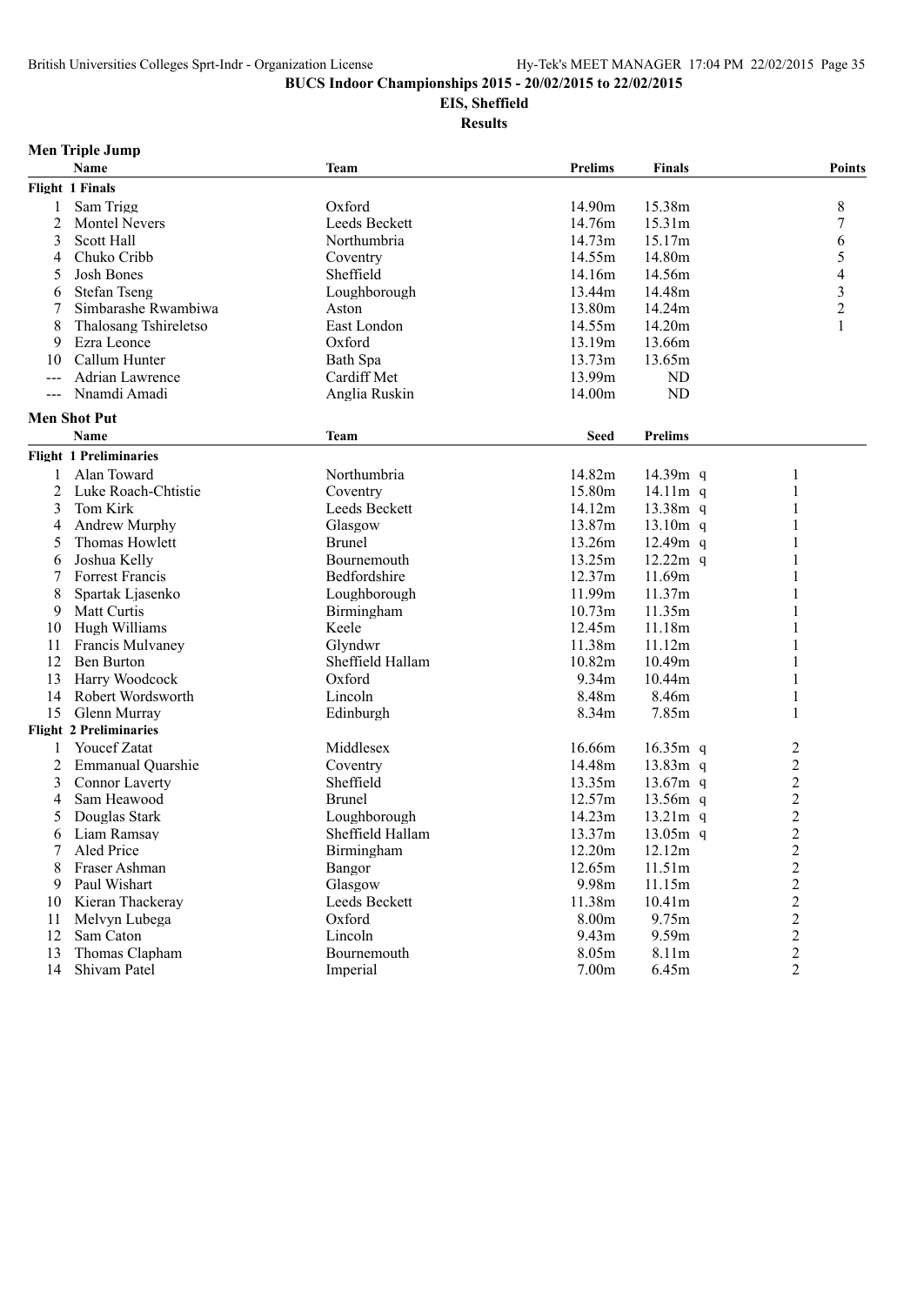**BUCS Indoor Championships 2015 - 20/02/2015 to 22/02/2015**

**EIS, Sheffield**

**Results**

## Men Triple Jump

| | Name | Team | Prelims | Finals | Points |
|---|---|---|---|---|---|
| **Flight 1 Finals** | | | | | |
| 1 | Sam Trigg | Oxford | 14.90m | 15.38m | 8 |
| 2 | Montel Nevers | Leeds Beckett | 14.76m | 15.31m | 7 |
| 3 | Scott Hall | Northumbria | 14.73m | 15.17m | 6 |
| 4 | Chuko Cribb | Coventry | 14.55m | 14.80m | 5 |
| 5 | Josh Bones | Sheffield | 14.16m | 14.56m | 4 |
| 6 | Stefan Tseng | Loughborough | 13.44m | 14.48m | 3 |
| 7 | Simbarashe Rwambiwa | Aston | 13.80m | 14.24m | 2 |
| 8 | Thalosang Tshireletso | East London | 14.55m | 14.20m | 1 |
| 9 | Ezra Leonce | Oxford | 13.19m | 13.66m | |
| 10 | Callum Hunter | Bath Spa | 13.73m | 13.65m | |
| --- | Adrian Lawrence | Cardiff Met | 13.99m | ND | |
| --- | Nnamdi Amadi | Anglia Ruskin | 14.00m | ND | |

## Men Shot Put

| | Name | Team | Seed | Prelims | |
|---|---|---|---|---|---|
| **Flight 1 Preliminaries** | | | | | |
| 1 | Alan Toward | Northumbria | 14.82m | 14.39m q | 1 |
| 2 | Luke Roach-Chtistie | Coventry | 15.80m | 14.11m q | 1 |
| 3 | Tom Kirk | Leeds Beckett | 14.12m | 13.38m q | 1 |
| 4 | Andrew Murphy | Glasgow | 13.87m | 13.10m q | 1 |
| 5 | Thomas Howlett | Brunel | 13.26m | 12.49m q | 1 |
| 6 | Joshua Kelly | Bournemouth | 13.25m | 12.22m q | 1 |
| 7 | Forrest Francis | Bedfordshire | 12.37m | 11.69m | 1 |
| 8 | Spartak Ljasenko | Loughborough | 11.99m | 11.37m | 1 |
| 9 | Matt Curtis | Birmingham | 10.73m | 11.35m | 1 |
| 10 | Hugh Williams | Keele | 12.45m | 11.18m | 1 |
| 11 | Francis Mulvaney | Glyndwr | 11.38m | 11.12m | 1 |
| 12 | Ben Burton | Sheffield Hallam | 10.82m | 10.49m | 1 |
| 13 | Harry Woodcock | Oxford | 9.34m | 10.44m | 1 |
| 14 | Robert Wordsworth | Lincoln | 8.48m | 8.46m | 1 |
| 15 | Glenn Murray | Edinburgh | 8.34m | 7.85m | 1 |
| **Flight 2 Preliminaries** | | | | | |
| 1 | Youcef Zatat | Middlesex | 16.66m | 16.35m q | 2 |
| 2 | Emmanual Quarshie | Coventry | 14.48m | 13.83m q | 2 |
| 3 | Connor Laverty | Sheffield | 13.35m | 13.67m q | 2 |
| 4 | Sam Heawood | Brunel | 12.57m | 13.56m q | 2 |
| 5 | Douglas Stark | Loughborough | 14.23m | 13.21m q | 2 |
| 6 | Liam Ramsay | Sheffield Hallam | 13.37m | 13.05m q | 2 |
| 7 | Aled Price | Birmingham | 12.20m | 12.12m | 2 |
| 8 | Fraser Ashman | Bangor | 12.65m | 11.51m | 2 |
| 9 | Paul Wishart | Glasgow | 9.98m | 11.15m | 2 |
| 10 | Kieran Thackeray | Leeds Beckett | 11.38m | 10.41m | 2 |
| 11 | Melvyn Lubega | Oxford | 8.00m | 9.75m | 2 |
| 12 | Sam Caton | Lincoln | 9.43m | 9.59m | 2 |
| 13 | Thomas Clapham | Bournemouth | 8.05m | 8.11m | 2 |
| 14 | Shivam Patel | Imperial | 7.00m | 6.45m | 2 |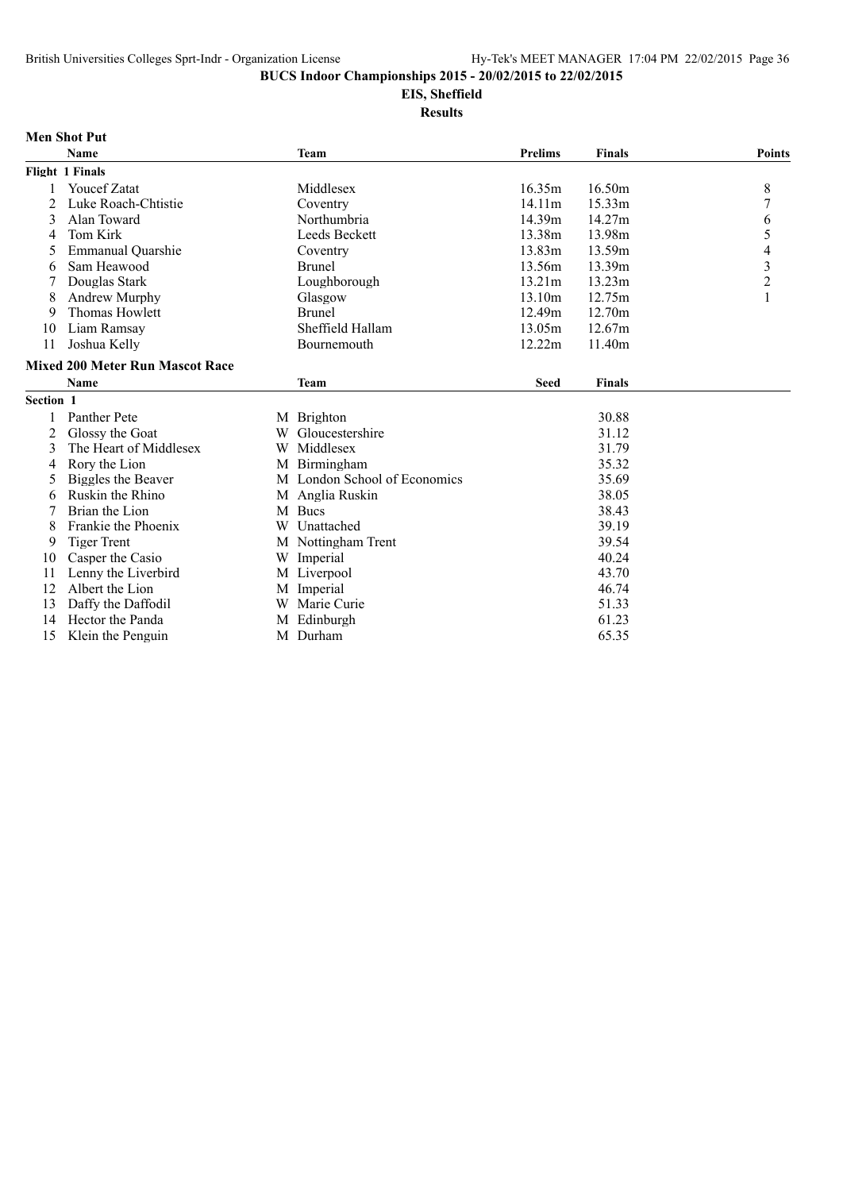**BUCS Indoor Championships 2015 - 20/02/2015 to 22/02/2015**

**EIS, Sheffield**

**Results**

### Men Shot Put

| | Name | Team | Prelims | Finals | Points |
|---|---|---|---|---|---|
| **Flight 1 Finals** | | | | | |
| 1 | Youcef Zatat | Middlesex | 16.35m | 16.50m | 8 |
| 2 | Luke Roach-Chtistie | Coventry | 14.11m | 15.33m | 7 |
| 3 | Alan Toward | Northumbria | 14.39m | 14.27m | 6 |
| 4 | Tom Kirk | Leeds Beckett | 13.38m | 13.98m | 5 |
| 5 | Emmanual Quarshie | Coventry | 13.83m | 13.59m | 4 |
| 6 | Sam Heawood | Brunel | 13.56m | 13.39m | 3 |
| 7 | Douglas Stark | Loughborough | 13.21m | 13.23m | 2 |
| 8 | Andrew Murphy | Glasgow | 13.10m | 12.75m | 1 |
| 9 | Thomas Howlett | Brunel | 12.49m | 12.70m | |
| 10 | Liam Ramsay | Sheffield Hallam | 13.05m | 12.67m | |
| 11 | Joshua Kelly | Bournemouth | 12.22m | 11.40m | |

### Mixed 200 Meter Run Mascot Race

| | Name | | Team | Seed | Finals |
|---|---|---|---|---|---|
| **Section 1** | | | | | |
| 1 | Panther Pete | M | Brighton | | 30.88 |
| 2 | Glossy the Goat | W | Gloucestershire | | 31.12 |
| 3 | The Heart of Middlesex | W | Middlesex | | 31.79 |
| 4 | Rory the Lion | M | Birmingham | | 35.32 |
| 5 | Biggles the Beaver | M | London School of Economics | | 35.69 |
| 6 | Ruskin the Rhino | M | Anglia Ruskin | | 38.05 |
| 7 | Brian the Lion | M | Bucs | | 38.43 |
| 8 | Frankie the Phoenix | W | Unattached | | 39.19 |
| 9 | Tiger Trent | M | Nottingham Trent | | 39.54 |
| 10 | Casper the Casio | W | Imperial | | 40.24 |
| 11 | Lenny the Liverbird | M | Liverpool | | 43.70 |
| 12 | Albert the Lion | M | Imperial | | 46.74 |
| 13 | Daffy the Daffodil | W | Marie Curie | | 51.33 |
| 14 | Hector the Panda | M | Edinburgh | | 61.23 |
| 15 | Klein the Penguin | M | Durham | | 65.35 |